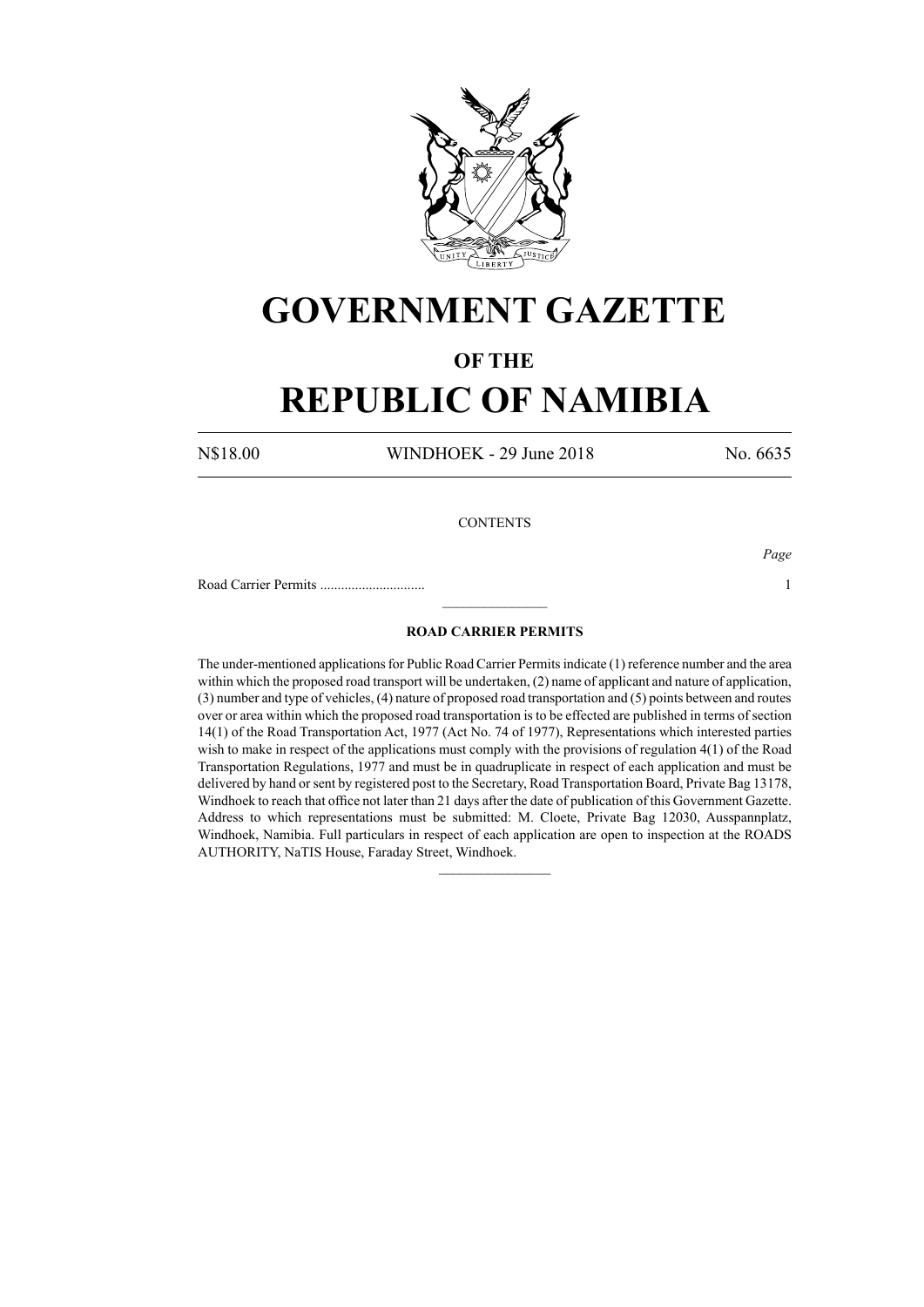# GOVERNMENT GAZETTE

## OF THE

# REPUBLIC OF NAMIBIA

N$18.00 WINDHOEK - 29 June 2018 No. 6635

CONTENTS

*Page*

Road Carrier Permits .............................. 1

---

**ROAD CARRIER PERMITS**

The under-mentioned applications for Public Road Carrier Permits indicate (1) reference number and the area within which the proposed road transport will be undertaken, (2) name of applicant and nature of application, (3) number and type of vehicles, (4) nature of proposed road transportation and (5) points between and routes over or area within which the proposed road transportation is to be effected are published in terms of section 14(1) of the Road Transportation Act, 1977 (Act No. 74 of 1977), Representations which interested parties wish to make in respect of the applications must comply with the provisions of regulation 4(1) of the Road Transportation Regulations, 1977 and must be in quadruplicate in respect of each application and must be delivered by hand or sent by registered post to the Secretary, Road Transportation Board, Private Bag 13178, Windhoek to reach that office not later than 21 days after the date of publication of this Government Gazette. Address to which representations must be submitted: M. Cloete, Private Bag 12030, Ausspannplatz, Windhoek, Namibia. Full particulars in respect of each application are open to inspection at the ROADS AUTHORITY, NaTIS House, Faraday Street, Windhoek.

---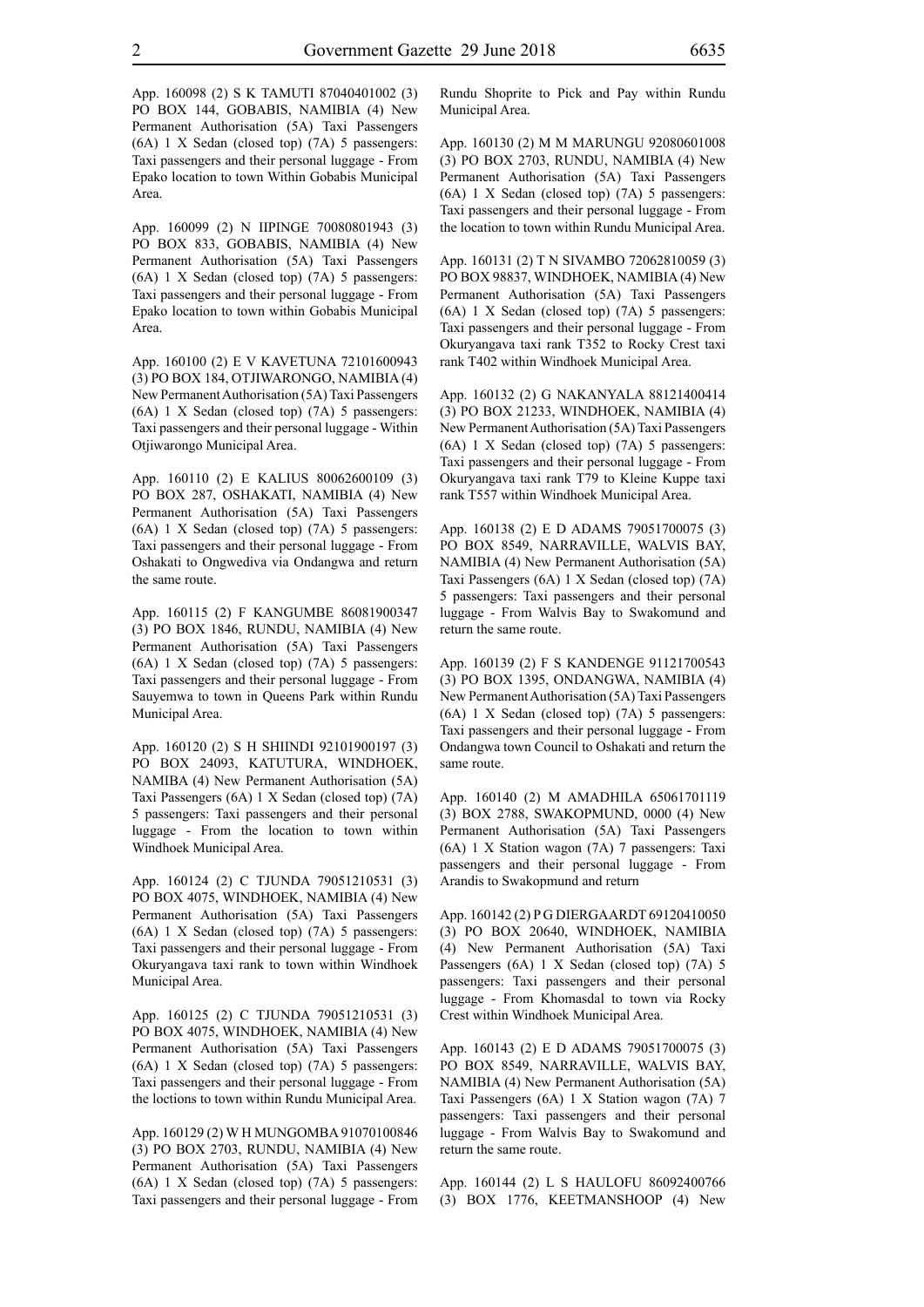App. 160098 (2) S K TAMUTI 87040401002 (3) PO BOX 144, GOBABIS, NAMIBIA (4) New Permanent Authorisation (5A) Taxi Passengers (6A) 1 X Sedan (closed top) (7A) 5 passengers: Taxi passengers and their personal luggage - From Epako location to town Within Gobabis Municipal Area.

App. 160099 (2) N IIPINGE 70080801943 (3) PO BOX 833, GOBABIS, NAMIBIA (4) New Permanent Authorisation (5A) Taxi Passengers (6A) 1 X Sedan (closed top) (7A) 5 passengers: Taxi passengers and their personal luggage - From Epako location to town within Gobabis Municipal Area.

App. 160100 (2) E V KAVETUNA 72101600943 (3) PO BOX 184, OTJIWARONGO, NAMIBIA (4) New Permanent Authorisation (5A) Taxi Passengers (6A) 1 X Sedan (closed top) (7A) 5 passengers: Taxi passengers and their personal luggage - Within Otjiwarongo Municipal Area.

App. 160110 (2) E KALIUS 80062600109 (3) PO BOX 287, OSHAKATI, NAMIBIA (4) New Permanent Authorisation (5A) Taxi Passengers (6A) 1 X Sedan (closed top) (7A) 5 passengers: Taxi passengers and their personal luggage - From Oshakati to Ongwediva via Ondangwa and return the same route.

App. 160115 (2) F KANGUMBE 86081900347 (3) PO BOX 1846, RUNDU, NAMIBIA (4) New Permanent Authorisation (5A) Taxi Passengers (6A) 1 X Sedan (closed top) (7A) 5 passengers: Taxi passengers and their personal luggage - From Sauyemwa to town in Queens Park within Rundu Municipal Area.

App. 160120 (2) S H SHIINDI 92101900197 (3) PO BOX 24093, KATUTURA, WINDHOEK, NAMIBA (4) New Permanent Authorisation (5A) Taxi Passengers (6A) 1 X Sedan (closed top) (7A) 5 passengers: Taxi passengers and their personal luggage - From the location to town within Windhoek Municipal Area.

App. 160124 (2) C TJUNDA 79051210531 (3) PO BOX 4075, WINDHOEK, NAMIBIA (4) New Permanent Authorisation (5A) Taxi Passengers (6A) 1 X Sedan (closed top) (7A) 5 passengers: Taxi passengers and their personal luggage - From Okuryangava taxi rank to town within Windhoek Municipal Area.

App. 160125 (2) C TJUNDA 79051210531 (3) PO BOX 4075, WINDHOEK, NAMIBIA (4) New Permanent Authorisation (5A) Taxi Passengers (6A) 1 X Sedan (closed top) (7A) 5 passengers: Taxi passengers and their personal luggage - From the loctions to town within Rundu Municipal Area.

App. 160129 (2) W H MUNGOMBA 91070100846 (3) PO BOX 2703, RUNDU, NAMIBIA (4) New Permanent Authorisation (5A) Taxi Passengers (6A) 1 X Sedan (closed top) (7A) 5 passengers: Taxi passengers and their personal luggage - From Rundu Shoprite to Pick and Pay within Rundu Municipal Area.

App. 160130 (2) M M MARUNGU 92080601008 (3) PO BOX 2703, RUNDU, NAMIBIA (4) New Permanent Authorisation (5A) Taxi Passengers (6A) 1 X Sedan (closed top) (7A) 5 passengers: Taxi passengers and their personal luggage - From the location to town within Rundu Municipal Area.

App. 160131 (2) T N SIVAMBO 72062810059 (3) PO BOX 98837, WINDHOEK, NAMIBIA (4) New Permanent Authorisation (5A) Taxi Passengers (6A) 1 X Sedan (closed top) (7A) 5 passengers: Taxi passengers and their personal luggage - From Okuryangava taxi rank T352 to Rocky Crest taxi rank T402 within Windhoek Municipal Area.

App. 160132 (2) G NAKANYALA 88121400414 (3) PO BOX 21233, WINDHOEK, NAMIBIA (4) New Permanent Authorisation (5A) Taxi Passengers (6A) 1 X Sedan (closed top) (7A) 5 passengers: Taxi passengers and their personal luggage - From Okuryangava taxi rank T79 to Kleine Kuppe taxi rank T557 within Windhoek Municipal Area.

App. 160138 (2) E D ADAMS 79051700075 (3) PO BOX 8549, NARRAVILLE, WALVIS BAY, NAMIBIA (4) New Permanent Authorisation (5A) Taxi Passengers (6A) 1 X Sedan (closed top) (7A) 5 passengers: Taxi passengers and their personal luggage - From Walvis Bay to Swakomund and return the same route.

App. 160139 (2) F S KANDENGE 91121700543 (3) PO BOX 1395, ONDANGWA, NAMIBIA (4) New Permanent Authorisation (5A) Taxi Passengers (6A) 1 X Sedan (closed top) (7A) 5 passengers: Taxi passengers and their personal luggage - From Ondangwa town Council to Oshakati and return the same route.

App. 160140 (2) M AMADHILA 65061701119 (3) BOX 2788, SWAKOPMUND, 0000 (4) New Permanent Authorisation (5A) Taxi Passengers (6A) 1 X Station wagon (7A) 7 passengers: Taxi passengers and their personal luggage - From Arandis to Swakopmund and return

App. 160142 (2) P G DIERGAARDT 69120410050 (3) PO BOX 20640, WINDHOEK, NAMIBIA (4) New Permanent Authorisation (5A) Taxi Passengers (6A) 1 X Sedan (closed top) (7A) 5 passengers: Taxi passengers and their personal luggage - From Khomasdal to town via Rocky Crest within Windhoek Municipal Area.

App. 160143 (2) E D ADAMS 79051700075 (3) PO BOX 8549, NARRAVILLE, WALVIS BAY, NAMIBIA (4) New Permanent Authorisation (5A) Taxi Passengers (6A) 1 X Station wagon (7A) 7 passengers: Taxi passengers and their personal luggage - From Walvis Bay to Swakomund and return the same route.

App. 160144 (2) L S HAULOFU 86092400766 (3) BOX 1776, KEETMANSHOOP (4) New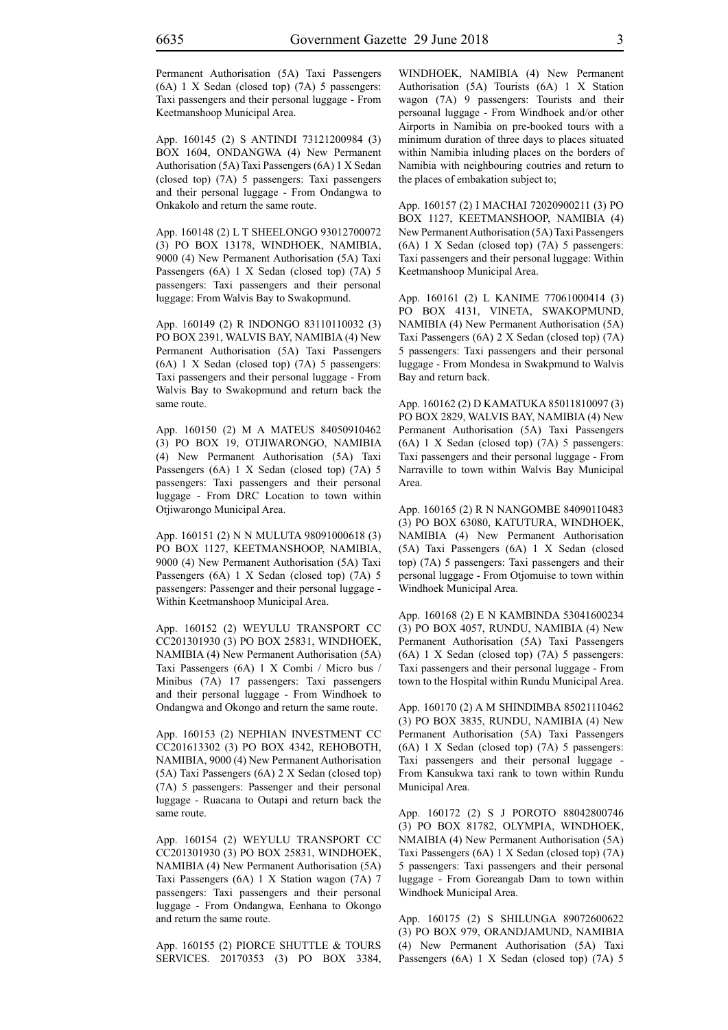Permanent Authorisation (5A) Taxi Passengers (6A) 1 X Sedan (closed top) (7A) 5 passengers: Taxi passengers and their personal luggage - From Keetmanshoop Municipal Area.

App. 160145 (2) S ANTINDI 73121200984 (3) BOX 1604, ONDANGWA (4) New Permanent Authorisation (5A) Taxi Passengers (6A) 1 X Sedan (closed top) (7A) 5 passengers: Taxi passengers and their personal luggage - From Ondangwa to Onkakolo and return the same route.

App. 160148 (2) L T SHEELONGO 93012700072 (3) PO BOX 13178, WINDHOEK, NAMIBIA, 9000 (4) New Permanent Authorisation (5A) Taxi Passengers (6A) 1 X Sedan (closed top) (7A) 5 passengers: Taxi passengers and their personal luggage: From Walvis Bay to Swakopmund.

App. 160149 (2) R INDONGO 83110110032 (3) PO BOX 2391, WALVIS BAY, NAMIBIA (4) New Permanent Authorisation (5A) Taxi Passengers (6A) 1 X Sedan (closed top) (7A) 5 passengers: Taxi passengers and their personal luggage - From Walvis Bay to Swakopmund and return back the same route.

App. 160150 (2) M A MATEUS 84050910462 (3) PO BOX 19, OTJIWARONGO, NAMIBIA (4) New Permanent Authorisation (5A) Taxi Passengers (6A) 1 X Sedan (closed top) (7A) 5 passengers: Taxi passengers and their personal luggage - From DRC Location to town within Otjiwarongo Municipal Area.

App. 160151 (2) N N MULUTA 98091000618 (3) PO BOX 1127, KEETMANSHOOP, NAMIBIA, 9000 (4) New Permanent Authorisation (5A) Taxi Passengers (6A) 1 X Sedan (closed top) (7A) 5 passengers: Passenger and their personal luggage - Within Keetmanshoop Municipal Area.

App. 160152 (2) WEYULU TRANSPORT CC CC201301930 (3) PO BOX 25831, WINDHOEK, NAMIBIA (4) New Permanent Authorisation (5A) Taxi Passengers (6A) 1 X Combi / Micro bus / Minibus (7A) 17 passengers: Taxi passengers and their personal luggage - From Windhoek to Ondangwa and Okongo and return the same route.

App. 160153 (2) NEPHIAN INVESTMENT CC CC201613302 (3) PO BOX 4342, REHOBOTH, NAMIBIA, 9000 (4) New Permanent Authorisation (5A) Taxi Passengers (6A) 2 X Sedan (closed top) (7A) 5 passengers: Passenger and their personal luggage - Ruacana to Outapi and return back the same route.

App. 160154 (2) WEYULU TRANSPORT CC CC201301930 (3) PO BOX 25831, WINDHOEK, NAMIBIA (4) New Permanent Authorisation (5A) Taxi Passengers (6A) 1 X Station wagon (7A) 7 passengers: Taxi passengers and their personal luggage - From Ondangwa, Eenhana to Okongo and return the same route.

App. 160155 (2) PIORCE SHUTTLE & TOURS SERVICES. 20170353 (3) PO BOX 3384, WINDHOEK, NAMIBIA (4) New Permanent Authorisation (5A) Tourists (6A) 1 X Station wagon (7A) 9 passengers: Tourists and their persoanal luggage - From Windhoek and/or other Airports in Namibia on pre-booked tours with a minimum duration of three days to places situated within Namibia inluding places on the borders of Namibia with neighbouring coutries and return to the places of embakation subject to;

App. 160157 (2) I MACHAI 72020900211 (3) PO BOX 1127, KEETMANSHOOP, NAMIBIA (4) New Permanent Authorisation (5A) Taxi Passengers (6A) 1 X Sedan (closed top) (7A) 5 passengers: Taxi passengers and their personal luggage: Within Keetmanshoop Municipal Area.

App. 160161 (2) L KANIME 77061000414 (3) PO BOX 4131, VINETA, SWAKOPMUND, NAMIBIA (4) New Permanent Authorisation (5A) Taxi Passengers (6A) 2 X Sedan (closed top) (7A) 5 passengers: Taxi passengers and their personal luggage - From Mondesa in Swakpmund to Walvis Bay and return back.

App. 160162 (2) D KAMATUKA 85011810097 (3) PO BOX 2829, WALVIS BAY, NAMIBIA (4) New Permanent Authorisation (5A) Taxi Passengers (6A) 1 X Sedan (closed top) (7A) 5 passengers: Taxi passengers and their personal luggage - From Narraville to town within Walvis Bay Municipal Area.

App. 160165 (2) R N NANGOMBE 84090110483 (3) PO BOX 63080, KATUTURA, WINDHOEK, NAMIBIA (4) New Permanent Authorisation (5A) Taxi Passengers (6A) 1 X Sedan (closed top) (7A) 5 passengers: Taxi passengers and their personal luggage - From Otjomuise to town within Windhoek Municipal Area.

App. 160168 (2) E N KAMBINDA 53041600234 (3) PO BOX 4057, RUNDU, NAMIBIA (4) New Permanent Authorisation (5A) Taxi Passengers (6A) 1 X Sedan (closed top) (7A) 5 passengers: Taxi passengers and their personal luggage - From town to the Hospital within Rundu Municipal Area.

App. 160170 (2) A M SHINDIMBA 85021110462 (3) PO BOX 3835, RUNDU, NAMIBIA (4) New Permanent Authorisation (5A) Taxi Passengers (6A) 1 X Sedan (closed top) (7A) 5 passengers: Taxi passengers and their personal luggage - From Kansukwa taxi rank to town within Rundu Municipal Area.

App. 160172 (2) S J POROTO 88042800746 (3) PO BOX 81782, OLYMPIA, WINDHOEK, NMAIBIA (4) New Permanent Authorisation (5A) Taxi Passengers (6A) 1 X Sedan (closed top) (7A) 5 passengers: Taxi passengers and their personal luggage - From Goreangab Dam to town within Windhoek Municipal Area.

App. 160175 (2) S SHILUNGA 89072600622 (3) PO BOX 979, ORANDJAMUND, NAMIBIA (4) New Permanent Authorisation (5A) Taxi Passengers (6A) 1 X Sedan (closed top) (7A) 5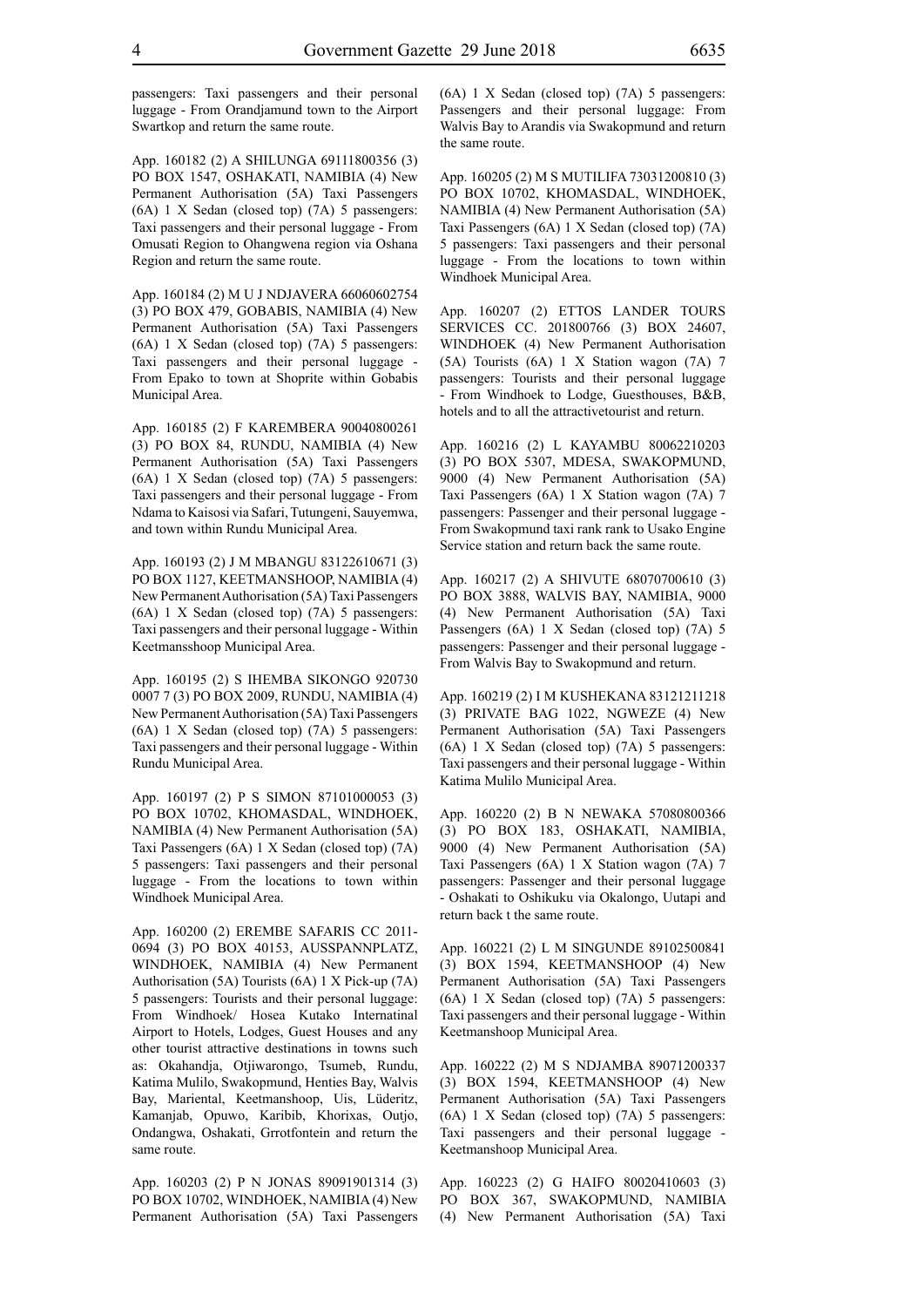passengers: Taxi passengers and their personal luggage - From Orandjamund town to the Airport Swartkop and return the same route.

App. 160182 (2) A SHILUNGA 69111800356 (3) PO BOX 1547, OSHAKATI, NAMIBIA (4) New Permanent Authorisation (5A) Taxi Passengers (6A) 1 X Sedan (closed top) (7A) 5 passengers: Taxi passengers and their personal luggage - From Omusati Region to Ohangwena region via Oshana Region and return the same route.

App. 160184 (2) M U J NDJAVERA 66060602754 (3) PO BOX 479, GOBABIS, NAMIBIA (4) New Permanent Authorisation (5A) Taxi Passengers (6A) 1 X Sedan (closed top) (7A) 5 passengers: Taxi passengers and their personal luggage - From Epako to town at Shoprite within Gobabis Municipal Area.

App. 160185 (2) F KAREMBERA 90040800261 (3) PO BOX 84, RUNDU, NAMIBIA (4) New Permanent Authorisation (5A) Taxi Passengers (6A) 1 X Sedan (closed top) (7A) 5 passengers: Taxi passengers and their personal luggage - From Ndama to Kaisosi via Safari, Tutungeni, Sauyemwa, and town within Rundu Municipal Area.

App. 160193 (2) J M MBANGU 83122610671 (3) PO BOX 1127, KEETMANSHOOP, NAMIBIA (4) New Permanent Authorisation (5A) Taxi Passengers (6A) 1 X Sedan (closed top) (7A) 5 passengers: Taxi passengers and their personal luggage - Within Keetmansshoop Municipal Area.

App. 160195 (2) S IHEMBA SIKONGO 920730 0007 7 (3) PO BOX 2009, RUNDU, NAMIBIA (4) New Permanent Authorisation (5A) Taxi Passengers (6A) 1 X Sedan (closed top) (7A) 5 passengers: Taxi passengers and their personal luggage - Within Rundu Municipal Area.

App. 160197 (2) P S SIMON 87101000053 (3) PO BOX 10702, KHOMASDAL, WINDHOEK, NAMIBIA (4) New Permanent Authorisation (5A) Taxi Passengers (6A) 1 X Sedan (closed top) (7A) 5 passengers: Taxi passengers and their personal luggage - From the locations to town within Windhoek Municipal Area.

App. 160200 (2) EREMBE SAFARIS CC 2011-0694 (3) PO BOX 40153, AUSSPANNPLATZ, WINDHOEK, NAMIBIA (4) New Permanent Authorisation (5A) Tourists (6A) 1 X Pick-up (7A) 5 passengers: Tourists and their personal luggage: From Windhoek/ Hosea Kutako Internatinal Airport to Hotels, Lodges, Guest Houses and any other tourist attractive destinations in towns such as: Okahandja, Otjiwarongo, Tsumeb, Rundu, Katima Mulilo, Swakopmund, Henties Bay, Walvis Bay, Mariental, Keetmanshoop, Uis, Lüderitz, Kamanjab, Opuwo, Karibib, Khorixas, Outjo, Ondangwa, Oshakati, Grrotfontein and return the same route.

App. 160203 (2) P N JONAS 89091901314 (3) PO BOX 10702, WINDHOEK, NAMIBIA (4) New Permanent Authorisation (5A) Taxi Passengers (6A) 1 X Sedan (closed top) (7A) 5 passengers: Passengers and their personal luggage: From Walvis Bay to Arandis via Swakopmund and return the same route.

App. 160205 (2) M S MUTILIFA 73031200810 (3) PO BOX 10702, KHOMASDAL, WINDHOEK, NAMIBIA (4) New Permanent Authorisation (5A) Taxi Passengers (6A) 1 X Sedan (closed top) (7A) 5 passengers: Taxi passengers and their personal luggage - From the locations to town within Windhoek Municipal Area.

App. 160207 (2) ETTOS LANDER TOURS SERVICES CC. 201800766 (3) BOX 24607, WINDHOEK (4) New Permanent Authorisation (5A) Tourists (6A) 1 X Station wagon (7A) 7 passengers: Tourists and their personal luggage - From Windhoek to Lodge, Guesthouses, B&B, hotels and to all the attractivetourist and return.

App. 160216 (2) L KAYAMBU 80062210203 (3) PO BOX 5307, MDESA, SWAKOPMUND, 9000 (4) New Permanent Authorisation (5A) Taxi Passengers (6A) 1 X Station wagon (7A) 7 passengers: Passenger and their personal luggage - From Swakopmund taxi rank rank to Usako Engine Service station and return back the same route.

App. 160217 (2) A SHIVUTE 68070700610 (3) PO BOX 3888, WALVIS BAY, NAMIBIA, 9000 (4) New Permanent Authorisation (5A) Taxi Passengers (6A) 1 X Sedan (closed top) (7A) 5 passengers: Passenger and their personal luggage - From Walvis Bay to Swakopmund and return.

App. 160219 (2) I M KUSHEKANA 83121211218 (3) PRIVATE BAG 1022, NGWEZE (4) New Permanent Authorisation (5A) Taxi Passengers (6A) 1 X Sedan (closed top) (7A) 5 passengers: Taxi passengers and their personal luggage - Within Katima Mulilo Municipal Area.

App. 160220 (2) B N NEWAKA 57080800366 (3) PO BOX 183, OSHAKATI, NAMIBIA, 9000 (4) New Permanent Authorisation (5A) Taxi Passengers (6A) 1 X Station wagon (7A) 7 passengers: Passenger and their personal luggage - Oshakati to Oshikuku via Okalongo, Uutapi and return back t the same route.

App. 160221 (2) L M SINGUNDE 89102500841 (3) BOX 1594, KEETMANSHOOP (4) New Permanent Authorisation (5A) Taxi Passengers (6A) 1 X Sedan (closed top) (7A) 5 passengers: Taxi passengers and their personal luggage - Within Keetmanshoop Municipal Area.

App. 160222 (2) M S NDJAMBA 89071200337 (3) BOX 1594, KEETMANSHOOP (4) New Permanent Authorisation (5A) Taxi Passengers (6A) 1 X Sedan (closed top) (7A) 5 passengers: Taxi passengers and their personal luggage - Keetmanshoop Municipal Area.

App. 160223 (2) G HAIFO 80020410603 (3) PO BOX 367, SWAKOPMUND, NAMIBIA (4) New Permanent Authorisation (5A) Taxi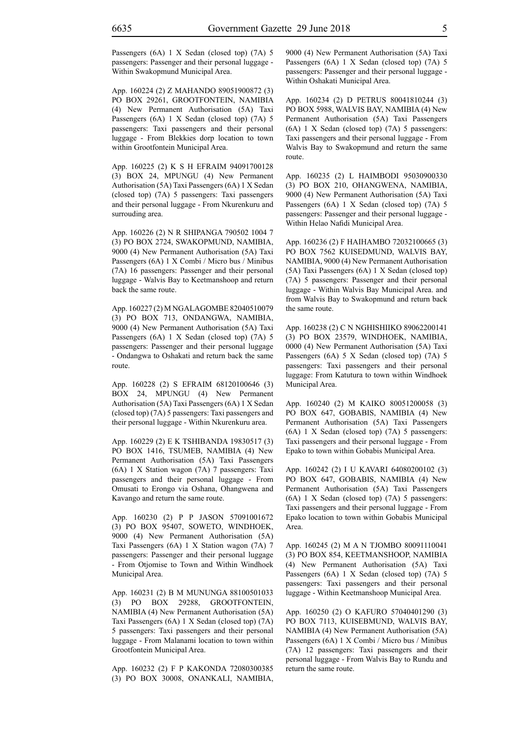Passengers (6A) 1 X Sedan (closed top) (7A) 5 passengers: Passenger and their personal luggage - Within Swakopmund Municipal Area.

App. 160224 (2) Z MAHANDO 89051900872 (3) PO BOX 29261, GROOTFONTEIN, NAMIBIA (4) New Permanent Authorisation (5A) Taxi Passengers (6A) 1 X Sedan (closed top) (7A) 5 passengers: Taxi passengers and their personal luggage - From Blekkies dorp location to town within Grootfontein Municipal Area.

App. 160225 (2) K S H EFRAIM 94091700128 (3) BOX 24, MPUNGU (4) New Permanent Authorisation (5A) Taxi Passengers (6A) 1 X Sedan (closed top) (7A) 5 passengers: Taxi passengers and their personal luggage - From Nkurenkuru and surrouding area.

App. 160226 (2) N R SHIPANGA 790502 1004 7 (3) PO BOX 2724, SWAKOPMUND, NAMIBIA, 9000 (4) New Permanent Authorisation (5A) Taxi Passengers (6A) 1 X Combi / Micro bus / Minibus (7A) 16 passengers: Passenger and their personal luggage - Walvis Bay to Keetmanshoop and return back the same route.

App. 160227 (2) M NGALAGOMBE 82040510079 (3) PO BOX 713, ONDANGWA, NAMIBIA, 9000 (4) New Permanent Authorisation (5A) Taxi Passengers (6A) 1 X Sedan (closed top) (7A) 5 passengers: Passenger and their personal luggage - Ondangwa to Oshakati and return back the same route.

App. 160228 (2) S EFRAIM 68120100646 (3) BOX 24, MPUNGU (4) New Permanent Authorisation (5A) Taxi Passengers (6A) 1 X Sedan (closed top) (7A) 5 passengers: Taxi passengers and their personal luggage - Within Nkurenkuru area.

App. 160229 (2) E K TSHIBANDA 19830517 (3) PO BOX 1416, TSUMEB, NAMIBIA (4) New Permanent Authorisation (5A) Taxi Passengers (6A) 1 X Station wagon (7A) 7 passengers: Taxi passengers and their personal luggage - From Omusati to Erongo via Oshana, Ohangwena and Kavango and return the same route.

App. 160230 (2) P P JASON 57091001672 (3) PO BOX 95407, SOWETO, WINDHOEK, 9000 (4) New Permanent Authorisation (5A) Taxi Passengers (6A) 1 X Station wagon (7A) 7 passengers: Passenger and their personal luggage - From Otjomise to Town and Within Windhoek Municipal Area.

App. 160231 (2) B M MUNUNGA 88100501033 (3) PO BOX 29288, GROOTFONTEIN, NAMIBIA (4) New Permanent Authorisation (5A) Taxi Passengers (6A) 1 X Sedan (closed top) (7A) 5 passengers: Taxi passengers and their personal luggage - From Malanami location to town within Grootfontein Municipal Area.

App. 160232 (2) F P KAKONDA 72080300385 (3) PO BOX 30008, ONANKALI, NAMIBIA, 9000 (4) New Permanent Authorisation (5A) Taxi Passengers (6A) 1 X Sedan (closed top) (7A) 5 passengers: Passenger and their personal luggage - Within Oshakati Municipal Area.

App. 160234 (2) D PETRUS 80041810244 (3) PO BOX 5988, WALVIS BAY, NAMIBIA (4) New Permanent Authorisation (5A) Taxi Passengers (6A) 1 X Sedan (closed top) (7A) 5 passengers: Taxi passengers and their personal luggage - From Walvis Bay to Swakopmund and return the same route.

App. 160235 (2) L HAIMBODI 95030900330 (3) PO BOX 210, OHANGWENA, NAMIBIA, 9000 (4) New Permanent Authorisation (5A) Taxi Passengers (6A) 1 X Sedan (closed top) (7A) 5 passengers: Passenger and their personal luggage - Within Helao Nafidi Municipal Area.

App. 160236 (2) F HAIHAMBO 72032100665 (3) PO BOX 7562 KUISEDMUND, WALVIS BAY, NAMIBIA, 9000 (4) New Permanent Authorisation (5A) Taxi Passengers (6A) 1 X Sedan (closed top) (7A) 5 passengers: Passenger and their personal luggage - Within Walvis Bay Municipal Area. and from Walvis Bay to Swakopmund and return back the same route.

App. 160238 (2) C N NGHISHIIKO 89062200141 (3) PO BOX 23579, WINDHOEK, NAMIBIA, 0000 (4) New Permanent Authorisation (5A) Taxi Passengers (6A) 5 X Sedan (closed top) (7A) 5 passengers: Taxi passengers and their personal luggage: From Katutura to town within Windhoek Municipal Area.

App. 160240 (2) M KAIKO 80051200058 (3) PO BOX 647, GOBABIS, NAMIBIA (4) New Permanent Authorisation (5A) Taxi Passengers (6A) 1 X Sedan (closed top) (7A) 5 passengers: Taxi passengers and their personal luggage - From Epako to town within Gobabis Municipal Area.

App. 160242 (2) I U KAVARI 64080200102 (3) PO BOX 647, GOBABIS, NAMIBIA (4) New Permanent Authorisation (5A) Taxi Passengers (6A) 1 X Sedan (closed top) (7A) 5 passengers: Taxi passengers and their personal luggage - From Epako location to town within Gobabis Municipal Area.

App. 160245 (2) M A N TJOMBO 80091110041 (3) PO BOX 854, KEETMANSHOOP, NAMIBIA (4) New Permanent Authorisation (5A) Taxi Passengers (6A) 1 X Sedan (closed top) (7A) 5 passengers: Taxi passengers and their personal luggage - Within Keetmanshoop Municipal Area.

App. 160250 (2) O KAFURO 57040401290 (3) PO BOX 7113, KUISEBMUND, WALVIS BAY, NAMIBIA (4) New Permanent Authorisation (5A) Passengers (6A) 1 X Combi / Micro bus / Minibus (7A) 12 passengers: Taxi passengers and their personal luggage - From Walvis Bay to Rundu and return the same route.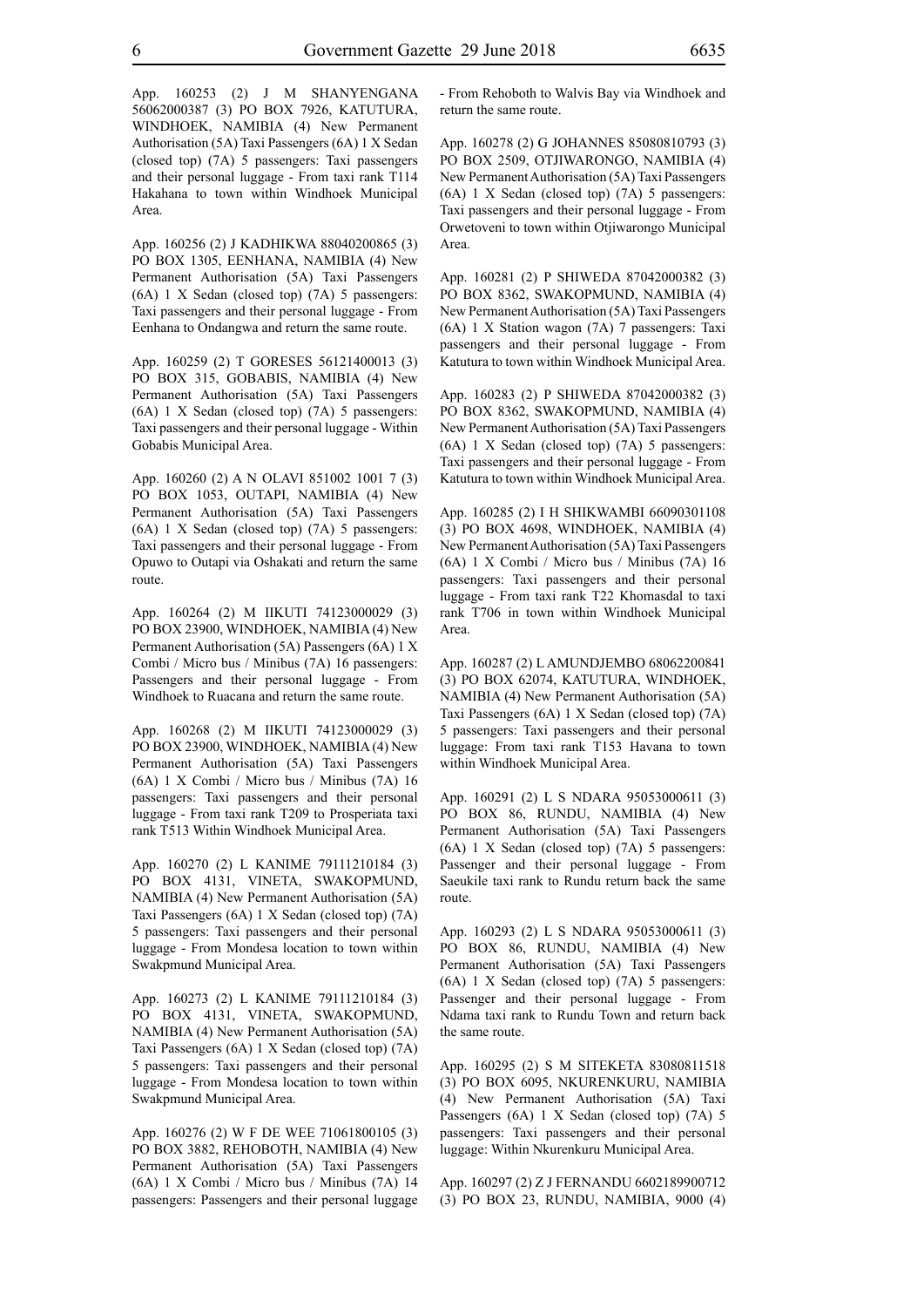App. 160253 (2) J M SHANYENGANA 56062000387 (3) PO BOX 7926, KATUTURA, WINDHOEK, NAMIBIA (4) New Permanent Authorisation (5A) Taxi Passengers (6A) 1 X Sedan (closed top) (7A) 5 passengers: Taxi passengers and their personal luggage - From taxi rank T114 Hakahana to town within Windhoek Municipal Area.

App. 160256 (2) J KADHIKWA 88040200865 (3) PO BOX 1305, EENHANA, NAMIBIA (4) New Permanent Authorisation (5A) Taxi Passengers (6A) 1 X Sedan (closed top) (7A) 5 passengers: Taxi passengers and their personal luggage - From Eenhana to Ondangwa and return the same route.

App. 160259 (2) T GORESES 56121400013 (3) PO BOX 315, GOBABIS, NAMIBIA (4) New Permanent Authorisation (5A) Taxi Passengers (6A) 1 X Sedan (closed top) (7A) 5 passengers: Taxi passengers and their personal luggage - Within Gobabis Municipal Area.

App. 160260 (2) A N OLAVI 851002 1001 7 (3) PO BOX 1053, OUTAPI, NAMIBIA (4) New Permanent Authorisation (5A) Taxi Passengers (6A) 1 X Sedan (closed top) (7A) 5 passengers: Taxi passengers and their personal luggage - From Opuwo to Outapi via Oshakati and return the same route.

App. 160264 (2) M IIKUTI 74123000029 (3) PO BOX 23900, WINDHOEK, NAMIBIA (4) New Permanent Authorisation (5A) Passengers (6A) 1 X Combi / Micro bus / Minibus (7A) 16 passengers: Passengers and their personal luggage - From Windhoek to Ruacana and return the same route.

App. 160268 (2) M IIKUTI 74123000029 (3) PO BOX 23900, WINDHOEK, NAMIBIA (4) New Permanent Authorisation (5A) Taxi Passengers (6A) 1 X Combi / Micro bus / Minibus (7A) 16 passengers: Taxi passengers and their personal luggage - From taxi rank T209 to Prosperiata taxi rank T513 Within Windhoek Municipal Area.

App. 160270 (2) L KANIME 79111210184 (3) PO BOX 4131, VINETA, SWAKOPMUND, NAMIBIA (4) New Permanent Authorisation (5A) Taxi Passengers (6A) 1 X Sedan (closed top) (7A) 5 passengers: Taxi passengers and their personal luggage - From Mondesa location to town within Swakpmund Municipal Area.

App. 160273 (2) L KANIME 79111210184 (3) PO BOX 4131, VINETA, SWAKOPMUND, NAMIBIA (4) New Permanent Authorisation (5A) Taxi Passengers (6A) 1 X Sedan (closed top) (7A) 5 passengers: Taxi passengers and their personal luggage - From Mondesa location to town within Swakpmund Municipal Area.

App. 160276 (2) W F DE WEE 71061800105 (3) PO BOX 3882, REHOBOTH, NAMIBIA (4) New Permanent Authorisation (5A) Taxi Passengers (6A) 1 X Combi / Micro bus / Minibus (7A) 14 passengers: Passengers and their personal luggage - From Rehoboth to Walvis Bay via Windhoek and return the same route.

App. 160278 (2) G JOHANNES 85080810793 (3) PO BOX 2509, OTJIWARONGO, NAMIBIA (4) New Permanent Authorisation (5A) Taxi Passengers (6A) 1 X Sedan (closed top) (7A) 5 passengers: Taxi passengers and their personal luggage - From Orwetoveni to town within Otjiwarongo Municipal Area.

App. 160281 (2) P SHIWEDA 87042000382 (3) PO BOX 8362, SWAKOPMUND, NAMIBIA (4) New Permanent Authorisation (5A) Taxi Passengers (6A) 1 X Station wagon (7A) 7 passengers: Taxi passengers and their personal luggage - From Katutura to town within Windhoek Municipal Area.

App. 160283 (2) P SHIWEDA 87042000382 (3) PO BOX 8362, SWAKOPMUND, NAMIBIA (4) New Permanent Authorisation (5A) Taxi Passengers (6A) 1 X Sedan (closed top) (7A) 5 passengers: Taxi passengers and their personal luggage - From Katutura to town within Windhoek Municipal Area.

App. 160285 (2) I H SHIKWAMBI 66090301108 (3) PO BOX 4698, WINDHOEK, NAMIBIA (4) New Permanent Authorisation (5A) Taxi Passengers (6A) 1 X Combi / Micro bus / Minibus (7A) 16 passengers: Taxi passengers and their personal luggage - From taxi rank T22 Khomasdal to taxi rank T706 in town within Windhoek Municipal Area.

App. 160287 (2) L AMUNDJEMBO 68062200841 (3) PO BOX 62074, KATUTURA, WINDHOEK, NAMIBIA (4) New Permanent Authorisation (5A) Taxi Passengers (6A) 1 X Sedan (closed top) (7A) 5 passengers: Taxi passengers and their personal luggage: From taxi rank T153 Havana to town within Windhoek Municipal Area.

App. 160291 (2) L S NDARA 95053000611 (3) PO BOX 86, RUNDU, NAMIBIA (4) New Permanent Authorisation (5A) Taxi Passengers (6A) 1 X Sedan (closed top) (7A) 5 passengers: Passenger and their personal luggage - From Saeukile taxi rank to Rundu return back the same route.

App. 160293 (2) L S NDARA 95053000611 (3) PO BOX 86, RUNDU, NAMIBIA (4) New Permanent Authorisation (5A) Taxi Passengers (6A) 1 X Sedan (closed top) (7A) 5 passengers: Passenger and their personal luggage - From Ndama taxi rank to Rundu Town and return back the same route.

App. 160295 (2) S M SITEKETA 83080811518 (3) PO BOX 6095, NKURENKURU, NAMIBIA (4) New Permanent Authorisation (5A) Taxi Passengers (6A) 1 X Sedan (closed top) (7A) 5 passengers: Taxi passengers and their personal luggage: Within Nkurenkuru Municipal Area.

App. 160297 (2) Z J FERNANDU 6602189900712 (3) PO BOX 23, RUNDU, NAMIBIA, 9000 (4)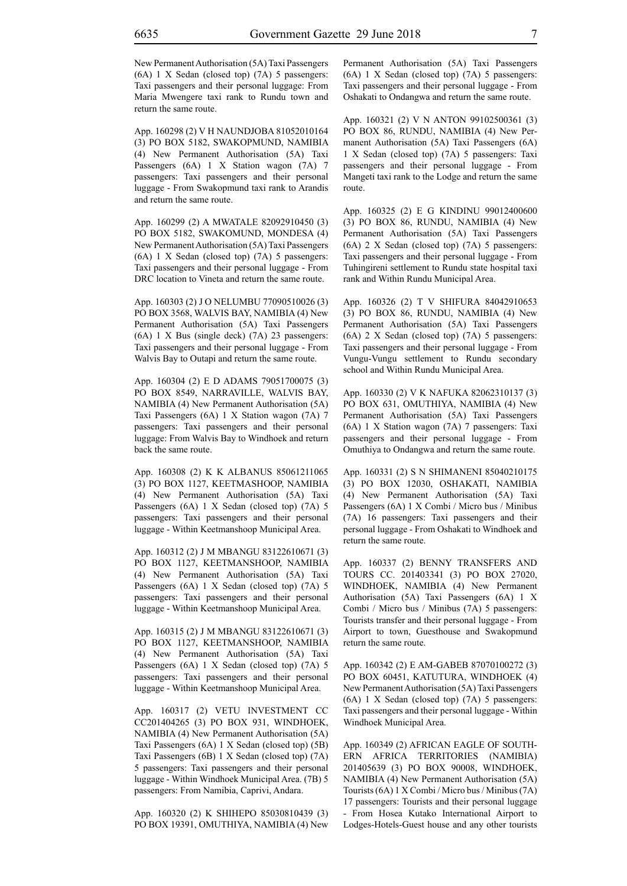New Permanent Authorisation (5A) Taxi Passengers (6A) 1 X Sedan (closed top) (7A) 5 passengers: Taxi passengers and their personal luggage: From Maria Mwengere taxi rank to Rundu town and return the same route.

App. 160298 (2) V H NAUNDJOBA 81052010164 (3) PO BOX 5182, SWAKOPMUND, NAMIBIA (4) New Permanent Authorisation (5A) Taxi Passengers (6A) 1 X Station wagon (7A) 7 passengers: Taxi passengers and their personal luggage - From Swakopmund taxi rank to Arandis and return the same route.

App. 160299 (2) A MWATALE 82092910450 (3) PO BOX 5182, SWAKOMUND, MONDESA (4) New Permanent Authorisation (5A) Taxi Passengers (6A) 1 X Sedan (closed top) (7A) 5 passengers: Taxi passengers and their personal luggage - From DRC location to Vineta and return the same route.

App. 160303 (2) J O NELUMBU 77090510026 (3) PO BOX 3568, WALVIS BAY, NAMIBIA (4) New Permanent Authorisation (5A) Taxi Passengers (6A) 1 X Bus (single deck) (7A) 23 passengers: Taxi passengers and their personal luggage - From Walvis Bay to Outapi and return the same route.

App. 160304 (2) E D ADAMS 79051700075 (3) PO BOX 8549, NARRAVILLE, WALVIS BAY, NAMIBIA (4) New Permanent Authorisation (5A) Taxi Passengers (6A) 1 X Station wagon (7A) 7 passengers: Taxi passengers and their personal luggage: From Walvis Bay to Windhoek and return back the same route.

App. 160308 (2) K K ALBANUS 85061211065 (3) PO BOX 1127, KEETMASHOOP, NAMIBIA (4) New Permanent Authorisation (5A) Taxi Passengers (6A) 1 X Sedan (closed top) (7A) 5 passengers: Taxi passengers and their personal luggage - Within Keetmanshoop Municipal Area.

App. 160312 (2) J M MBANGU 83122610671 (3) PO BOX 1127, KEETMANSHOOP, NAMIBIA (4) New Permanent Authorisation (5A) Taxi Passengers (6A) 1 X Sedan (closed top) (7A) 5 passengers: Taxi passengers and their personal luggage - Within Keetmanshoop Municipal Area.

App. 160315 (2) J M MBANGU 83122610671 (3) PO BOX 1127, KEETMANSHOOP, NAMIBIA (4) New Permanent Authorisation (5A) Taxi Passengers (6A) 1 X Sedan (closed top) (7A) 5 passengers: Taxi passengers and their personal luggage - Within Keetmanshoop Municipal Area.

App. 160317 (2) VETU INVESTMENT CC CC201404265 (3) PO BOX 931, WINDHOEK, NAMIBIA (4) New Permanent Authorisation (5A) Taxi Passengers (6A) 1 X Sedan (closed top) (5B) Taxi Passengers (6B) 1 X Sedan (closed top) (7A) 5 passengers: Taxi passengers and their personal luggage - Within Windhoek Municipal Area. (7B) 5 passengers: From Namibia, Caprivi, Andara.

App. 160320 (2) K SHIHEPO 85030810439 (3) PO BOX 19391, OMUTHIYA, NAMIBIA (4) New Permanent Authorisation (5A) Taxi Passengers (6A) 1 X Sedan (closed top) (7A) 5 passengers: Taxi passengers and their personal luggage - From Oshakati to Ondangwa and return the same route.

App. 160321 (2) V N ANTON 99102500361 (3) PO BOX 86, RUNDU, NAMIBIA (4) New Permanent Authorisation (5A) Taxi Passengers (6A) 1 X Sedan (closed top) (7A) 5 passengers: Taxi passengers and their personal luggage - From Mangeti taxi rank to the Lodge and return the same route.

App. 160325 (2) E G KINDINU 99012400600 (3) PO BOX 86, RUNDU, NAMIBIA (4) New Permanent Authorisation (5A) Taxi Passengers (6A) 2 X Sedan (closed top) (7A) 5 passengers: Taxi passengers and their personal luggage - From Tuhingireni settlement to Rundu state hospital taxi rank and Within Rundu Municipal Area.

App. 160326 (2) T V SHIFURA 84042910653 (3) PO BOX 86, RUNDU, NAMIBIA (4) New Permanent Authorisation (5A) Taxi Passengers (6A) 2 X Sedan (closed top) (7A) 5 passengers: Taxi passengers and their personal luggage - From Vungu-Vungu settlement to Rundu secondary school and Within Rundu Municipal Area.

App. 160330 (2) V K NAFUKA 82062310137 (3) PO BOX 631, OMUTHIYA, NAMIBIA (4) New Permanent Authorisation (5A) Taxi Passengers (6A) 1 X Station wagon (7A) 7 passengers: Taxi passengers and their personal luggage - From Omuthiya to Ondangwa and return the same route.

App. 160331 (2) S N SHIMANENI 85040210175 (3) PO BOX 12030, OSHAKATI, NAMIBIA (4) New Permanent Authorisation (5A) Taxi Passengers (6A) 1 X Combi / Micro bus / Minibus (7A) 16 passengers: Taxi passengers and their personal luggage - From Oshakati to Windhoek and return the same route.

App. 160337 (2) BENNY TRANSFERS AND TOURS CC. 201403341 (3) PO BOX 27020, WINDHOEK, NAMIBIA (4) New Permanent Authorisation (5A) Taxi Passengers (6A) 1 X Combi / Micro bus / Minibus (7A) 5 passengers: Tourists transfer and their personal luggage - From Airport to town, Guesthouse and Swakopmund return the same route.

App. 160342 (2) E AM-GABEB 87070100272 (3) PO BOX 60451, KATUTURA, WINDHOEK (4) New Permanent Authorisation (5A) Taxi Passengers (6A) 1 X Sedan (closed top) (7A) 5 passengers: Taxi passengers and their personal luggage - Within Windhoek Municipal Area.

App. 160349 (2) AFRICAN EAGLE OF SOUTHERN AFRICA TERRITORIES (NAMIBIA) 201405639 (3) PO BOX 90008, WINDHOEK, NAMIBIA (4) New Permanent Authorisation (5A) Tourists (6A) 1 X Combi / Micro bus / Minibus (7A) 17 passengers: Tourists and their personal luggage - From Hosea Kutako International Airport to Lodges-Hotels-Guest house and any other tourists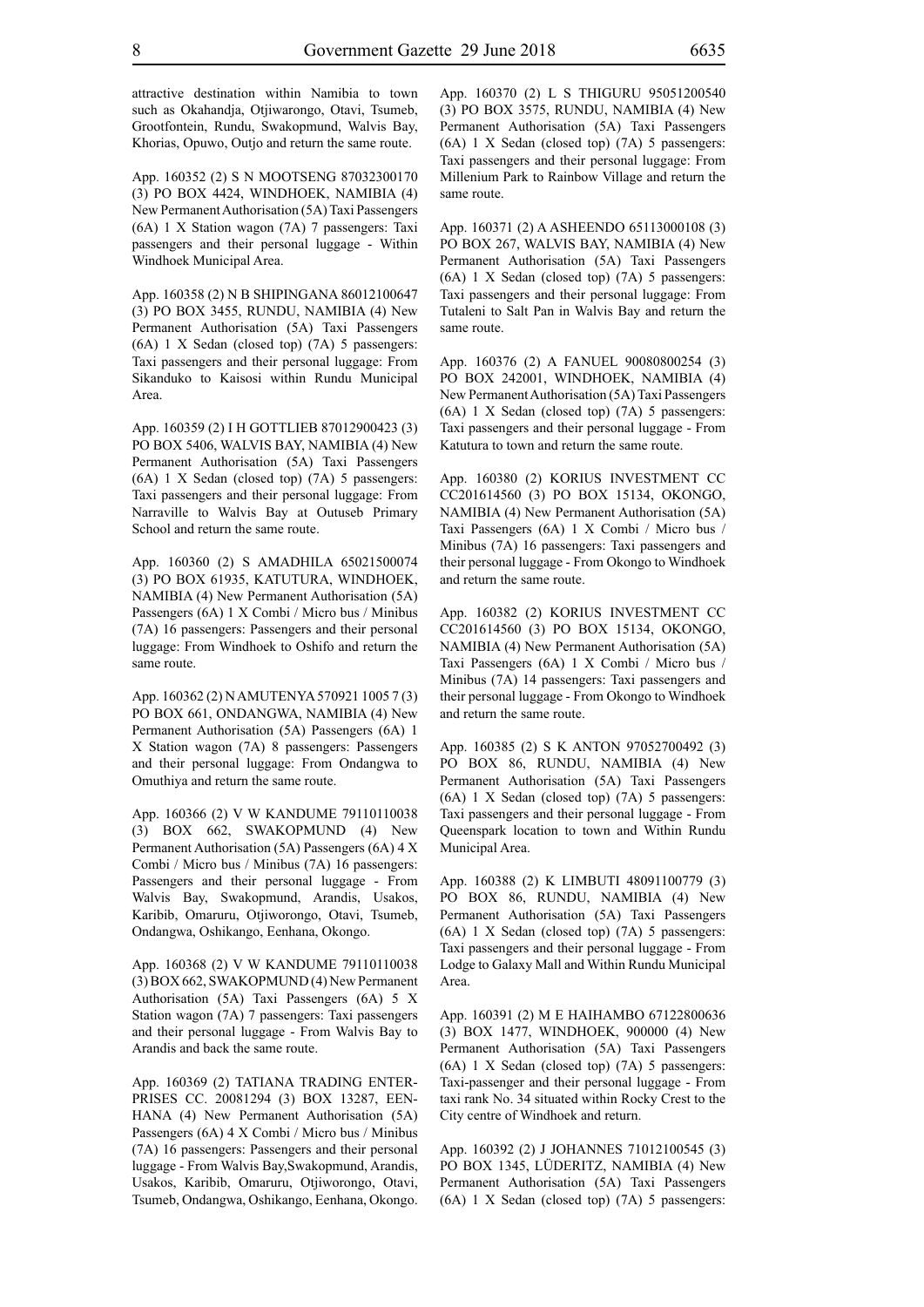attractive destination within Namibia to town such as Okahandja, Otjiwarongo, Otavi, Tsumeb, Grootfontein, Rundu, Swakopmund, Walvis Bay, Khorias, Opuwo, Outjo and return the same route.

App. 160352 (2) S N MOOTSENG 87032300170 (3) PO BOX 4424, WINDHOEK, NAMIBIA (4) New Permanent Authorisation (5A) Taxi Passengers (6A) 1 X Station wagon (7A) 7 passengers: Taxi passengers and their personal luggage - Within Windhoek Municipal Area.

App. 160358 (2) N B SHIPINGANA 86012100647 (3) PO BOX 3455, RUNDU, NAMIBIA (4) New Permanent Authorisation (5A) Taxi Passengers (6A) 1 X Sedan (closed top) (7A) 5 passengers: Taxi passengers and their personal luggage: From Sikanduko to Kaisosi within Rundu Municipal Area.

App. 160359 (2) I H GOTTLIEB 87012900423 (3) PO BOX 5406, WALVIS BAY, NAMIBIA (4) New Permanent Authorisation (5A) Taxi Passengers (6A) 1 X Sedan (closed top) (7A) 5 passengers: Taxi passengers and their personal luggage: From Narraville to Walvis Bay at Outuseb Primary School and return the same route.

App. 160360 (2) S AMADHILA 65021500074 (3) PO BOX 61935, KATUTURA, WINDHOEK, NAMIBIA (4) New Permanent Authorisation (5A) Passengers (6A) 1 X Combi / Micro bus / Minibus (7A) 16 passengers: Passengers and their personal luggage: From Windhoek to Oshifo and return the same route.

App. 160362 (2) N AMUTENYA 570921 1005 7 (3) PO BOX 661, ONDANGWA, NAMIBIA (4) New Permanent Authorisation (5A) Passengers (6A) 1 X Station wagon (7A) 8 passengers: Passengers and their personal luggage: From Ondangwa to Omuthiya and return the same route.

App. 160366 (2) V W KANDUME 79110110038 (3) BOX 662, SWAKOPMUND (4) New Permanent Authorisation (5A) Passengers (6A) 4 X Combi / Micro bus / Minibus (7A) 16 passengers: Passengers and their personal luggage - From Walvis Bay, Swakopmund, Arandis, Usakos, Karibib, Omaruru, Otjiworongo, Otavi, Tsumeb, Ondangwa, Oshikango, Eenhana, Okongo.

App. 160368 (2) V W KANDUME 79110110038 (3) BOX 662, SWAKOPMUND (4) New Permanent Authorisation (5A) Taxi Passengers (6A) 5 X Station wagon (7A) 7 passengers: Taxi passengers and their personal luggage - From Walvis Bay to Arandis and back the same route.

App. 160369 (2) TATIANA TRADING ENTERPRISES CC. 20081294 (3) BOX 13287, EENHANA (4) New Permanent Authorisation (5A) Passengers (6A) 4 X Combi / Micro bus / Minibus (7A) 16 passengers: Passengers and their personal luggage - From Walvis Bay,Swakopmund, Arandis, Usakos, Karibib, Omaruru, Otjiworongo, Otavi, Tsumeb, Ondangwa, Oshikango, Eenhana, Okongo.

App. 160370 (2) L S THIGURU 95051200540 (3) PO BOX 3575, RUNDU, NAMIBIA (4) New Permanent Authorisation (5A) Taxi Passengers (6A) 1 X Sedan (closed top) (7A) 5 passengers: Taxi passengers and their personal luggage: From Millenium Park to Rainbow Village and return the same route.

App. 160371 (2) A ASHEENDO 65113000108 (3) PO BOX 267, WALVIS BAY, NAMIBIA (4) New Permanent Authorisation (5A) Taxi Passengers (6A) 1 X Sedan (closed top) (7A) 5 passengers: Taxi passengers and their personal luggage: From Tutaleni to Salt Pan in Walvis Bay and return the same route.

App. 160376 (2) A FANUEL 90080800254 (3) PO BOX 242001, WINDHOEK, NAMIBIA (4) New Permanent Authorisation (5A) Taxi Passengers (6A) 1 X Sedan (closed top) (7A) 5 passengers: Taxi passengers and their personal luggage - From Katutura to town and return the same route.

App. 160380 (2) KORIUS INVESTMENT CC CC201614560 (3) PO BOX 15134, OKONGO, NAMIBIA (4) New Permanent Authorisation (5A) Taxi Passengers (6A) 1 X Combi / Micro bus / Minibus (7A) 16 passengers: Taxi passengers and their personal luggage - From Okongo to Windhoek and return the same route.

App. 160382 (2) KORIUS INVESTMENT CC CC201614560 (3) PO BOX 15134, OKONGO, NAMIBIA (4) New Permanent Authorisation (5A) Taxi Passengers (6A) 1 X Combi / Micro bus / Minibus (7A) 14 passengers: Taxi passengers and their personal luggage - From Okongo to Windhoek and return the same route.

App. 160385 (2) S K ANTON 97052700492 (3) PO BOX 86, RUNDU, NAMIBIA (4) New Permanent Authorisation (5A) Taxi Passengers (6A) 1 X Sedan (closed top) (7A) 5 passengers: Taxi passengers and their personal luggage - From Queenspark location to town and Within Rundu Municipal Area.

App. 160388 (2) K LIMBUTI 48091100779 (3) PO BOX 86, RUNDU, NAMIBIA (4) New Permanent Authorisation (5A) Taxi Passengers (6A) 1 X Sedan (closed top) (7A) 5 passengers: Taxi passengers and their personal luggage - From Lodge to Galaxy Mall and Within Rundu Municipal Area.

App. 160391 (2) M E HAIHAMBO 67122800636 (3) BOX 1477, WINDHOEK, 900000 (4) New Permanent Authorisation (5A) Taxi Passengers (6A) 1 X Sedan (closed top) (7A) 5 passengers: Taxi-passenger and their personal luggage - From taxi rank No. 34 situated within Rocky Crest to the City centre of Windhoek and return.

App. 160392 (2) J JOHANNES 71012100545 (3) PO BOX 1345, LÜDERITZ, NAMIBIA (4) New Permanent Authorisation (5A) Taxi Passengers (6A) 1 X Sedan (closed top) (7A) 5 passengers: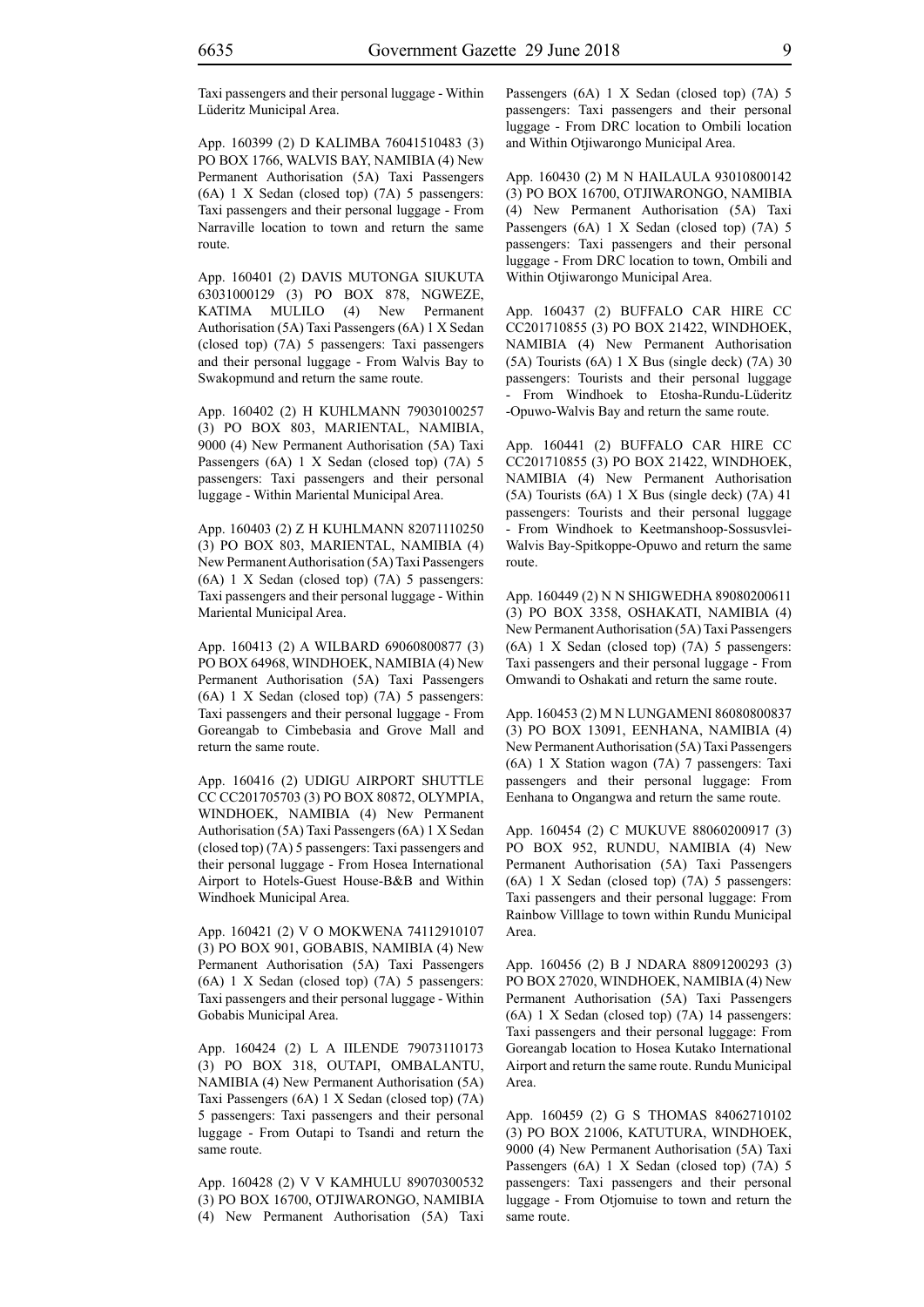Taxi passengers and their personal luggage - Within Lüderitz Municipal Area.

App. 160399 (2) D KALIMBA 76041510483 (3) PO BOX 1766, WALVIS BAY, NAMIBIA (4) New Permanent Authorisation (5A) Taxi Passengers (6A) 1 X Sedan (closed top) (7A) 5 passengers: Taxi passengers and their personal luggage - From Narraville location to town and return the same route.

App. 160401 (2) DAVIS MUTONGA SIUKUTA 63031000129 (3) PO BOX 878, NGWEZE, KATIMA MULILO (4) New Permanent Authorisation (5A) Taxi Passengers (6A) 1 X Sedan (closed top) (7A) 5 passengers: Taxi passengers and their personal luggage - From Walvis Bay to Swakopmund and return the same route.

App. 160402 (2) H KUHLMANN 79030100257 (3) PO BOX 803, MARIENTAL, NAMIBIA, 9000 (4) New Permanent Authorisation (5A) Taxi Passengers (6A) 1 X Sedan (closed top) (7A) 5 passengers: Taxi passengers and their personal luggage - Within Mariental Municipal Area.

App. 160403 (2) Z H KUHLMANN 82071110250 (3) PO BOX 803, MARIENTAL, NAMIBIA (4) New Permanent Authorisation (5A) Taxi Passengers (6A) 1 X Sedan (closed top) (7A) 5 passengers: Taxi passengers and their personal luggage - Within Mariental Municipal Area.

App. 160413 (2) A WILBARD 69060800877 (3) PO BOX 64968, WINDHOEK, NAMIBIA (4) New Permanent Authorisation (5A) Taxi Passengers (6A) 1 X Sedan (closed top) (7A) 5 passengers: Taxi passengers and their personal luggage - From Goreangab to Cimbebasia and Grove Mall and return the same route.

App. 160416 (2) UDIGU AIRPORT SHUTTLE CC CC201705703 (3) PO BOX 80872, OLYMPIA, WINDHOEK, NAMIBIA (4) New Permanent Authorisation (5A) Taxi Passengers (6A) 1 X Sedan (closed top) (7A) 5 passengers: Taxi passengers and their personal luggage - From Hosea International Airport to Hotels-Guest House-B&B and Within Windhoek Municipal Area.

App. 160421 (2) V O MOKWENA 74112910107 (3) PO BOX 901, GOBABIS, NAMIBIA (4) New Permanent Authorisation (5A) Taxi Passengers (6A) 1 X Sedan (closed top) (7A) 5 passengers: Taxi passengers and their personal luggage - Within Gobabis Municipal Area.

App. 160424 (2) L A IILENDE 79073110173 (3) PO BOX 318, OUTAPI, OMBALANTU, NAMIBIA (4) New Permanent Authorisation (5A) Taxi Passengers (6A) 1 X Sedan (closed top) (7A) 5 passengers: Taxi passengers and their personal luggage - From Outapi to Tsandi and return the same route.

App. 160428 (2) V V KAMHULU 89070300532 (3) PO BOX 16700, OTJIWARONGO, NAMIBIA (4) New Permanent Authorisation (5A) Taxi Passengers (6A) 1 X Sedan (closed top) (7A) 5 passengers: Taxi passengers and their personal luggage - From DRC location to Ombili location and Within Otjiwarongo Municipal Area.

App. 160430 (2) M N HAILAULA 93010800142 (3) PO BOX 16700, OTJIWARONGO, NAMIBIA (4) New Permanent Authorisation (5A) Taxi Passengers (6A) 1 X Sedan (closed top) (7A) 5 passengers: Taxi passengers and their personal luggage - From DRC location to town, Ombili and Within Otjiwarongo Municipal Area.

App. 160437 (2) BUFFALO CAR HIRE CC CC201710855 (3) PO BOX 21422, WINDHOEK, NAMIBIA (4) New Permanent Authorisation (5A) Tourists (6A) 1 X Bus (single deck) (7A) 30 passengers: Tourists and their personal luggage - From Windhoek to Etosha-Rundu-Lüderitz -Opuwo-Walvis Bay and return the same route.

App. 160441 (2) BUFFALO CAR HIRE CC CC201710855 (3) PO BOX 21422, WINDHOEK, NAMIBIA (4) New Permanent Authorisation (5A) Tourists (6A) 1 X Bus (single deck) (7A) 41 passengers: Tourists and their personal luggage - From Windhoek to Keetmanshoop-Sossusvlei-Walvis Bay-Spitkoppe-Opuwo and return the same route.

App. 160449 (2) N N SHIGWEDHA 89080200611 (3) PO BOX 3358, OSHAKATI, NAMIBIA (4) New Permanent Authorisation (5A) Taxi Passengers (6A) 1 X Sedan (closed top) (7A) 5 passengers: Taxi passengers and their personal luggage - From Omwandi to Oshakati and return the same route.

App. 160453 (2) M N LUNGAMENI 86080800837 (3) PO BOX 13091, EENHANA, NAMIBIA (4) New Permanent Authorisation (5A) Taxi Passengers (6A) 1 X Station wagon (7A) 7 passengers: Taxi passengers and their personal luggage: From Eenhana to Ongangwa and return the same route.

App. 160454 (2) C MUKUVE 88060200917 (3) PO BOX 952, RUNDU, NAMIBIA (4) New Permanent Authorisation (5A) Taxi Passengers (6A) 1 X Sedan (closed top) (7A) 5 passengers: Taxi passengers and their personal luggage: From Rainbow Villlage to town within Rundu Municipal Area.

App. 160456 (2) B J NDARA 88091200293 (3) PO BOX 27020, WINDHOEK, NAMIBIA (4) New Permanent Authorisation (5A) Taxi Passengers (6A) 1 X Sedan (closed top) (7A) 14 passengers: Taxi passengers and their personal luggage: From Goreangab location to Hosea Kutako International Airport and return the same route. Rundu Municipal Area.

App. 160459 (2) G S THOMAS 84062710102 (3) PO BOX 21006, KATUTURA, WINDHOEK, 9000 (4) New Permanent Authorisation (5A) Taxi Passengers (6A) 1 X Sedan (closed top) (7A) 5 passengers: Taxi passengers and their personal luggage - From Otjomuise to town and return the same route.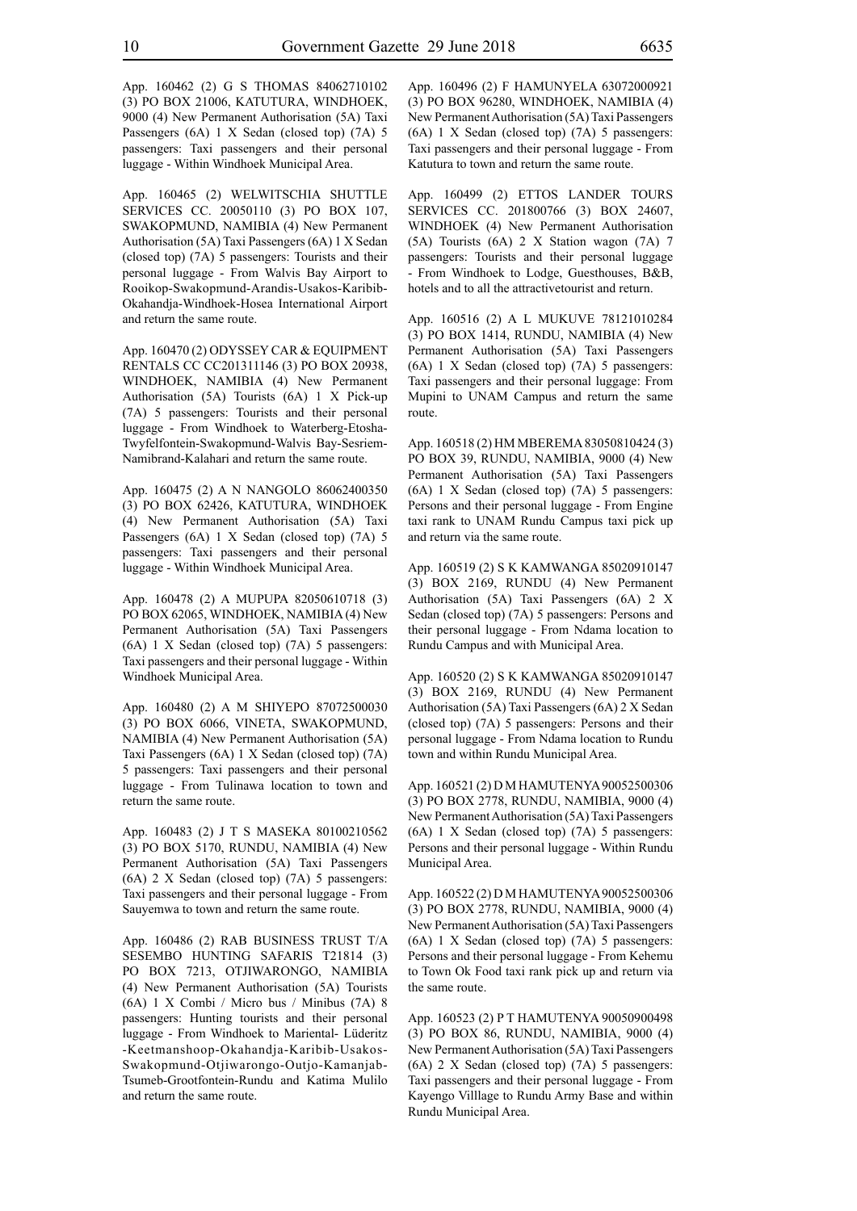App. 160462 (2) G S THOMAS 84062710102 (3) PO BOX 21006, KATUTURA, WINDHOEK, 9000 (4) New Permanent Authorisation (5A) Taxi Passengers (6A) 1 X Sedan (closed top) (7A) 5 passengers: Taxi passengers and their personal luggage - Within Windhoek Municipal Area.

App. 160465 (2) WELWITSCHIA SHUTTLE SERVICES CC. 20050110 (3) PO BOX 107, SWAKOPMUND, NAMIBIA (4) New Permanent Authorisation (5A) Taxi Passengers (6A) 1 X Sedan (closed top) (7A) 5 passengers: Tourists and their personal luggage - From Walvis Bay Airport to Rooikop-Swakopmund-Arandis-Usakos-Karibib-Okahandja-Windhoek-Hosea International Airport and return the same route.

App. 160470 (2) ODYSSEY CAR & EQUIPMENT RENTALS CC CC201311146 (3) PO BOX 20938, WINDHOEK, NAMIBIA (4) New Permanent Authorisation (5A) Tourists (6A) 1 X Pick-up (7A) 5 passengers: Tourists and their personal luggage - From Windhoek to Waterberg-Etosha-Twyfelfontein-Swakopmund-Walvis Bay-Sesriem-Namibrand-Kalahari and return the same route.

App. 160475 (2) A N NANGOLO 86062400350 (3) PO BOX 62426, KATUTURA, WINDHOEK (4) New Permanent Authorisation (5A) Taxi Passengers (6A) 1 X Sedan (closed top) (7A) 5 passengers: Taxi passengers and their personal luggage - Within Windhoek Municipal Area.

App. 160478 (2) A MUPUPA 82050610718 (3) PO BOX 62065, WINDHOEK, NAMIBIA (4) New Permanent Authorisation (5A) Taxi Passengers (6A) 1 X Sedan (closed top) (7A) 5 passengers: Taxi passengers and their personal luggage - Within Windhoek Municipal Area.

App. 160480 (2) A M SHIYEPO 87072500030 (3) PO BOX 6066, VINETA, SWAKOPMUND, NAMIBIA (4) New Permanent Authorisation (5A) Taxi Passengers (6A) 1 X Sedan (closed top) (7A) 5 passengers: Taxi passengers and their personal luggage - From Tulinawa location to town and return the same route.

App. 160483 (2) J T S MASEKA 80100210562 (3) PO BOX 5170, RUNDU, NAMIBIA (4) New Permanent Authorisation (5A) Taxi Passengers (6A) 2 X Sedan (closed top) (7A) 5 passengers: Taxi passengers and their personal luggage - From Sauyemwa to town and return the same route.

App. 160486 (2) RAB BUSINESS TRUST T/A SESEMBO HUNTING SAFARIS T21814 (3) PO BOX 7213, OTJIWARONGO, NAMIBIA (4) New Permanent Authorisation (5A) Tourists (6A) 1 X Combi / Micro bus / Minibus (7A) 8 passengers: Hunting tourists and their personal luggage - From Windhoek to Mariental- Lüderitz -Keetmanshoop-Okahandja-Karibib-Usakos-Swakopmund-Otjiwarongo-Outjo-Kamanjab-Tsumeb-Grootfontein-Rundu and Katima Mulilo and return the same route.

App. 160496 (2) F HAMUNYELA 63072000921 (3) PO BOX 96280, WINDHOEK, NAMIBIA (4) New Permanent Authorisation (5A) Taxi Passengers (6A) 1 X Sedan (closed top) (7A) 5 passengers: Taxi passengers and their personal luggage - From Katutura to town and return the same route.

App. 160499 (2) ETTOS LANDER TOURS SERVICES CC. 201800766 (3) BOX 24607, WINDHOEK (4) New Permanent Authorisation (5A) Tourists (6A) 2 X Station wagon (7A) 7 passengers: Tourists and their personal luggage - From Windhoek to Lodge, Guesthouses, B&B, hotels and to all the attractivetourist and return.

App. 160516 (2) A L MUKUVE 78121010284 (3) PO BOX 1414, RUNDU, NAMIBIA (4) New Permanent Authorisation (5A) Taxi Passengers (6A) 1 X Sedan (closed top) (7A) 5 passengers: Taxi passengers and their personal luggage: From Mupini to UNAM Campus and return the same route.

App. 160518 (2) HM MBEREMA 83050810424 (3) PO BOX 39, RUNDU, NAMIBIA, 9000 (4) New Permanent Authorisation (5A) Taxi Passengers (6A) 1 X Sedan (closed top) (7A) 5 passengers: Persons and their personal luggage - From Engine taxi rank to UNAM Rundu Campus taxi pick up and return via the same route.

App. 160519 (2) S K KAMWANGA 85020910147 (3) BOX 2169, RUNDU (4) New Permanent Authorisation (5A) Taxi Passengers (6A) 2 X Sedan (closed top) (7A) 5 passengers: Persons and their personal luggage - From Ndama location to Rundu Campus and with Municipal Area.

App. 160520 (2) S K KAMWANGA 85020910147 (3) BOX 2169, RUNDU (4) New Permanent Authorisation (5A) Taxi Passengers (6A) 2 X Sedan (closed top) (7A) 5 passengers: Persons and their personal luggage - From Ndama location to Rundu town and within Rundu Municipal Area.

App. 160521 (2) D M HAMUTENYA 90052500306 (3) PO BOX 2778, RUNDU, NAMIBIA, 9000 (4) New Permanent Authorisation (5A) Taxi Passengers (6A) 1 X Sedan (closed top) (7A) 5 passengers: Persons and their personal luggage - Within Rundu Municipal Area.

App. 160522 (2) D M HAMUTENYA 90052500306 (3) PO BOX 2778, RUNDU, NAMIBIA, 9000 (4) New Permanent Authorisation (5A) Taxi Passengers (6A) 1 X Sedan (closed top) (7A) 5 passengers: Persons and their personal luggage - From Kehemu to Town Ok Food taxi rank pick up and return via the same route.

App. 160523 (2) P T HAMUTENYA 90050900498 (3) PO BOX 86, RUNDU, NAMIBIA, 9000 (4) New Permanent Authorisation (5A) Taxi Passengers (6A) 2 X Sedan (closed top) (7A) 5 passengers: Taxi passengers and their personal luggage - From Kayengo Villlage to Rundu Army Base and within Rundu Municipal Area.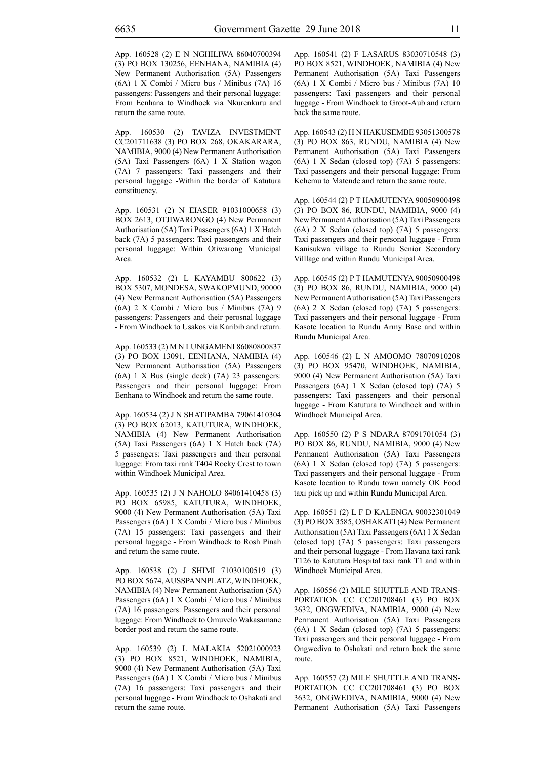App. 160528 (2) E N NGHILIWA 86040700394 (3) PO BOX 130256, EENHANA, NAMIBIA (4) New Permanent Authorisation (5A) Passengers (6A) 1 X Combi / Micro bus / Minibus (7A) 16 passengers: Passengers and their personal luggage: From Eenhana to Windhoek via Nkurenkuru and return the same route.

App. 160530 (2) TAVIZA INVESTMENT CC201711638 (3) PO BOX 268, OKAKARARA, NAMIBIA, 9000 (4) New Permanent Authorisation (5A) Taxi Passengers (6A) 1 X Station wagon (7A) 7 passengers: Taxi passengers and their personal luggage -Within the border of Katutura constituency.

App. 160531 (2) N EIASER 91031000658 (3) BOX 2613, OTJIWARONGO (4) New Permanent Authorisation (5A) Taxi Passengers (6A) 1 X Hatch back (7A) 5 passengers: Taxi passengers and their personal luggage: Within Otiwarong Municipal Area.

App. 160532 (2) L KAYAMBU 800622 (3) BOX 5307, MONDESA, SWAKOPMUND, 90000 (4) New Permanent Authorisation (5A) Passengers (6A) 2 X Combi / Micro bus / Minibus (7A) 9 passengers: Passengers and their perosnal luggage - From Windhoek to Usakos via Karibib and return.

App. 160533 (2) M N LUNGAMENI 86080800837 (3) PO BOX 13091, EENHANA, NAMIBIA (4) New Permanent Authorisation (5A) Passengers (6A) 1 X Bus (single deck) (7A) 23 passengers: Passengers and their personal luggage: From Eenhana to Windhoek and return the same route.

App. 160534 (2) J N SHATIPAMBA 79061410304 (3) PO BOX 62013, KATUTURA, WINDHOEK, NAMIBIA (4) New Permanent Authorisation (5A) Taxi Passengers (6A) 1 X Hatch back (7A) 5 passengers: Taxi passengers and their personal luggage: From taxi rank T404 Rocky Crest to town within Windhoek Municipal Area.

App. 160535 (2) J N NAHOLO 84061410458 (3) PO BOX 65985, KATUTURA, WINDHOEK, 9000 (4) New Permanent Authorisation (5A) Taxi Passengers (6A) 1 X Combi / Micro bus / Minibus (7A) 15 passengers: Taxi passengers and their personal luggage - From Windhoek to Rosh Pinah and return the same route.

App. 160538 (2) J SHIMI 71030100519 (3) PO BOX 5674, AUSSPANNPLATZ, WINDHOEK, NAMIBIA (4) New Permanent Authorisation (5A) Passengers (6A) 1 X Combi / Micro bus / Minibus (7A) 16 passengers: Passengers and their personal luggage: From Windhoek to Omuvelo Wakasamane border post and return the same route.

App. 160539 (2) L MALAKIA 52021000923 (3) PO BOX 8521, WINDHOEK, NAMIBIA, 9000 (4) New Permanent Authorisation (5A) Taxi Passengers (6A) 1 X Combi / Micro bus / Minibus (7A) 16 passengers: Taxi passengers and their personal luggage - From Windhoek to Oshakati and return the same route.

App. 160541 (2) F LASARUS 83030710548 (3) PO BOX 8521, WINDHOEK, NAMIBIA (4) New Permanent Authorisation (5A) Taxi Passengers (6A) 1 X Combi / Micro bus / Minibus (7A) 10 passengers: Taxi passengers and their personal luggage - From Windhoek to Groot-Aub and return back the same route.

App. 160543 (2) H N HAKUSEMBE 93051300578 (3) PO BOX 863, RUNDU, NAMIBIA (4) New Permanent Authorisation (5A) Taxi Passengers (6A) 1 X Sedan (closed top) (7A) 5 passengers: Taxi passengers and their personal luggage: From Kehemu to Matende and return the same route.

App. 160544 (2) P T HAMUTENYA 90050900498 (3) PO BOX 86, RUNDU, NAMIBIA, 9000 (4) New Permanent Authorisation (5A) Taxi Passengers (6A) 2 X Sedan (closed top) (7A) 5 passengers: Taxi passengers and their personal luggage - From Kanisukwa village to Rundu Senior Secondary Villlage and within Rundu Municipal Area.

App. 160545 (2) P T HAMUTENYA 90050900498 (3) PO BOX 86, RUNDU, NAMIBIA, 9000 (4) New Permanent Authorisation (5A) Taxi Passengers (6A) 2 X Sedan (closed top) (7A) 5 passengers: Taxi passengers and their personal luggage - From Kasote location to Rundu Army Base and within Rundu Municipal Area.

App. 160546 (2) L N AMOOMO 78070910208 (3) PO BOX 95470, WINDHOEK, NAMIBIA, 9000 (4) New Permanent Authorisation (5A) Taxi Passengers (6A) 1 X Sedan (closed top) (7A) 5 passengers: Taxi passengers and their personal luggage - From Katutura to Windhoek and within Windhoek Municipal Area.

App. 160550 (2) P S NDARA 87091701054 (3) PO BOX 86, RUNDU, NAMIBIA, 9000 (4) New Permanent Authorisation (5A) Taxi Passengers (6A) 1 X Sedan (closed top) (7A) 5 passengers: Taxi passengers and their personal luggage - From Kasote location to Rundu town namely OK Food taxi pick up and within Rundu Municipal Area.

App. 160551 (2) L F D KALENGA 90032301049 (3) PO BOX 3585, OSHAKATI (4) New Permanent Authorisation (5A) Taxi Passengers (6A) 1 X Sedan (closed top) (7A) 5 passengers: Taxi passengers and their personal luggage - From Havana taxi rank T126 to Katutura Hospital taxi rank T1 and within Windhoek Municipal Area.

App. 160556 (2) MILE SHUTTLE AND TRANSPORTATION CC CC201708461 (3) PO BOX 3632, ONGWEDIVA, NAMIBIA, 9000 (4) New Permanent Authorisation (5A) Taxi Passengers (6A) 1 X Sedan (closed top) (7A) 5 passengers: Taxi passengers and their personal luggage - From Ongwediva to Oshakati and return back the same route.

App. 160557 (2) MILE SHUTTLE AND TRANSPORTATION CC CC201708461 (3) PO BOX 3632, ONGWEDIVA, NAMIBIA, 9000 (4) New Permanent Authorisation (5A) Taxi Passengers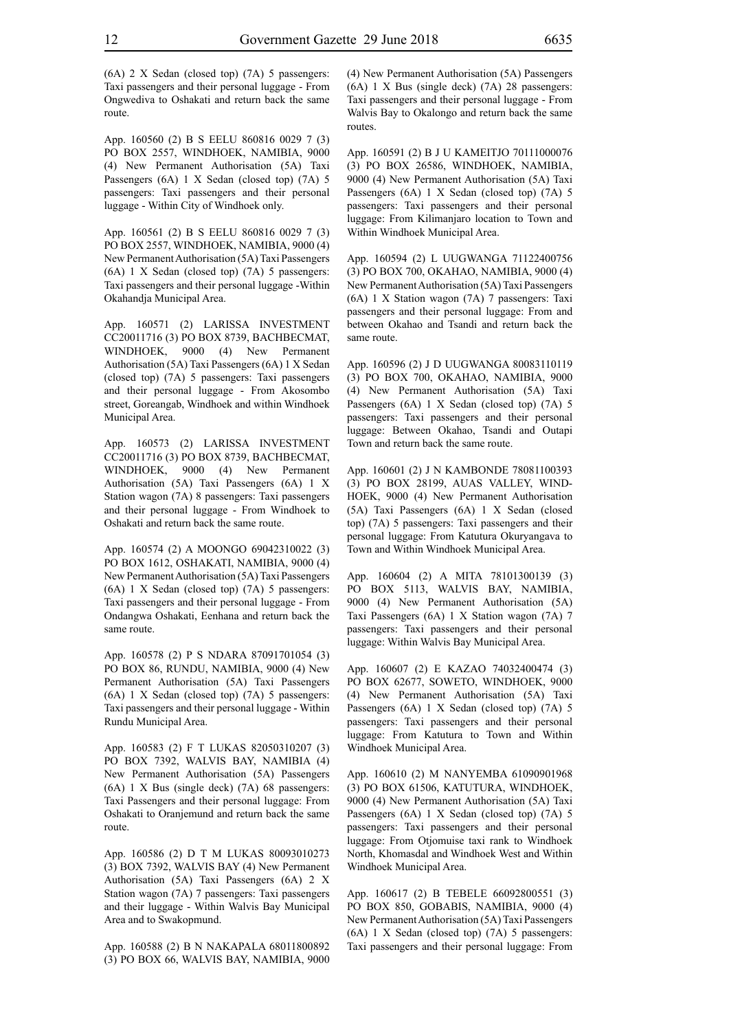(6A) 2 X Sedan (closed top) (7A) 5 passengers: Taxi passengers and their personal luggage - From Ongwediva to Oshakati and return back the same route.

App. 160560 (2) B S EELU 860816 0029 7 (3) PO BOX 2557, WINDHOEK, NAMIBIA, 9000 (4) New Permanent Authorisation (5A) Taxi Passengers (6A) 1 X Sedan (closed top) (7A) 5 passengers: Taxi passengers and their personal luggage - Within City of Windhoek only.

App. 160561 (2) B S EELU 860816 0029 7 (3) PO BOX 2557, WINDHOEK, NAMIBIA, 9000 (4) New Permanent Authorisation (5A) Taxi Passengers (6A) 1 X Sedan (closed top) (7A) 5 passengers: Taxi passengers and their personal luggage -Within Okahandja Municipal Area.

App. 160571 (2) LARISSA INVESTMENT CC20011716 (3) PO BOX 8739, BACHBECMAT, WINDHOEK, 9000 (4) New Permanent Authorisation (5A) Taxi Passengers (6A) 1 X Sedan (closed top) (7A) 5 passengers: Taxi passengers and their personal luggage - From Akosombo street, Goreangab, Windhoek and within Windhoek Municipal Area.

App. 160573 (2) LARISSA INVESTMENT CC20011716 (3) PO BOX 8739, BACHBECMAT, WINDHOEK, 9000 (4) New Permanent Authorisation (5A) Taxi Passengers (6A) 1 X Station wagon (7A) 8 passengers: Taxi passengers and their personal luggage - From Windhoek to Oshakati and return back the same route.

App. 160574 (2) A MOONGO 69042310022 (3) PO BOX 1612, OSHAKATI, NAMIBIA, 9000 (4) New Permanent Authorisation (5A) Taxi Passengers (6A) 1 X Sedan (closed top) (7A) 5 passengers: Taxi passengers and their personal luggage - From Ondangwa Oshakati, Eenhana and return back the same route.

App. 160578 (2) P S NDARA 87091701054 (3) PO BOX 86, RUNDU, NAMIBIA, 9000 (4) New Permanent Authorisation (5A) Taxi Passengers (6A) 1 X Sedan (closed top) (7A) 5 passengers: Taxi passengers and their personal luggage - Within Rundu Municipal Area.

App. 160583 (2) F T LUKAS 82050310207 (3) PO BOX 7392, WALVIS BAY, NAMIBIA (4) New Permanent Authorisation (5A) Passengers (6A) 1 X Bus (single deck) (7A) 68 passengers: Taxi Passengers and their personal luggage: From Oshakati to Oranjemund and return back the same route.

App. 160586 (2) D T M LUKAS 80093010273 (3) BOX 7392, WALVIS BAY (4) New Permanent Authorisation (5A) Taxi Passengers (6A) 2 X Station wagon (7A) 7 passengers: Taxi passengers and their luggage - Within Walvis Bay Municipal Area and to Swakopmund.

App. 160588 (2) B N NAKAPALA 68011800892 (3) PO BOX 66, WALVIS BAY, NAMIBIA, 9000 (4) New Permanent Authorisation (5A) Passengers (6A) 1 X Bus (single deck) (7A) 28 passengers: Taxi passengers and their personal luggage - From Walvis Bay to Okalongo and return back the same routes.

App. 160591 (2) B J U KAMEITJO 70111000076 (3) PO BOX 26586, WINDHOEK, NAMIBIA, 9000 (4) New Permanent Authorisation (5A) Taxi Passengers (6A) 1 X Sedan (closed top) (7A) 5 passengers: Taxi passengers and their personal luggage: From Kilimanjaro location to Town and Within Windhoek Municipal Area.

App. 160594 (2) L UUGWANGA 71122400756 (3) PO BOX 700, OKAHAO, NAMIBIA, 9000 (4) New Permanent Authorisation (5A) Taxi Passengers (6A) 1 X Station wagon (7A) 7 passengers: Taxi passengers and their personal luggage: From and between Okahao and Tsandi and return back the same route.

App. 160596 (2) J D UUGWANGA 80083110119 (3) PO BOX 700, OKAHAO, NAMIBIA, 9000 (4) New Permanent Authorisation (5A) Taxi Passengers (6A) 1 X Sedan (closed top) (7A) 5 passengers: Taxi passengers and their personal luggage: Between Okahao, Tsandi and Outapi Town and return back the same route.

App. 160601 (2) J N KAMBONDE 78081100393 (3) PO BOX 28199, AUAS VALLEY, WINDHOEK, 9000 (4) New Permanent Authorisation (5A) Taxi Passengers (6A) 1 X Sedan (closed top) (7A) 5 passengers: Taxi passengers and their personal luggage: From Katutura Okuryangava to Town and Within Windhoek Municipal Area.

App. 160604 (2) A MITA 78101300139 (3) PO BOX 5113, WALVIS BAY, NAMIBIA, 9000 (4) New Permanent Authorisation (5A) Taxi Passengers (6A) 1 X Station wagon (7A) 7 passengers: Taxi passengers and their personal luggage: Within Walvis Bay Municipal Area.

App. 160607 (2) E KAZAO 74032400474 (3) PO BOX 62677, SOWETO, WINDHOEK, 9000 (4) New Permanent Authorisation (5A) Taxi Passengers (6A) 1 X Sedan (closed top) (7A) 5 passengers: Taxi passengers and their personal luggage: From Katutura to Town and Within Windhoek Municipal Area.

App. 160610 (2) M NANYEMBA 61090901968 (3) PO BOX 61506, KATUTURA, WINDHOEK, 9000 (4) New Permanent Authorisation (5A) Taxi Passengers (6A) 1 X Sedan (closed top) (7A) 5 passengers: Taxi passengers and their personal luggage: From Otjomuise taxi rank to Windhoek North, Khomasdal and Windhoek West and Within Windhoek Municipal Area.

App. 160617 (2) B TEBELE 66092800551 (3) PO BOX 850, GOBABIS, NAMIBIA, 9000 (4) New Permanent Authorisation (5A) Taxi Passengers (6A) 1 X Sedan (closed top) (7A) 5 passengers: Taxi passengers and their personal luggage: From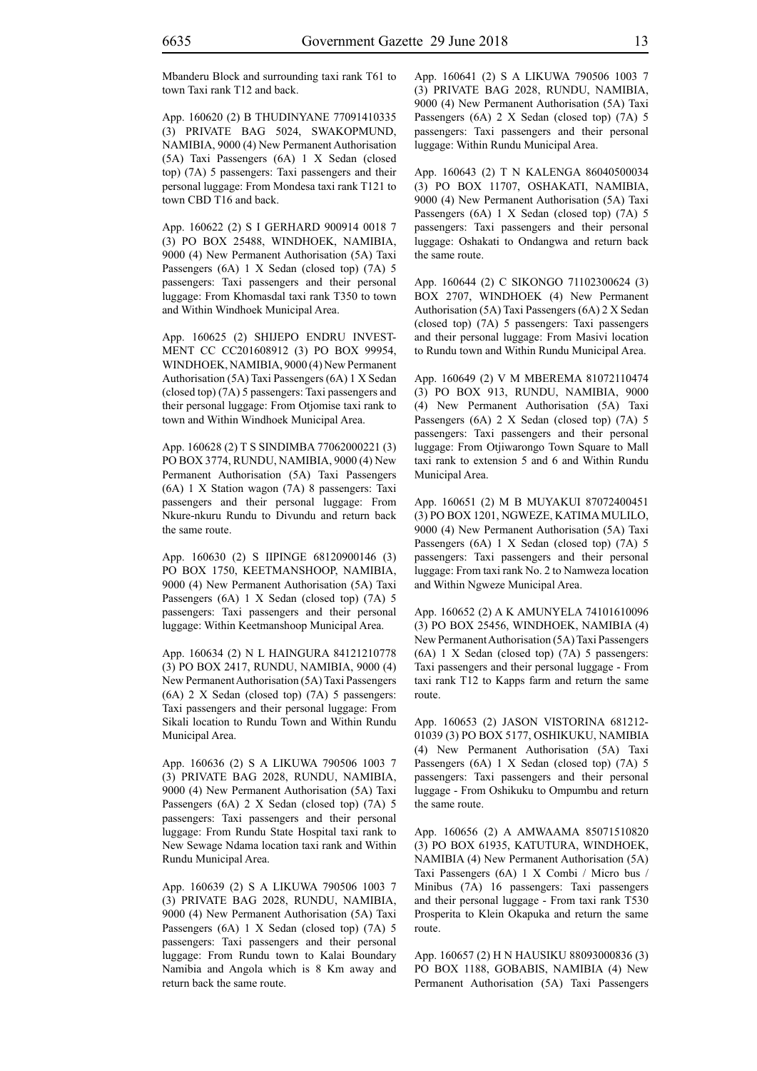Mbanderu Block and surrounding taxi rank T61 to town Taxi rank T12 and back.

App. 160620 (2) B THUDINYANE 77091410335 (3) PRIVATE BAG 5024, SWAKOPMUND, NAMIBIA, 9000 (4) New Permanent Authorisation (5A) Taxi Passengers (6A) 1 X Sedan (closed top) (7A) 5 passengers: Taxi passengers and their personal luggage: From Mondesa taxi rank T121 to town CBD T16 and back.

App. 160622 (2) S I GERHARD 900914 0018 7 (3) PO BOX 25488, WINDHOEK, NAMIBIA, 9000 (4) New Permanent Authorisation (5A) Taxi Passengers (6A) 1 X Sedan (closed top) (7A) 5 passengers: Taxi passengers and their personal luggage: From Khomasdal taxi rank T350 to town and Within Windhoek Municipal Area.

App. 160625 (2) SHIJEPO ENDRU INVESTMENT CC CC201608912 (3) PO BOX 99954, WINDHOEK, NAMIBIA, 9000 (4) New Permanent Authorisation (5A) Taxi Passengers (6A) 1 X Sedan (closed top) (7A) 5 passengers: Taxi passengers and their personal luggage: From Otjomise taxi rank to town and Within Windhoek Municipal Area.

App. 160628 (2) T S SINDIMBA 77062000221 (3) PO BOX 3774, RUNDU, NAMIBIA, 9000 (4) New Permanent Authorisation (5A) Taxi Passengers (6A) 1 X Station wagon (7A) 8 passengers: Taxi passengers and their personal luggage: From Nkure-nkuru Rundu to Divundu and return back the same route.

App. 160630 (2) S IIPINGE 68120900146 (3) PO BOX 1750, KEETMANSHOOP, NAMIBIA, 9000 (4) New Permanent Authorisation (5A) Taxi Passengers (6A) 1 X Sedan (closed top) (7A) 5 passengers: Taxi passengers and their personal luggage: Within Keetmanshoop Municipal Area.

App. 160634 (2) N L HAINGURA 84121210778 (3) PO BOX 2417, RUNDU, NAMIBIA, 9000 (4) New Permanent Authorisation (5A) Taxi Passengers (6A) 2 X Sedan (closed top) (7A) 5 passengers: Taxi passengers and their personal luggage: From Sikali location to Rundu Town and Within Rundu Municipal Area.

App. 160636 (2) S A LIKUWA 790506 1003 7 (3) PRIVATE BAG 2028, RUNDU, NAMIBIA, 9000 (4) New Permanent Authorisation (5A) Taxi Passengers (6A) 2 X Sedan (closed top) (7A) 5 passengers: Taxi passengers and their personal luggage: From Rundu State Hospital taxi rank to New Sewage Ndama location taxi rank and Within Rundu Municipal Area.

App. 160639 (2) S A LIKUWA 790506 1003 7 (3) PRIVATE BAG 2028, RUNDU, NAMIBIA, 9000 (4) New Permanent Authorisation (5A) Taxi Passengers (6A) 1 X Sedan (closed top) (7A) 5 passengers: Taxi passengers and their personal luggage: From Rundu town to Kalai Boundary Namibia and Angola which is 8 Km away and return back the same route.

App. 160641 (2) S A LIKUWA 790506 1003 7 (3) PRIVATE BAG 2028, RUNDU, NAMIBIA, 9000 (4) New Permanent Authorisation (5A) Taxi Passengers (6A) 2 X Sedan (closed top) (7A) 5 passengers: Taxi passengers and their personal luggage: Within Rundu Municipal Area.

App. 160643 (2) T N KALENGA 86040500034 (3) PO BOX 11707, OSHAKATI, NAMIBIA, 9000 (4) New Permanent Authorisation (5A) Taxi Passengers (6A) 1 X Sedan (closed top) (7A) 5 passengers: Taxi passengers and their personal luggage: Oshakati to Ondangwa and return back the same route.

App. 160644 (2) C SIKONGO 71102300624 (3) BOX 2707, WINDHOEK (4) New Permanent Authorisation (5A) Taxi Passengers (6A) 2 X Sedan (closed top) (7A) 5 passengers: Taxi passengers and their personal luggage: From Masivi location to Rundu town and Within Rundu Municipal Area.

App. 160649 (2) V M MBEREMA 81072110474 (3) PO BOX 913, RUNDU, NAMIBIA, 9000 (4) New Permanent Authorisation (5A) Taxi Passengers (6A) 2 X Sedan (closed top) (7A) 5 passengers: Taxi passengers and their personal luggage: From Otjiwarongo Town Square to Mall taxi rank to extension 5 and 6 and Within Rundu Municipal Area.

App. 160651 (2) M B MUYAKUI 87072400451 (3) PO BOX 1201, NGWEZE, KATIMA MULILO, 9000 (4) New Permanent Authorisation (5A) Taxi Passengers (6A) 1 X Sedan (closed top) (7A) 5 passengers: Taxi passengers and their personal luggage: From taxi rank No. 2 to Namweza location and Within Ngweze Municipal Area.

App. 160652 (2) A K AMUNYELA 74101610096 (3) PO BOX 25456, WINDHOEK, NAMIBIA (4) New Permanent Authorisation (5A) Taxi Passengers (6A) 1 X Sedan (closed top) (7A) 5 passengers: Taxi passengers and their personal luggage - From taxi rank T12 to Kapps farm and return the same route.

App. 160653 (2) JASON VISTORINA 681212-01039 (3) PO BOX 5177, OSHIKUKU, NAMIBIA (4) New Permanent Authorisation (5A) Taxi Passengers (6A) 1 X Sedan (closed top) (7A) 5 passengers: Taxi passengers and their personal luggage - From Oshikuku to Ompumbu and return the same route.

App. 160656 (2) A AMWAAMA 85071510820 (3) PO BOX 61935, KATUTURA, WINDHOEK, NAMIBIA (4) New Permanent Authorisation (5A) Taxi Passengers (6A) 1 X Combi / Micro bus / Minibus (7A) 16 passengers: Taxi passengers and their personal luggage - From taxi rank T530 Prosperita to Klein Okapuka and return the same route.

App. 160657 (2) H N HAUSIKU 88093000836 (3) PO BOX 1188, GOBABIS, NAMIBIA (4) New Permanent Authorisation (5A) Taxi Passengers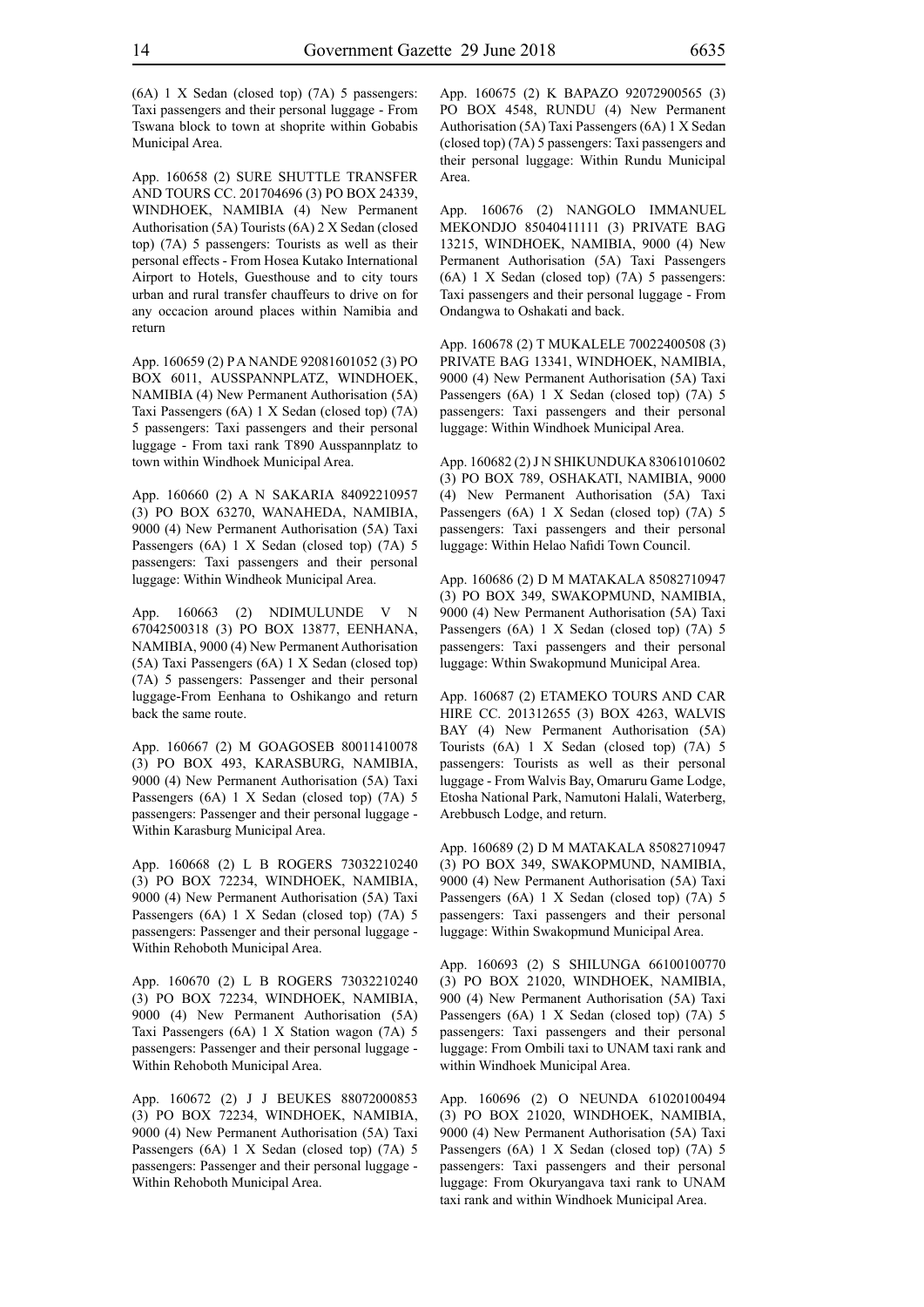(6A) 1 X Sedan (closed top) (7A) 5 passengers: Taxi passengers and their personal luggage - From Tswana block to town at shoprite within Gobabis Municipal Area.

App. 160658 (2) SURE SHUTTLE TRANSFER AND TOURS CC. 201704696 (3) PO BOX 24339, WINDHOEK, NAMIBIA (4) New Permanent Authorisation (5A) Tourists (6A) 2 X Sedan (closed top) (7A) 5 passengers: Tourists as well as their personal effects - From Hosea Kutako International Airport to Hotels, Guesthouse and to city tours urban and rural transfer chauffeurs to drive on for any occacion around places within Namibia and return

App. 160659 (2) P A NANDE 92081601052 (3) PO BOX 6011, AUSSPANNPLATZ, WINDHOEK, NAMIBIA (4) New Permanent Authorisation (5A) Taxi Passengers (6A) 1 X Sedan (closed top) (7A) 5 passengers: Taxi passengers and their personal luggage - From taxi rank T890 Ausspannplatz to town within Windhoek Municipal Area.

App. 160660 (2) A N SAKARIA 84092210957 (3) PO BOX 63270, WANAHEDA, NAMIBIA, 9000 (4) New Permanent Authorisation (5A) Taxi Passengers (6A) 1 X Sedan (closed top) (7A) 5 passengers: Taxi passengers and their personal luggage: Within Windheok Municipal Area.

App. 160663 (2) NDIMULUNDE V N 67042500318 (3) PO BOX 13877, EENHANA, NAMIBIA, 9000 (4) New Permanent Authorisation (5A) Taxi Passengers (6A) 1 X Sedan (closed top) (7A) 5 passengers: Passenger and their personal luggage-From Eenhana to Oshikango and return back the same route.

App. 160667 (2) M GOAGOSEB 80011410078 (3) PO BOX 493, KARASBURG, NAMIBIA, 9000 (4) New Permanent Authorisation (5A) Taxi Passengers (6A) 1 X Sedan (closed top) (7A) 5 passengers: Passenger and their personal luggage - Within Karasburg Municipal Area.

App. 160668 (2) L B ROGERS 73032210240 (3) PO BOX 72234, WINDHOEK, NAMIBIA, 9000 (4) New Permanent Authorisation (5A) Taxi Passengers (6A) 1 X Sedan (closed top) (7A) 5 passengers: Passenger and their personal luggage - Within Rehoboth Municipal Area.

App. 160670 (2) L B ROGERS 73032210240 (3) PO BOX 72234, WINDHOEK, NAMIBIA, 9000 (4) New Permanent Authorisation (5A) Taxi Passengers (6A) 1 X Station wagon (7A) 5 passengers: Passenger and their personal luggage - Within Rehoboth Municipal Area.

App. 160672 (2) J J BEUKES 88072000853 (3) PO BOX 72234, WINDHOEK, NAMIBIA, 9000 (4) New Permanent Authorisation (5A) Taxi Passengers (6A) 1 X Sedan (closed top) (7A) 5 passengers: Passenger and their personal luggage - Within Rehoboth Municipal Area.

App. 160675 (2) K BAPAZO 92072900565 (3) PO BOX 4548, RUNDU (4) New Permanent Authorisation (5A) Taxi Passengers (6A) 1 X Sedan (closed top) (7A) 5 passengers: Taxi passengers and their personal luggage: Within Rundu Municipal Area.

App. 160676 (2) NANGOLO IMMANUEL MEKONDJO 85040411111 (3) PRIVATE BAG 13215, WINDHOEK, NAMIBIA, 9000 (4) New Permanent Authorisation (5A) Taxi Passengers (6A) 1 X Sedan (closed top) (7A) 5 passengers: Taxi passengers and their personal luggage - From Ondangwa to Oshakati and back.

App. 160678 (2) T MUKALELE 70022400508 (3) PRIVATE BAG 13341, WINDHOEK, NAMIBIA, 9000 (4) New Permanent Authorisation (5A) Taxi Passengers (6A) 1 X Sedan (closed top) (7A) 5 passengers: Taxi passengers and their personal luggage: Within Windhoek Municipal Area.

App. 160682 (2) J N SHIKUNDUKA 83061010602 (3) PO BOX 789, OSHAKATI, NAMIBIA, 9000 (4) New Permanent Authorisation (5A) Taxi Passengers (6A) 1 X Sedan (closed top) (7A) 5 passengers: Taxi passengers and their personal luggage: Within Helao Nafidi Town Council.

App. 160686 (2) D M MATAKALA 85082710947 (3) PO BOX 349, SWAKOPMUND, NAMIBIA, 9000 (4) New Permanent Authorisation (5A) Taxi Passengers (6A) 1 X Sedan (closed top) (7A) 5 passengers: Taxi passengers and their personal luggage: Wthin Swakopmund Municipal Area.

App. 160687 (2) ETAMEKO TOURS AND CAR HIRE CC. 201312655 (3) BOX 4263, WALVIS BAY (4) New Permanent Authorisation (5A) Tourists (6A) 1 X Sedan (closed top) (7A) 5 passengers: Tourists as well as their personal luggage - From Walvis Bay, Omaruru Game Lodge, Etosha National Park, Namutoni Halali, Waterberg, Arebbusch Lodge, and return.

App. 160689 (2) D M MATAKALA 85082710947 (3) PO BOX 349, SWAKOPMUND, NAMIBIA, 9000 (4) New Permanent Authorisation (5A) Taxi Passengers (6A) 1 X Sedan (closed top) (7A) 5 passengers: Taxi passengers and their personal luggage: Within Swakopmund Municipal Area.

App. 160693 (2) S SHILUNGA 66100100770 (3) PO BOX 21020, WINDHOEK, NAMIBIA, 900 (4) New Permanent Authorisation (5A) Taxi Passengers (6A) 1 X Sedan (closed top) (7A) 5 passengers: Taxi passengers and their personal luggage: From Ombili taxi to UNAM taxi rank and within Windhoek Municipal Area.

App. 160696 (2) O NEUNDA 61020100494 (3) PO BOX 21020, WINDHOEK, NAMIBIA, 9000 (4) New Permanent Authorisation (5A) Taxi Passengers (6A) 1 X Sedan (closed top) (7A) 5 passengers: Taxi passengers and their personal luggage: From Okuryangava taxi rank to UNAM taxi rank and within Windhoek Municipal Area.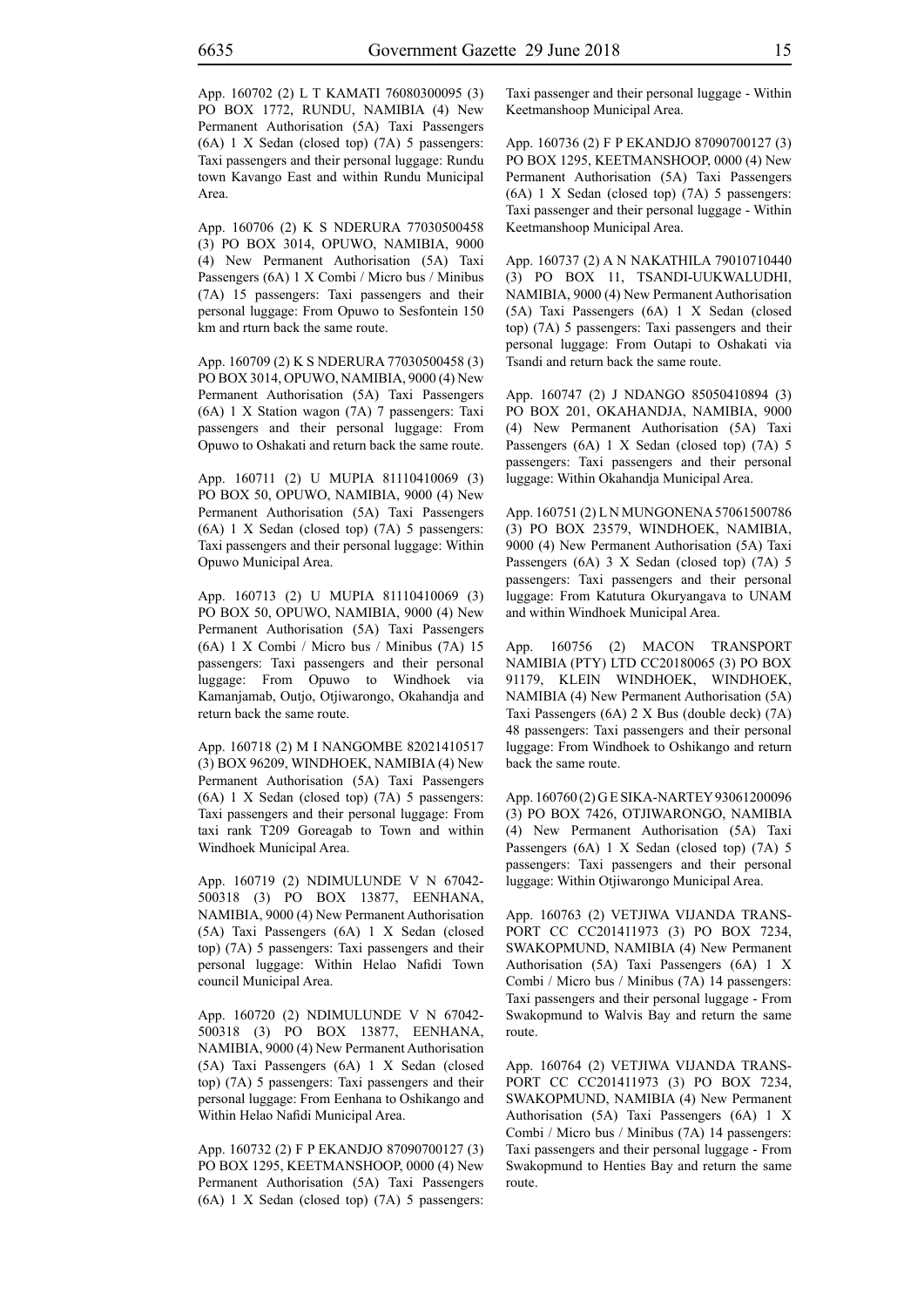App. 160702 (2) L T KAMATI 76080300095 (3) PO BOX 1772, RUNDU, NAMIBIA (4) New Permanent Authorisation (5A) Taxi Passengers (6A) 1 X Sedan (closed top) (7A) 5 passengers: Taxi passengers and their personal luggage: Rundu town Kavango East and within Rundu Municipal Area.

App. 160706 (2) K S NDERURA 77030500458 (3) PO BOX 3014, OPUWO, NAMIBIA, 9000 (4) New Permanent Authorisation (5A) Taxi Passengers (6A) 1 X Combi / Micro bus / Minibus (7A) 15 passengers: Taxi passengers and their personal luggage: From Opuwo to Sesfontein 150 km and rturn back the same route.

App. 160709 (2) K S NDERURA 77030500458 (3) PO BOX 3014, OPUWO, NAMIBIA, 9000 (4) New Permanent Authorisation (5A) Taxi Passengers (6A) 1 X Station wagon (7A) 7 passengers: Taxi passengers and their personal luggage: From Opuwo to Oshakati and return back the same route.

App. 160711 (2) U MUPIA 81110410069 (3) PO BOX 50, OPUWO, NAMIBIA, 9000 (4) New Permanent Authorisation (5A) Taxi Passengers (6A) 1 X Sedan (closed top) (7A) 5 passengers: Taxi passengers and their personal luggage: Within Opuwo Municipal Area.

App. 160713 (2) U MUPIA 81110410069 (3) PO BOX 50, OPUWO, NAMIBIA, 9000 (4) New Permanent Authorisation (5A) Taxi Passengers (6A) 1 X Combi / Micro bus / Minibus (7A) 15 passengers: Taxi passengers and their personal luggage: From Opuwo to Windhoek via Kamanjamab, Outjo, Otjiwarongo, Okahandja and return back the same route.

App. 160718 (2) M I NANGOMBE 82021410517 (3) BOX 96209, WINDHOEK, NAMIBIA (4) New Permanent Authorisation (5A) Taxi Passengers (6A) 1 X Sedan (closed top) (7A) 5 passengers: Taxi passengers and their personal luggage: From taxi rank T209 Goreagab to Town and within Windhoek Municipal Area.

App. 160719 (2) NDIMULUNDE V N 67042-500318 (3) PO BOX 13877, EENHANA, NAMIBIA, 9000 (4) New Permanent Authorisation (5A) Taxi Passengers (6A) 1 X Sedan (closed top) (7A) 5 passengers: Taxi passengers and their personal luggage: Within Helao Nafidi Town council Municipal Area.

App. 160720 (2) NDIMULUNDE V N 67042-500318 (3) PO BOX 13877, EENHANA, NAMIBIA, 9000 (4) New Permanent Authorisation (5A) Taxi Passengers (6A) 1 X Sedan (closed top) (7A) 5 passengers: Taxi passengers and their personal luggage: From Eenhana to Oshikango and Within Helao Nafidi Municipal Area.

App. 160732 (2) F P EKANDJO 87090700127 (3) PO BOX 1295, KEETMANSHOOP, 0000 (4) New Permanent Authorisation (5A) Taxi Passengers (6A) 1 X Sedan (closed top) (7A) 5 passengers: Taxi passenger and their personal luggage - Within Keetmanshoop Municipal Area.

App. 160736 (2) F P EKANDJO 87090700127 (3) PO BOX 1295, KEETMANSHOOP, 0000 (4) New Permanent Authorisation (5A) Taxi Passengers (6A) 1 X Sedan (closed top) (7A) 5 passengers: Taxi passenger and their personal luggage - Within Keetmanshoop Municipal Area.

App. 160737 (2) A N NAKATHILA 79010710440 (3) PO BOX 11, TSANDI-UUKWALUDHI, NAMIBIA, 9000 (4) New Permanent Authorisation (5A) Taxi Passengers (6A) 1 X Sedan (closed top) (7A) 5 passengers: Taxi passengers and their personal luggage: From Outapi to Oshakati via Tsandi and return back the same route.

App. 160747 (2) J NDANGO 85050410894 (3) PO BOX 201, OKAHANDJA, NAMIBIA, 9000 (4) New Permanent Authorisation (5A) Taxi Passengers (6A) 1 X Sedan (closed top) (7A) 5 passengers: Taxi passengers and their personal luggage: Within Okahandja Municipal Area.

App. 160751 (2) L N MUNGONENA 57061500786 (3) PO BOX 23579, WINDHOEK, NAMIBIA, 9000 (4) New Permanent Authorisation (5A) Taxi Passengers (6A) 3 X Sedan (closed top) (7A) 5 passengers: Taxi passengers and their personal luggage: From Katutura Okuryangava to UNAM and within Windhoek Municipal Area.

App. 160756 (2) MACON TRANSPORT NAMIBIA (PTY) LTD CC20180065 (3) PO BOX 91179, KLEIN WINDHOEK, WINDHOEK, NAMIBIA (4) New Permanent Authorisation (5A) Taxi Passengers (6A) 2 X Bus (double deck) (7A) 48 passengers: Taxi passengers and their personal luggage: From Windhoek to Oshikango and return back the same route.

App. 160760 (2) G E SIKA-NARTEY 93061200096 (3) PO BOX 7426, OTJIWARONGO, NAMIBIA (4) New Permanent Authorisation (5A) Taxi Passengers (6A) 1 X Sedan (closed top) (7A) 5 passengers: Taxi passengers and their personal luggage: Within Otjiwarongo Municipal Area.

App. 160763 (2) VETJIWA VIJANDA TRANS-PORT CC CC201411973 (3) PO BOX 7234, SWAKOPMUND, NAMIBIA (4) New Permanent Authorisation (5A) Taxi Passengers (6A) 1 X Combi / Micro bus / Minibus (7A) 14 passengers: Taxi passengers and their personal luggage - From Swakopmund to Walvis Bay and return the same route.

App. 160764 (2) VETJIWA VIJANDA TRANS-PORT CC CC201411973 (3) PO BOX 7234, SWAKOPMUND, NAMIBIA (4) New Permanent Authorisation (5A) Taxi Passengers (6A) 1 X Combi / Micro bus / Minibus (7A) 14 passengers: Taxi passengers and their personal luggage - From Swakopmund to Henties Bay and return the same route.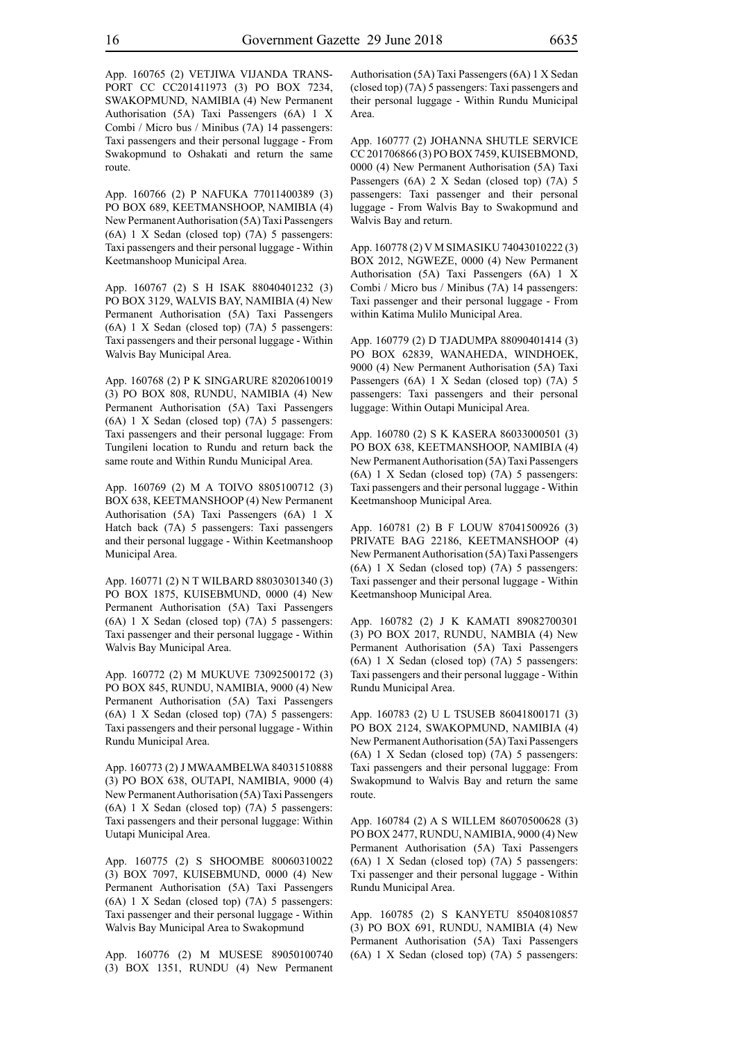App. 160765 (2) VETJIWA VIJANDA TRANSPORT CC CC201411973 (3) PO BOX 7234, SWAKOPMUND, NAMIBIA (4) New Permanent Authorisation (5A) Taxi Passengers (6A) 1 X Combi / Micro bus / Minibus (7A) 14 passengers: Taxi passengers and their personal luggage - From Swakopmund to Oshakati and return the same route.

App. 160766 (2) P NAFUKA 77011400389 (3) PO BOX 689, KEETMANSHOOP, NAMIBIA (4) New Permanent Authorisation (5A) Taxi Passengers (6A) 1 X Sedan (closed top) (7A) 5 passengers: Taxi passengers and their personal luggage - Within Keetmanshoop Municipal Area.

App. 160767 (2) S H ISAK 88040401232 (3) PO BOX 3129, WALVIS BAY, NAMIBIA (4) New Permanent Authorisation (5A) Taxi Passengers (6A) 1 X Sedan (closed top) (7A) 5 passengers: Taxi passengers and their personal luggage - Within Walvis Bay Municipal Area.

App. 160768 (2) P K SINGARURE 82020610019 (3) PO BOX 808, RUNDU, NAMIBIA (4) New Permanent Authorisation (5A) Taxi Passengers (6A) 1 X Sedan (closed top) (7A) 5 passengers: Taxi passengers and their personal luggage: From Tungileni location to Rundu and return back the same route and Within Rundu Municipal Area.

App. 160769 (2) M A TOIVO 8805100712 (3) BOX 638, KEETMANSHOOP (4) New Permanent Authorisation (5A) Taxi Passengers (6A) 1 X Hatch back (7A) 5 passengers: Taxi passengers and their personal luggage - Within Keetmanshoop Municipal Area.

App. 160771 (2) N T WILBARD 88030301340 (3) PO BOX 1875, KUISEBMUND, 0000 (4) New Permanent Authorisation (5A) Taxi Passengers (6A) 1 X Sedan (closed top) (7A) 5 passengers: Taxi passenger and their personal luggage - Within Walvis Bay Municipal Area.

App. 160772 (2) M MUKUVE 73092500172 (3) PO BOX 845, RUNDU, NAMIBIA, 9000 (4) New Permanent Authorisation (5A) Taxi Passengers (6A) 1 X Sedan (closed top) (7A) 5 passengers: Taxi passengers and their personal luggage - Within Rundu Municipal Area.

App. 160773 (2) J MWAAMBELWA 84031510888 (3) PO BOX 638, OUTAPI, NAMIBIA, 9000 (4) New Permanent Authorisation (5A) Taxi Passengers (6A) 1 X Sedan (closed top) (7A) 5 passengers: Taxi passengers and their personal luggage: Within Uutapi Municipal Area.

App. 160775 (2) S SHOOMBE 80060310022 (3) BOX 7097, KUISEBMUND, 0000 (4) New Permanent Authorisation (5A) Taxi Passengers (6A) 1 X Sedan (closed top) (7A) 5 passengers: Taxi passenger and their personal luggage - Within Walvis Bay Municipal Area to Swakopmund

App. 160776 (2) M MUSESE 89050100740 (3) BOX 1351, RUNDU (4) New Permanent Authorisation (5A) Taxi Passengers (6A) 1 X Sedan (closed top) (7A) 5 passengers: Taxi passengers and their personal luggage - Within Rundu Municipal Area.

App. 160777 (2) JOHANNA SHUTLE SERVICE CC 201706866 (3) PO BOX 7459, KUISEBMOND, 0000 (4) New Permanent Authorisation (5A) Taxi Passengers (6A) 2 X Sedan (closed top) (7A) 5 passengers: Taxi passenger and their personal luggage - From Walvis Bay to Swakopmund and Walvis Bay and return.

App. 160778 (2) V M SIMASIKU 74043010222 (3) BOX 2012, NGWEZE, 0000 (4) New Permanent Authorisation (5A) Taxi Passengers (6A) 1 X Combi / Micro bus / Minibus (7A) 14 passengers: Taxi passenger and their personal luggage - From within Katima Mulilo Municipal Area.

App. 160779 (2) D TJADUMPA 88090401414 (3) PO BOX 62839, WANAHEDA, WINDHOEK, 9000 (4) New Permanent Authorisation (5A) Taxi Passengers (6A) 1 X Sedan (closed top) (7A) 5 passengers: Taxi passengers and their personal luggage: Within Outapi Municipal Area.

App. 160780 (2) S K KASERA 86033000501 (3) PO BOX 638, KEETMANSHOOP, NAMIBIA (4) New Permanent Authorisation (5A) Taxi Passengers (6A) 1 X Sedan (closed top) (7A) 5 passengers: Taxi passengers and their personal luggage - Within Keetmanshoop Municipal Area.

App. 160781 (2) B F LOUW 87041500926 (3) PRIVATE BAG 22186, KEETMANSHOOP (4) New Permanent Authorisation (5A) Taxi Passengers (6A) 1 X Sedan (closed top) (7A) 5 passengers: Taxi passenger and their personal luggage - Within Keetmanshoop Municipal Area.

App. 160782 (2) J K KAMATI 89082700301 (3) PO BOX 2017, RUNDU, NAMBIA (4) New Permanent Authorisation (5A) Taxi Passengers (6A) 1 X Sedan (closed top) (7A) 5 passengers: Taxi passengers and their personal luggage - Within Rundu Municipal Area.

App. 160783 (2) U L TSUSEB 86041800171 (3) PO BOX 2124, SWAKOPMUND, NAMIBIA (4) New Permanent Authorisation (5A) Taxi Passengers (6A) 1 X Sedan (closed top) (7A) 5 passengers: Taxi passengers and their personal luggage: From Swakopmund to Walvis Bay and return the same route.

App. 160784 (2) A S WILLEM 86070500628 (3) PO BOX 2477, RUNDU, NAMIBIA, 9000 (4) New Permanent Authorisation (5A) Taxi Passengers (6A) 1 X Sedan (closed top) (7A) 5 passengers: Txi passenger and their personal luggage - Within Rundu Municipal Area.

App. 160785 (2) S KANYETU 85040810857 (3) PO BOX 691, RUNDU, NAMIBIA (4) New Permanent Authorisation (5A) Taxi Passengers (6A) 1 X Sedan (closed top) (7A) 5 passengers: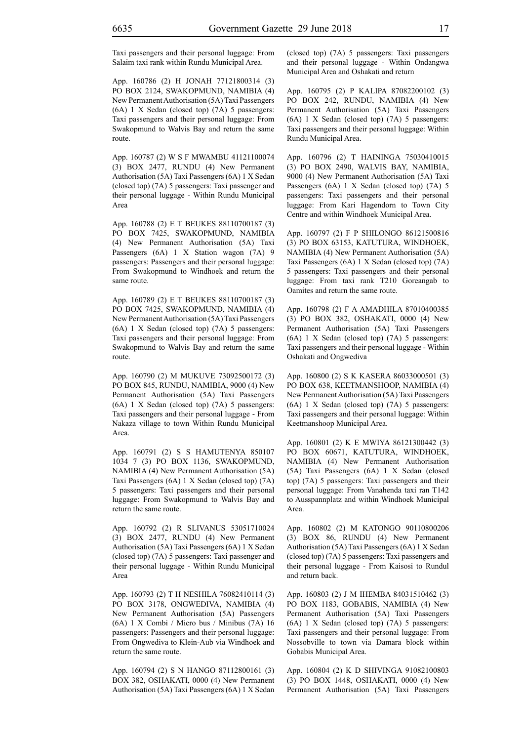Taxi passengers and their personal luggage: From Salaim taxi rank within Rundu Municipal Area.

App. 160786 (2) H JONAH 77121800314 (3) PO BOX 2124, SWAKOPMUND, NAMIBIA (4) New Permanent Authorisation (5A) Taxi Passengers (6A) 1 X Sedan (closed top) (7A) 5 passengers: Taxi passengers and their personal luggage: From Swakopmund to Walvis Bay and return the same route.

App. 160787 (2) W S F MWAMBU 41121100074 (3) BOX 2477, RUNDU (4) New Permanent Authorisation (5A) Taxi Passengers (6A) 1 X Sedan (closed top) (7A) 5 passengers: Taxi passenger and their personal luggage - Within Rundu Municipal Area

App. 160788 (2) E T BEUKES 88110700187 (3) PO BOX 7425, SWAKOPMUND, NAMIBIA (4) New Permanent Authorisation (5A) Taxi Passengers (6A) 1 X Station wagon (7A) 9 passengers: Passengers and their personal luggage: From Swakopmund to Windhoek and return the same route.

App. 160789 (2) E T BEUKES 88110700187 (3) PO BOX 7425, SWAKOPMUND, NAMIBIA (4) New Permanent Authorisation (5A) Taxi Passengers (6A) 1 X Sedan (closed top) (7A) 5 passengers: Taxi passengers and their personal luggage: From Swakopmund to Walvis Bay and return the same route.

App. 160790 (2) M MUKUVE 73092500172 (3) PO BOX 845, RUNDU, NAMIBIA, 9000 (4) New Permanent Authorisation (5A) Taxi Passengers (6A) 1 X Sedan (closed top) (7A) 5 passengers: Taxi passengers and their personal luggage - From Nakaza village to town Within Rundu Municipal Area.

App. 160791 (2) S S HAMUTENYA 850107 1034 7 (3) PO BOX 1136, SWAKOPMUND, NAMIBIA (4) New Permanent Authorisation (5A) Taxi Passengers (6A) 1 X Sedan (closed top) (7A) 5 passengers: Taxi passengers and their personal luggage: From Swakopmund to Walvis Bay and return the same route.

App. 160792 (2) R SLIVANUS 53051710024 (3) BOX 2477, RUNDU (4) New Permanent Authorisation (5A) Taxi Passengers (6A) 1 X Sedan (closed top) (7A) 5 passengers: Taxi passenger and their personal luggage - Within Rundu Municipal Area

App. 160793 (2) T H NESHILA 76082410114 (3) PO BOX 3178, ONGWEDIVA, NAMIBIA (4) New Permanent Authorisation (5A) Passengers (6A) 1 X Combi / Micro bus / Minibus (7A) 16 passengers: Passengers and their personal luggage: From Ongwediva to Klein-Aub via Windhoek and return the same route.

App. 160794 (2) S N HANGO 87112800161 (3) BOX 382, OSHAKATI, 0000 (4) New Permanent Authorisation (5A) Taxi Passengers (6A) 1 X Sedan (closed top) (7A) 5 passengers: Taxi passengers and their personal luggage - Within Ondangwa Municipal Area and Oshakati and return

App. 160795 (2) P KALIPA 87082200102 (3) PO BOX 242, RUNDU, NAMIBIA (4) New Permanent Authorisation (5A) Taxi Passengers (6A) 1 X Sedan (closed top) (7A) 5 passengers: Taxi passengers and their personal luggage: Within Rundu Municipal Area.

App. 160796 (2) T HAININGA 75030410015 (3) PO BOX 2490, WALVIS BAY, NAMIBIA, 9000 (4) New Permanent Authorisation (5A) Taxi Passengers (6A) 1 X Sedan (closed top) (7A) 5 passengers: Taxi passengers and their personal luggage: From Kari Hagendorn to Town City Centre and within Windhoek Municipal Area.

App. 160797 (2) F P SHILONGO 86121500816 (3) PO BOX 63153, KATUTURA, WINDHOEK, NAMIBIA (4) New Permanent Authorisation (5A) Taxi Passengers (6A) 1 X Sedan (closed top) (7A) 5 passengers: Taxi passengers and their personal luggage: From taxi rank T210 Goreangab to Oamites and return the same route.

App. 160798 (2) F A AMADHILA 87010400385 (3) PO BOX 382, OSHAKATI, 0000 (4) New Permanent Authorisation (5A) Taxi Passengers (6A) 1 X Sedan (closed top) (7A) 5 passengers: Taxi passengers and their personal luggage - Within Oshakati and Ongwediva

App. 160800 (2) S K KASERA 86033000501 (3) PO BOX 638, KEETMANSHOOP, NAMIBIA (4) New Permanent Authorisation (5A) Taxi Passengers (6A) 1 X Sedan (closed top) (7A) 5 passengers: Taxi passengers and their personal luggage: Within Keetmanshoop Municipal Area.

App. 160801 (2) K E MWIYA 86121300442 (3) PO BOX 60671, KATUTURA, WINDHOEK, NAMIBIA (4) New Permanent Authorisation (5A) Taxi Passengers (6A) 1 X Sedan (closed top) (7A) 5 passengers: Taxi passengers and their personal luggage: From Vanahenda taxi ran T142 to Ausspannplatz and within Windhoek Municipal Area.

App. 160802 (2) M KATONGO 90110800206 (3) BOX 86, RUNDU (4) New Permanent Authorisation (5A) Taxi Passengers (6A) 1 X Sedan (closed top) (7A) 5 passengers: Taxi passengers and their personal luggage - From Kaisosi to Rundul and return back.

App. 160803 (2) J M IHEMBA 84031510462 (3) PO BOX 1183, GOBABIS, NAMIBIA (4) New Permanent Authorisation (5A) Taxi Passengers (6A) 1 X Sedan (closed top) (7A) 5 passengers: Taxi passengers and their personal luggage: From Nossobville to town via Damara block within Gobabis Municipal Area.

App. 160804 (2) K D SHIVINGA 91082100803 (3) PO BOX 1448, OSHAKATI, 0000 (4) New Permanent Authorisation (5A) Taxi Passengers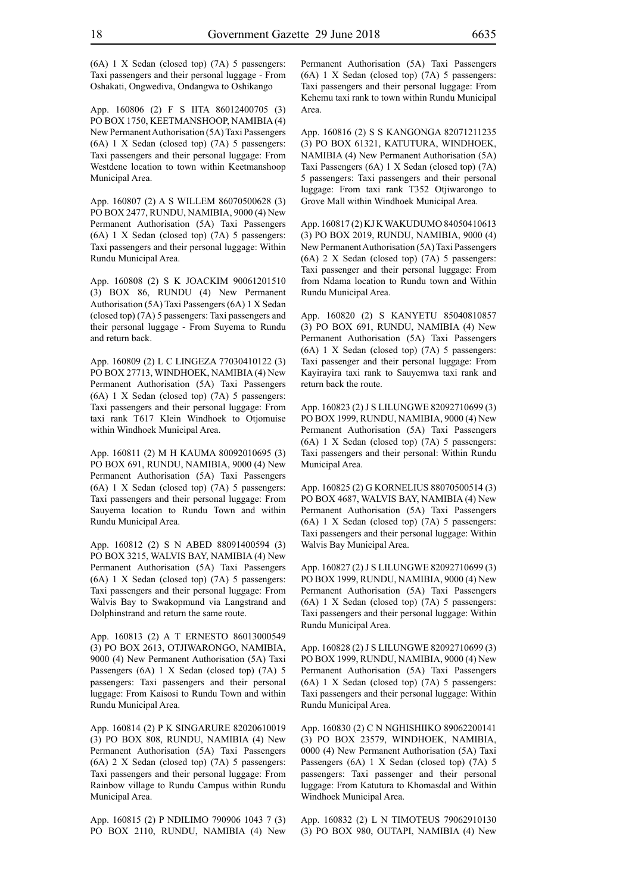(6A) 1 X Sedan (closed top) (7A) 5 passengers: Taxi passengers and their personal luggage - From Oshakati, Ongwediva, Ondangwa to Oshikango

App. 160806 (2) F S IITA 86012400705 (3) PO BOX 1750, KEETMANSHOOP, NAMIBIA (4) New Permanent Authorisation (5A) Taxi Passengers (6A) 1 X Sedan (closed top) (7A) 5 passengers: Taxi passengers and their personal luggage: From Westdene location to town within Keetmanshoop Municipal Area.

App. 160807 (2) A S WILLEM 86070500628 (3) PO BOX 2477, RUNDU, NAMIBIA, 9000 (4) New Permanent Authorisation (5A) Taxi Passengers (6A) 1 X Sedan (closed top) (7A) 5 passengers: Taxi passengers and their personal luggage: Within Rundu Municipal Area.

App. 160808 (2) S K JOACKIM 90061201510 (3) BOX 86, RUNDU (4) New Permanent Authorisation (5A) Taxi Passengers (6A) 1 X Sedan (closed top) (7A) 5 passengers: Taxi passengers and their personal luggage - From Suyema to Rundu and return back.

App. 160809 (2) L C LINGEZA 77030410122 (3) PO BOX 27713, WINDHOEK, NAMIBIA (4) New Permanent Authorisation (5A) Taxi Passengers (6A) 1 X Sedan (closed top) (7A) 5 passengers: Taxi passengers and their personal luggage: From taxi rank T617 Klein Windhoek to Otjomuise within Windhoek Municipal Area.

App. 160811 (2) M H KAUMA 80092010695 (3) PO BOX 691, RUNDU, NAMIBIA, 9000 (4) New Permanent Authorisation (5A) Taxi Passengers (6A) 1 X Sedan (closed top) (7A) 5 passengers: Taxi passengers and their personal luggage: From Sauyema location to Rundu Town and within Rundu Municipal Area.

App. 160812 (2) S N ABED 88091400594 (3) PO BOX 3215, WALVIS BAY, NAMIBIA (4) New Permanent Authorisation (5A) Taxi Passengers (6A) 1 X Sedan (closed top) (7A) 5 passengers: Taxi passengers and their personal luggage: From Walvis Bay to Swakopmund via Langstrand and Dolphinstrand and return the same route.

App. 160813 (2) A T ERNESTO 86013000549 (3) PO BOX 2613, OTJIWARONGO, NAMIBIA, 9000 (4) New Permanent Authorisation (5A) Taxi Passengers (6A) 1 X Sedan (closed top) (7A) 5 passengers: Taxi passengers and their personal luggage: From Kaisosi to Rundu Town and within Rundu Municipal Area.

App. 160814 (2) P K SINGARURE 82020610019 (3) PO BOX 808, RUNDU, NAMIBIA (4) New Permanent Authorisation (5A) Taxi Passengers (6A) 2 X Sedan (closed top) (7A) 5 passengers: Taxi passengers and their personal luggage: From Rainbow village to Rundu Campus within Rundu Municipal Area.

App. 160815 (2) P NDILIMO 790906 1043 7 (3) PO BOX 2110, RUNDU, NAMIBIA (4) New Permanent Authorisation (5A) Taxi Passengers (6A) 1 X Sedan (closed top) (7A) 5 passengers: Taxi passengers and their personal luggage: From Kehemu taxi rank to town within Rundu Municipal Area.

App. 160816 (2) S S KANGONGA 82071211235 (3) PO BOX 61321, KATUTURA, WINDHOEK, NAMIBIA (4) New Permanent Authorisation (5A) Taxi Passengers (6A) 1 X Sedan (closed top) (7A) 5 passengers: Taxi passengers and their personal luggage: From taxi rank T352 Otjiwarongo to Grove Mall within Windhoek Municipal Area.

App. 160817 (2) KJ K WAKUDUMO 84050410613 (3) PO BOX 2019, RUNDU, NAMIBIA, 9000 (4) New Permanent Authorisation (5A) Taxi Passengers (6A) 2 X Sedan (closed top) (7A) 5 passengers: Taxi passenger and their personal luggage: From from Ndama location to Rundu town and Within Rundu Municipal Area.

App. 160820 (2) S KANYETU 85040810857 (3) PO BOX 691, RUNDU, NAMIBIA (4) New Permanent Authorisation (5A) Taxi Passengers (6A) 1 X Sedan (closed top) (7A) 5 passengers: Taxi passenger and their personal luggage: From Kayirayira taxi rank to Sauyemwa taxi rank and return back the route.

App. 160823 (2) J S LILUNGWE 82092710699 (3) PO BOX 1999, RUNDU, NAMIBIA, 9000 (4) New Permanent Authorisation (5A) Taxi Passengers (6A) 1 X Sedan (closed top) (7A) 5 passengers: Taxi passengers and their personal: Within Rundu Municipal Area.

App. 160825 (2) G KORNELIUS 88070500514 (3) PO BOX 4687, WALVIS BAY, NAMIBIA (4) New Permanent Authorisation (5A) Taxi Passengers (6A) 1 X Sedan (closed top) (7A) 5 passengers: Taxi passengers and their personal luggage: Within Walvis Bay Municipal Area.

App. 160827 (2) J S LILUNGWE 82092710699 (3) PO BOX 1999, RUNDU, NAMIBIA, 9000 (4) New Permanent Authorisation (5A) Taxi Passengers (6A) 1 X Sedan (closed top) (7A) 5 passengers: Taxi passengers and their personal luggage: Within Rundu Municipal Area.

App. 160828 (2) J S LILUNGWE 82092710699 (3) PO BOX 1999, RUNDU, NAMIBIA, 9000 (4) New Permanent Authorisation (5A) Taxi Passengers (6A) 1 X Sedan (closed top) (7A) 5 passengers: Taxi passengers and their personal luggage: Within Rundu Municipal Area.

App. 160830 (2) C N NGHISHIIKO 89062200141 (3) PO BOX 23579, WINDHOEK, NAMIBIA, 0000 (4) New Permanent Authorisation (5A) Taxi Passengers (6A) 1 X Sedan (closed top) (7A) 5 passengers: Taxi passenger and their personal luggage: From Katutura to Khomasdal and Within Windhoek Municipal Area.

App. 160832 (2) L N TIMOTEUS 79062910130 (3) PO BOX 980, OUTAPI, NAMIBIA (4) New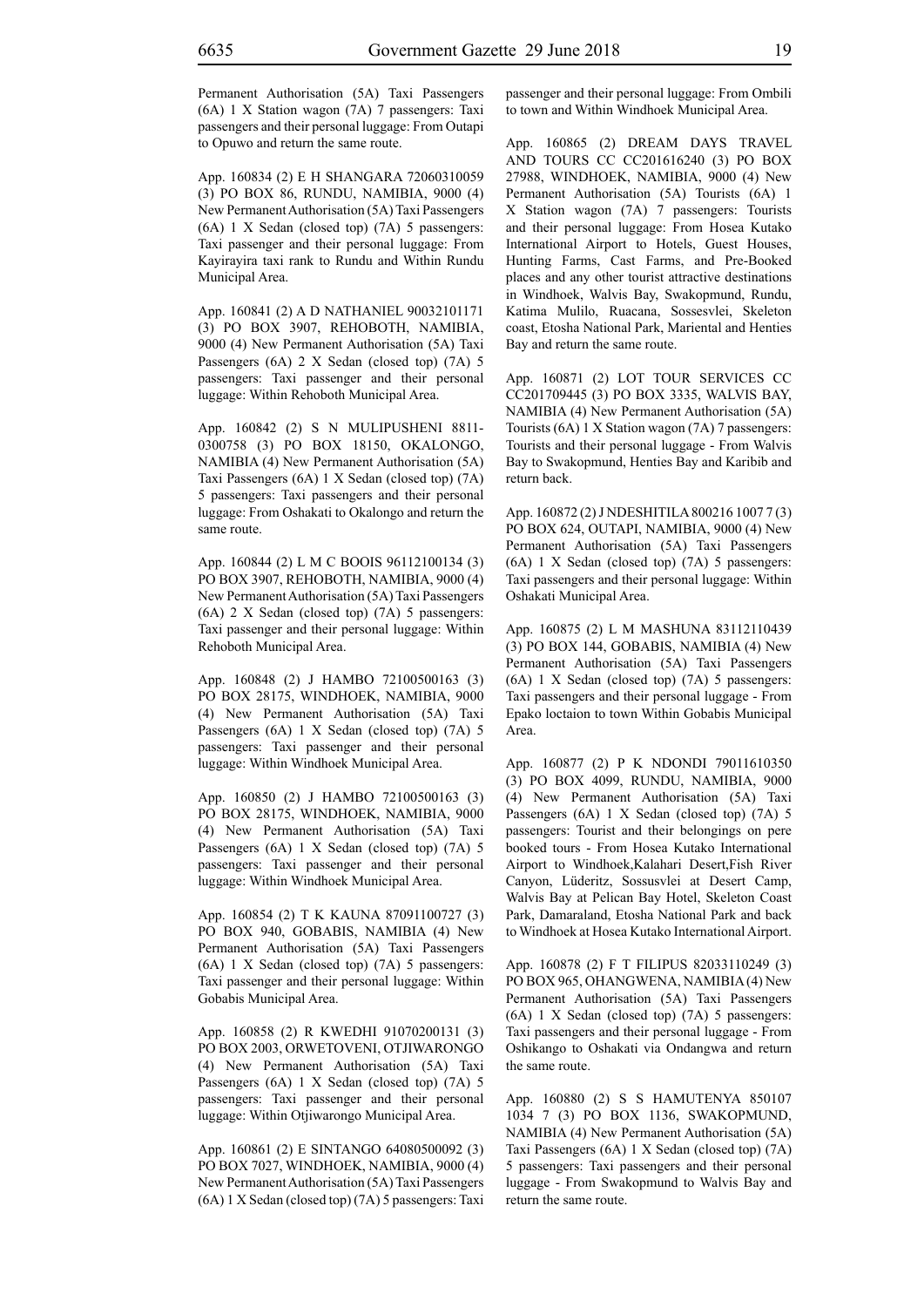Permanent Authorisation (5A) Taxi Passengers (6A) 1 X Station wagon (7A) 7 passengers: Taxi passengers and their personal luggage: From Outapi to Opuwo and return the same route.

App. 160834 (2) E H SHANGARA 72060310059 (3) PO BOX 86, RUNDU, NAMIBIA, 9000 (4) New Permanent Authorisation (5A) Taxi Passengers (6A) 1 X Sedan (closed top) (7A) 5 passengers: Taxi passenger and their personal luggage: From Kayirayira taxi rank to Rundu and Within Rundu Municipal Area.

App. 160841 (2) A D NATHANIEL 90032101171 (3) PO BOX 3907, REHOBOTH, NAMIBIA, 9000 (4) New Permanent Authorisation (5A) Taxi Passengers (6A) 2 X Sedan (closed top) (7A) 5 passengers: Taxi passenger and their personal luggage: Within Rehoboth Municipal Area.

App. 160842 (2) S N MULIPUSHENI 8811-0300758 (3) PO BOX 18150, OKALONGO, NAMIBIA (4) New Permanent Authorisation (5A) Taxi Passengers (6A) 1 X Sedan (closed top) (7A) 5 passengers: Taxi passengers and their personal luggage: From Oshakati to Okalongo and return the same route.

App. 160844 (2) L M C BOOIS 96112100134 (3) PO BOX 3907, REHOBOTH, NAMIBIA, 9000 (4) New Permanent Authorisation (5A) Taxi Passengers (6A) 2 X Sedan (closed top) (7A) 5 passengers: Taxi passenger and their personal luggage: Within Rehoboth Municipal Area.

App. 160848 (2) J HAMBO 72100500163 (3) PO BOX 28175, WINDHOEK, NAMIBIA, 9000 (4) New Permanent Authorisation (5A) Taxi Passengers (6A) 1 X Sedan (closed top) (7A) 5 passengers: Taxi passenger and their personal luggage: Within Windhoek Municipal Area.

App. 160850 (2) J HAMBO 72100500163 (3) PO BOX 28175, WINDHOEK, NAMIBIA, 9000 (4) New Permanent Authorisation (5A) Taxi Passengers (6A) 1 X Sedan (closed top) (7A) 5 passengers: Taxi passenger and their personal luggage: Within Windhoek Municipal Area.

App. 160854 (2) T K KAUNA 87091100727 (3) PO BOX 940, GOBABIS, NAMIBIA (4) New Permanent Authorisation (5A) Taxi Passengers (6A) 1 X Sedan (closed top) (7A) 5 passengers: Taxi passenger and their personal luggage: Within Gobabis Municipal Area.

App. 160858 (2) R KWEDHI 91070200131 (3) PO BOX 2003, ORWETOVENI, OTJIWARONGO (4) New Permanent Authorisation (5A) Taxi Passengers (6A) 1 X Sedan (closed top) (7A) 5 passengers: Taxi passenger and their personal luggage: Within Otjiwarongo Municipal Area.

App. 160861 (2) E SINTANGO 64080500092 (3) PO BOX 7027, WINDHOEK, NAMIBIA, 9000 (4) New Permanent Authorisation (5A) Taxi Passengers (6A) 1 X Sedan (closed top) (7A) 5 passengers: Taxi passenger and their personal luggage: From Ombili to town and Within Windhoek Municipal Area.

App. 160865 (2) DREAM DAYS TRAVEL AND TOURS CC CC201616240 (3) PO BOX 27988, WINDHOEK, NAMIBIA, 9000 (4) New Permanent Authorisation (5A) Tourists (6A) 1 X Station wagon (7A) 7 passengers: Tourists and their personal luggage: From Hosea Kutako International Airport to Hotels, Guest Houses, Hunting Farms, Cast Farms, and Pre-Booked places and any other tourist attractive destinations in Windhoek, Walvis Bay, Swakopmund, Rundu, Katima Mulilo, Ruacana, Sossesvlei, Skeleton coast, Etosha National Park, Mariental and Henties Bay and return the same route.

App. 160871 (2) LOT TOUR SERVICES CC CC201709445 (3) PO BOX 3335, WALVIS BAY, NAMIBIA (4) New Permanent Authorisation (5A) Tourists (6A) 1 X Station wagon (7A) 7 passengers: Tourists and their personal luggage - From Walvis Bay to Swakopmund, Henties Bay and Karibib and return back.

App. 160872 (2) J NDESHITILA 800216 1007 7 (3) PO BOX 624, OUTAPI, NAMIBIA, 9000 (4) New Permanent Authorisation (5A) Taxi Passengers (6A) 1 X Sedan (closed top) (7A) 5 passengers: Taxi passengers and their personal luggage: Within Oshakati Municipal Area.

App. 160875 (2) L M MASHUNA 83112110439 (3) PO BOX 144, GOBABIS, NAMIBIA (4) New Permanent Authorisation (5A) Taxi Passengers (6A) 1 X Sedan (closed top) (7A) 5 passengers: Taxi passengers and their personal luggage - From Epako loctaion to town Within Gobabis Municipal Area.

App. 160877 (2) P K NDONDI 79011610350 (3) PO BOX 4099, RUNDU, NAMIBIA, 9000 (4) New Permanent Authorisation (5A) Taxi Passengers (6A) 1 X Sedan (closed top) (7A) 5 passengers: Tourist and their belongings on pere booked tours - From Hosea Kutako International Airport to Windhoek,Kalahari Desert,Fish River Canyon, Lüderitz, Sossusvlei at Desert Camp, Walvis Bay at Pelican Bay Hotel, Skeleton Coast Park, Damaraland, Etosha National Park and back to Windhoek at Hosea Kutako International Airport.

App. 160878 (2) F T FILIPUS 82033110249 (3) PO BOX 965, OHANGWENA, NAMIBIA (4) New Permanent Authorisation (5A) Taxi Passengers (6A) 1 X Sedan (closed top) (7A) 5 passengers: Taxi passengers and their personal luggage - From Oshikango to Oshakati via Ondangwa and return the same route.

App. 160880 (2) S S HAMUTENYA 850107 1034 7 (3) PO BOX 1136, SWAKOPMUND, NAMIBIA (4) New Permanent Authorisation (5A) Taxi Passengers (6A) 1 X Sedan (closed top) (7A) 5 passengers: Taxi passengers and their personal luggage - From Swakopmund to Walvis Bay and return the same route.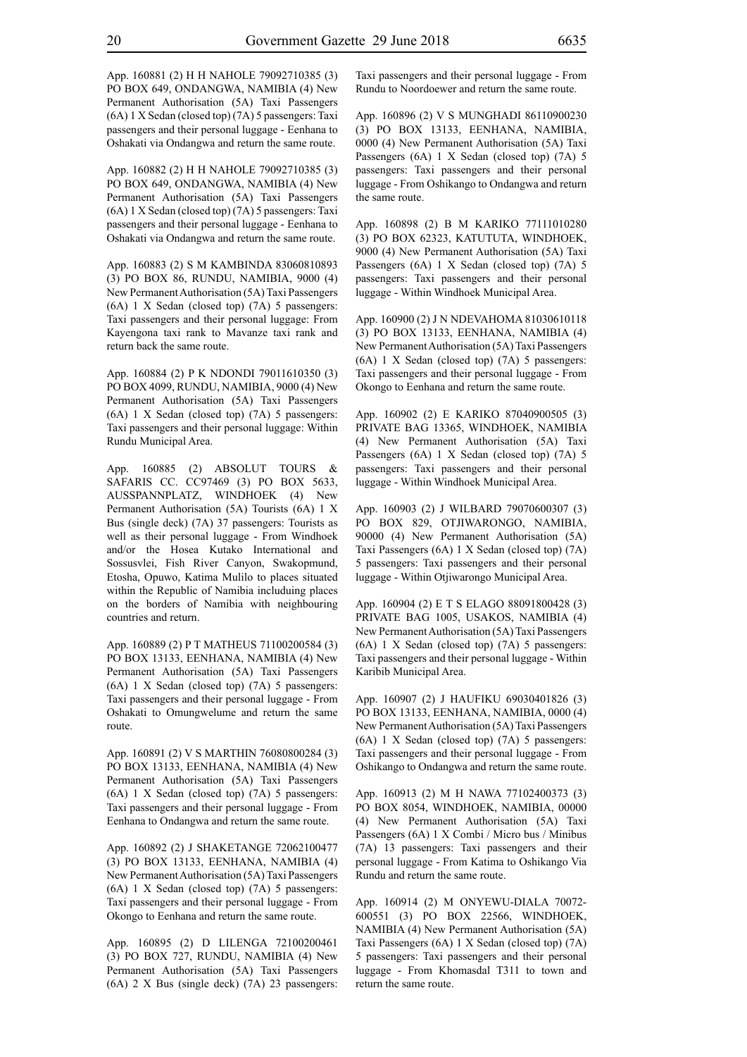App. 160881 (2) H H NAHOLE 79092710385 (3) PO BOX 649, ONDANGWA, NAMIBIA (4) New Permanent Authorisation (5A) Taxi Passengers (6A) 1 X Sedan (closed top) (7A) 5 passengers: Taxi passengers and their personal luggage - Eenhana to Oshakati via Ondangwa and return the same route.

App. 160882 (2) H H NAHOLE 79092710385 (3) PO BOX 649, ONDANGWA, NAMIBIA (4) New Permanent Authorisation (5A) Taxi Passengers (6A) 1 X Sedan (closed top) (7A) 5 passengers: Taxi passengers and their personal luggage - Eenhana to Oshakati via Ondangwa and return the same route.

App. 160883 (2) S M KAMBINDA 83060810893 (3) PO BOX 86, RUNDU, NAMIBIA, 9000 (4) New Permanent Authorisation (5A) Taxi Passengers (6A) 1 X Sedan (closed top) (7A) 5 passengers: Taxi passengers and their personal luggage: From Kayengona taxi rank to Mavanze taxi rank and return back the same route.

App. 160884 (2) P K NDONDI 79011610350 (3) PO BOX 4099, RUNDU, NAMIBIA, 9000 (4) New Permanent Authorisation (5A) Taxi Passengers (6A) 1 X Sedan (closed top) (7A) 5 passengers: Taxi passengers and their personal luggage: Within Rundu Municipal Area.

App. 160885 (2) ABSOLUT TOURS & SAFARIS CC. CC97469 (3) PO BOX 5633, AUSSPANNPLATZ, WINDHOEK (4) New Permanent Authorisation (5A) Tourists (6A) 1 X Bus (single deck) (7A) 37 passengers: Tourists as well as their personal luggage - From Windhoek and/or the Hosea Kutako International and Sossusvlei, Fish River Canyon, Swakopmund, Etosha, Opuwo, Katima Mulilo to places situated within the Republic of Namibia includuing places on the borders of Namibia with neighbouring countries and return.

App. 160889 (2) P T MATHEUS 71100200584 (3) PO BOX 13133, EENHANA, NAMIBIA (4) New Permanent Authorisation (5A) Taxi Passengers (6A) 1 X Sedan (closed top) (7A) 5 passengers: Taxi passengers and their personal luggage - From Oshakati to Omungwelume and return the same route.

App. 160891 (2) V S MARTHIN 76080800284 (3) PO BOX 13133, EENHANA, NAMIBIA (4) New Permanent Authorisation (5A) Taxi Passengers (6A) 1 X Sedan (closed top) (7A) 5 passengers: Taxi passengers and their personal luggage - From Eenhana to Ondangwa and return the same route.

App. 160892 (2) J SHAKETANGE 72062100477 (3) PO BOX 13133, EENHANA, NAMIBIA (4) New Permanent Authorisation (5A) Taxi Passengers (6A) 1 X Sedan (closed top) (7A) 5 passengers: Taxi passengers and their personal luggage - From Okongo to Eenhana and return the same route.

App. 160895 (2) D LILENGA 72100200461 (3) PO BOX 727, RUNDU, NAMIBIA (4) New Permanent Authorisation (5A) Taxi Passengers (6A) 2 X Bus (single deck) (7A) 23 passengers: Taxi passengers and their personal luggage - From Rundu to Noordoewer and return the same route.

App. 160896 (2) V S MUNGHADI 86110900230 (3) PO BOX 13133, EENHANA, NAMIBIA, 0000 (4) New Permanent Authorisation (5A) Taxi Passengers (6A) 1 X Sedan (closed top) (7A) 5 passengers: Taxi passengers and their personal luggage - From Oshikango to Ondangwa and return the same route.

App. 160898 (2) B M KARIKO 77111010280 (3) PO BOX 62323, KATUTUTA, WINDHOEK, 9000 (4) New Permanent Authorisation (5A) Taxi Passengers (6A) 1 X Sedan (closed top) (7A) 5 passengers: Taxi passengers and their personal luggage - Within Windhoek Municipal Area.

App. 160900 (2) J N NDEVAHOMA 81030610118 (3) PO BOX 13133, EENHANA, NAMIBIA (4) New Permanent Authorisation (5A) Taxi Passengers (6A) 1 X Sedan (closed top) (7A) 5 passengers: Taxi passengers and their personal luggage - From Okongo to Eenhana and return the same route.

App. 160902 (2) E KARIKO 87040900505 (3) PRIVATE BAG 13365, WINDHOEK, NAMIBIA (4) New Permanent Authorisation (5A) Taxi Passengers (6A) 1 X Sedan (closed top) (7A) 5 passengers: Taxi passengers and their personal luggage - Within Windhoek Municipal Area.

App. 160903 (2) J WILBARD 79070600307 (3) PO BOX 829, OTJIWARONGO, NAMIBIA, 90000 (4) New Permanent Authorisation (5A) Taxi Passengers (6A) 1 X Sedan (closed top) (7A) 5 passengers: Taxi passengers and their personal luggage - Within Otjiwarongo Municipal Area.

App. 160904 (2) E T S ELAGO 88091800428 (3) PRIVATE BAG 1005, USAKOS, NAMIBIA (4) New Permanent Authorisation (5A) Taxi Passengers (6A) 1 X Sedan (closed top) (7A) 5 passengers: Taxi passengers and their personal luggage - Within Karibib Municipal Area.

App. 160907 (2) J HAUFIKU 69030401826 (3) PO BOX 13133, EENHANA, NAMIBIA, 0000 (4) New Permanent Authorisation (5A) Taxi Passengers (6A) 1 X Sedan (closed top) (7A) 5 passengers: Taxi passengers and their personal luggage - From Oshikango to Ondangwa and return the same route.

App. 160913 (2) M H NAWA 77102400373 (3) PO BOX 8054, WINDHOEK, NAMIBIA, 00000 (4) New Permanent Authorisation (5A) Taxi Passengers (6A) 1 X Combi / Micro bus / Minibus (7A) 13 passengers: Taxi passengers and their personal luggage - From Katima to Oshikango Via Rundu and return the same route.

App. 160914 (2) M ONYEWU-DIALA 70072-600551 (3) PO BOX 22566, WINDHOEK, NAMIBIA (4) New Permanent Authorisation (5A) Taxi Passengers (6A) 1 X Sedan (closed top) (7A) 5 passengers: Taxi passengers and their personal luggage - From Khomasdal T311 to town and return the same route.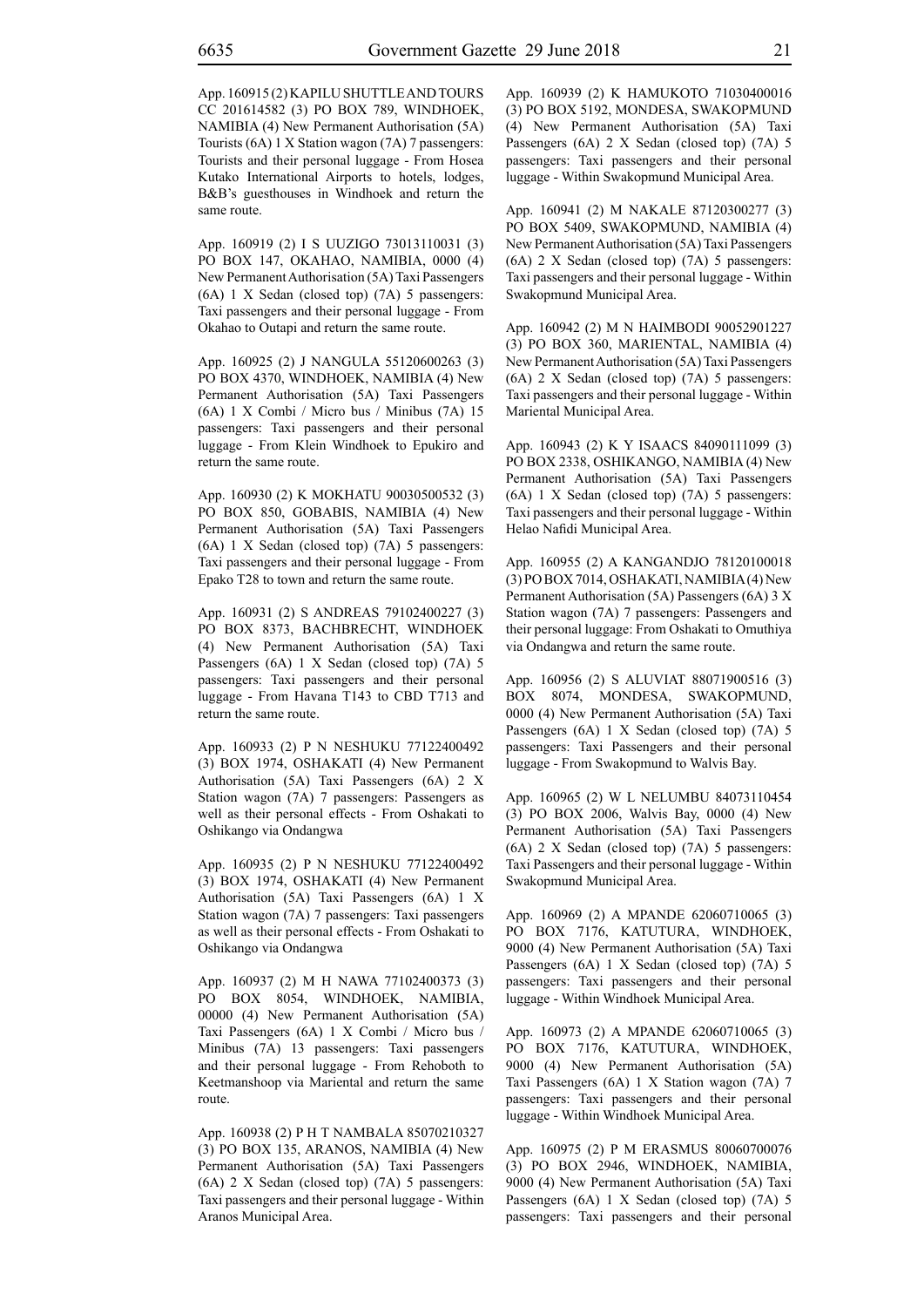App. 160915 (2) KAPILU SHUTTLE AND TOURS CC 201614582 (3) PO BOX 789, WINDHOEK, NAMIBIA (4) New Permanent Authorisation (5A) Tourists (6A) 1 X Station wagon (7A) 7 passengers: Tourists and their personal luggage - From Hosea Kutako International Airports to hotels, lodges, B&B's guesthouses in Windhoek and return the same route.

App. 160919 (2) I S UUZIGO 73013110031 (3) PO BOX 147, OKAHAO, NAMIBIA, 0000 (4) New Permanent Authorisation (5A) Taxi Passengers (6A) 1 X Sedan (closed top) (7A) 5 passengers: Taxi passengers and their personal luggage - From Okahao to Outapi and return the same route.

App. 160925 (2) J NANGULA 55120600263 (3) PO BOX 4370, WINDHOEK, NAMIBIA (4) New Permanent Authorisation (5A) Taxi Passengers (6A) 1 X Combi / Micro bus / Minibus (7A) 15 passengers: Taxi passengers and their personal luggage - From Klein Windhoek to Epukiro and return the same route.

App. 160930 (2) K MOKHATU 90030500532 (3) PO BOX 850, GOBABIS, NAMIBIA (4) New Permanent Authorisation (5A) Taxi Passengers (6A) 1 X Sedan (closed top) (7A) 5 passengers: Taxi passengers and their personal luggage - From Epako T28 to town and return the same route.

App. 160931 (2) S ANDREAS 79102400227 (3) PO BOX 8373, BACHBRECHT, WINDHOEK (4) New Permanent Authorisation (5A) Taxi Passengers (6A) 1 X Sedan (closed top) (7A) 5 passengers: Taxi passengers and their personal luggage - From Havana T143 to CBD T713 and return the same route.

App. 160933 (2) P N NESHUKU 77122400492 (3) BOX 1974, OSHAKATI (4) New Permanent Authorisation (5A) Taxi Passengers (6A) 2 X Station wagon (7A) 7 passengers: Passengers as well as their personal effects - From Oshakati to Oshikango via Ondangwa

App. 160935 (2) P N NESHUKU 77122400492 (3) BOX 1974, OSHAKATI (4) New Permanent Authorisation (5A) Taxi Passengers (6A) 1 X Station wagon (7A) 7 passengers: Taxi passengers as well as their personal effects - From Oshakati to Oshikango via Ondangwa

App. 160937 (2) M H NAWA 77102400373 (3) PO BOX 8054, WINDHOEK, NAMIBIA, 00000 (4) New Permanent Authorisation (5A) Taxi Passengers (6A) 1 X Combi / Micro bus / Minibus (7A) 13 passengers: Taxi passengers and their personal luggage - From Rehoboth to Keetmanshoop via Mariental and return the same route.

App. 160938 (2) P H T NAMBALA 85070210327 (3) PO BOX 135, ARANOS, NAMIBIA (4) New Permanent Authorisation (5A) Taxi Passengers (6A) 2 X Sedan (closed top) (7A) 5 passengers: Taxi passengers and their personal luggage - Within Aranos Municipal Area.

App. 160939 (2) K HAMUKOTO 71030400016 (3) PO BOX 5192, MONDESA, SWAKOPMUND (4) New Permanent Authorisation (5A) Taxi Passengers (6A) 2 X Sedan (closed top) (7A) 5 passengers: Taxi passengers and their personal luggage - Within Swakopmund Municipal Area.

App. 160941 (2) M NAKALE 87120300277 (3) PO BOX 5409, SWAKOPMUND, NAMIBIA (4) New Permanent Authorisation (5A) Taxi Passengers (6A) 2 X Sedan (closed top) (7A) 5 passengers: Taxi passengers and their personal luggage - Within Swakopmund Municipal Area.

App. 160942 (2) M N HAIMBODI 90052901227 (3) PO BOX 360, MARIENTAL, NAMIBIA (4) New Permanent Authorisation (5A) Taxi Passengers (6A) 2 X Sedan (closed top) (7A) 5 passengers: Taxi passengers and their personal luggage - Within Mariental Municipal Area.

App. 160943 (2) K Y ISAACS 84090111099 (3) PO BOX 2338, OSHIKANGO, NAMIBIA (4) New Permanent Authorisation (5A) Taxi Passengers (6A) 1 X Sedan (closed top) (7A) 5 passengers: Taxi passengers and their personal luggage - Within Helao Nafidi Municipal Area.

App. 160955 (2) A KANGANDJO 78120100018 (3) PO BOX 7014, OSHAKATI, NAMIBIA (4) New Permanent Authorisation (5A) Passengers (6A) 3 X Station wagon (7A) 7 passengers: Passengers and their personal luggage: From Oshakati to Omuthiya via Ondangwa and return the same route.

App. 160956 (2) S ALUVIAT 88071900516 (3) BOX 8074, MONDESA, SWAKOPMUND, 0000 (4) New Permanent Authorisation (5A) Taxi Passengers (6A) 1 X Sedan (closed top) (7A) 5 passengers: Taxi Passengers and their personal luggage - From Swakopmund to Walvis Bay.

App. 160965 (2) W L NELUMBU 84073110454 (3) PO BOX 2006, Walvis Bay, 0000 (4) New Permanent Authorisation (5A) Taxi Passengers (6A) 2 X Sedan (closed top) (7A) 5 passengers: Taxi Passengers and their personal luggage - Within Swakopmund Municipal Area.

App. 160969 (2) A MPANDE 62060710065 (3) PO BOX 7176, KATUTURA, WINDHOEK, 9000 (4) New Permanent Authorisation (5A) Taxi Passengers (6A) 1 X Sedan (closed top) (7A) 5 passengers: Taxi passengers and their personal luggage - Within Windhoek Municipal Area.

App. 160973 (2) A MPANDE 62060710065 (3) PO BOX 7176, KATUTURA, WINDHOEK, 9000 (4) New Permanent Authorisation (5A) Taxi Passengers (6A) 1 X Station wagon (7A) 7 passengers: Taxi passengers and their personal luggage - Within Windhoek Municipal Area.

App. 160975 (2) P M ERASMUS 80060700076 (3) PO BOX 2946, WINDHOEK, NAMIBIA, 9000 (4) New Permanent Authorisation (5A) Taxi Passengers (6A) 1 X Sedan (closed top) (7A) 5 passengers: Taxi passengers and their personal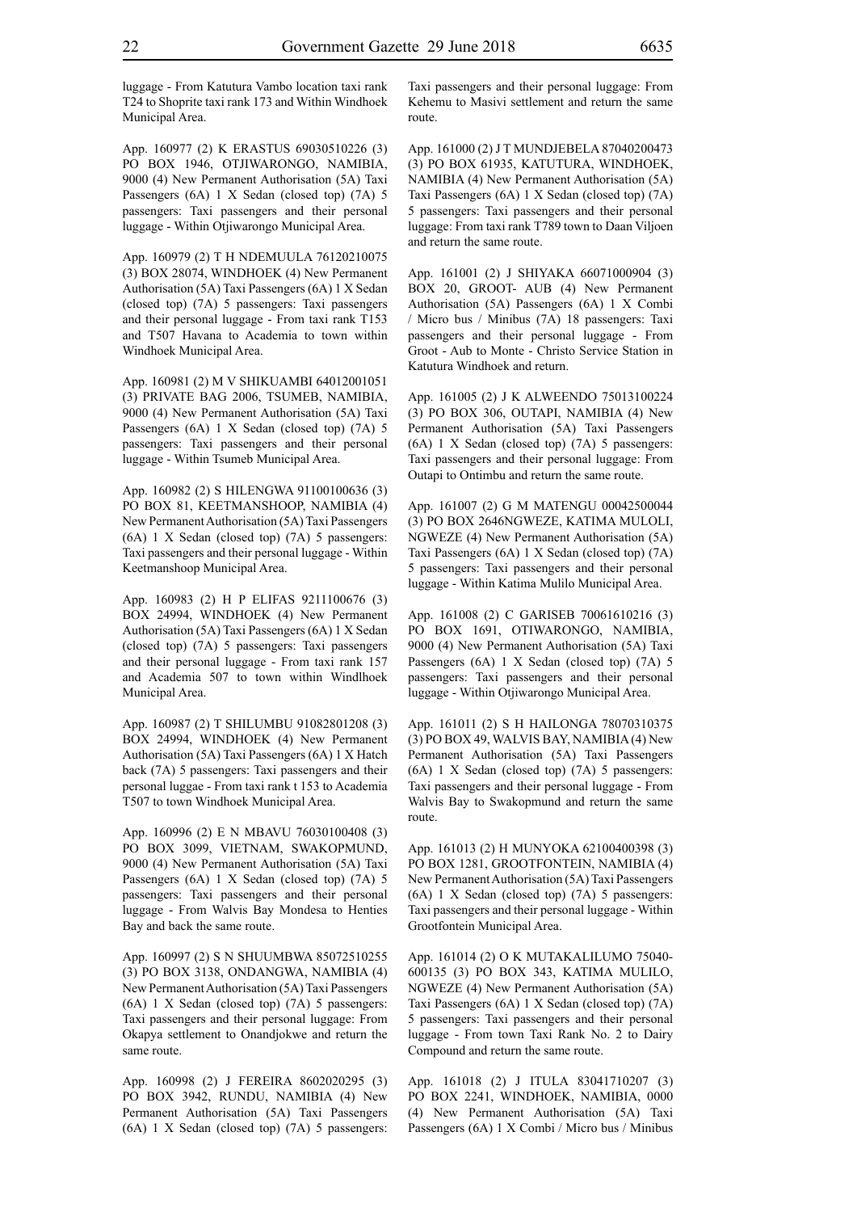luggage - From Katutura Vambo location taxi rank T24 to Shoprite taxi rank 173 and Within Windhoek Municipal Area.

App. 160977 (2) K ERASTUS 69030510226 (3) PO BOX 1946, OTJIWARONGO, NAMIBIA, 9000 (4) New Permanent Authorisation (5A) Taxi Passengers (6A) 1 X Sedan (closed top) (7A) 5 passengers: Taxi passengers and their personal luggage - Within Otjiwarongo Municipal Area.

App. 160979 (2) T H NDEMUULA 76120210075 (3) BOX 28074, WINDHOEK (4) New Permanent Authorisation (5A) Taxi Passengers (6A) 1 X Sedan (closed top) (7A) 5 passengers: Taxi passengers and their personal luggage - From taxi rank T153 and T507 Havana to Academia to town within Windhoek Municipal Area.

App. 160981 (2) M V SHIKUAMBI 64012001051 (3) PRIVATE BAG 2006, TSUMEB, NAMIBIA, 9000 (4) New Permanent Authorisation (5A) Taxi Passengers (6A) 1 X Sedan (closed top) (7A) 5 passengers: Taxi passengers and their personal luggage - Within Tsumeb Municipal Area.

App. 160982 (2) S HILENGWA 91100100636 (3) PO BOX 81, KEETMANSHOOP, NAMIBIA (4) New Permanent Authorisation (5A) Taxi Passengers (6A) 1 X Sedan (closed top) (7A) 5 passengers: Taxi passengers and their personal luggage - Within Keetmanshoop Municipal Area.

App. 160983 (2) H P ELIFAS 9211100676 (3) BOX 24994, WINDHOEK (4) New Permanent Authorisation (5A) Taxi Passengers (6A) 1 X Sedan (closed top) (7A) 5 passengers: Taxi passengers and their personal luggage - From taxi rank 157 and Academia 507 to town within Windlhoek Municipal Area.

App. 160987 (2) T SHILUMBU 91082801208 (3) BOX 24994, WINDHOEK (4) New Permanent Authorisation (5A) Taxi Passengers (6A) 1 X Hatch back (7A) 5 passengers: Taxi passengers and their personal luggae - From taxi rank t 153 to Academia T507 to town Windhoek Municipal Area.

App. 160996 (2) E N MBAVU 76030100408 (3) PO BOX 3099, VIETNAM, SWAKOPMUND, 9000 (4) New Permanent Authorisation (5A) Taxi Passengers (6A) 1 X Sedan (closed top) (7A) 5 passengers: Taxi passengers and their personal luggage - From Walvis Bay Mondesa to Henties Bay and back the same route.

App. 160997 (2) S N SHUUMBWA 85072510255 (3) PO BOX 3138, ONDANGWA, NAMIBIA (4) New Permanent Authorisation (5A) Taxi Passengers (6A) 1 X Sedan (closed top) (7A) 5 passengers: Taxi passengers and their personal luggage: From Okapya settlement to Onandjokwe and return the same route.

App. 160998 (2) J FEREIRA 8602020295 (3) PO BOX 3942, RUNDU, NAMIBIA (4) New Permanent Authorisation (5A) Taxi Passengers (6A) 1 X Sedan (closed top) (7A) 5 passengers: Taxi passengers and their personal luggage: From Kehemu to Masivi settlement and return the same route.

App. 161000 (2) J T MUNDJEBELA 87040200473 (3) PO BOX 61935, KATUTURA, WINDHOEK, NAMIBIA (4) New Permanent Authorisation (5A) Taxi Passengers (6A) 1 X Sedan (closed top) (7A) 5 passengers: Taxi passengers and their personal luggage: From taxi rank T789 town to Daan Viljoen and return the same route.

App. 161001 (2) J SHIYAKA 66071000904 (3) BOX 20, GROOT- AUB (4) New Permanent Authorisation (5A) Passengers (6A) 1 X Combi / Micro bus / Minibus (7A) 18 passengers: Taxi passengers and their personal luggage - From Groot - Aub to Monte - Christo Service Station in Katutura Windhoek and return.

App. 161005 (2) J K ALWEENDO 75013100224 (3) PO BOX 306, OUTAPI, NAMIBIA (4) New Permanent Authorisation (5A) Taxi Passengers (6A) 1 X Sedan (closed top) (7A) 5 passengers: Taxi passengers and their personal luggage: From Outapi to Ontimbu and return the same route.

App. 161007 (2) G M MATENGU 00042500044 (3) PO BOX 2646NGWEZE, KATIMA MULOLI, NGWEZE (4) New Permanent Authorisation (5A) Taxi Passengers (6A) 1 X Sedan (closed top) (7A) 5 passengers: Taxi passengers and their personal luggage - Within Katima Mulilo Municipal Area.

App. 161008 (2) C GARISEB 70061610216 (3) PO BOX 1691, OTIWARONGO, NAMIBIA, 9000 (4) New Permanent Authorisation (5A) Taxi Passengers (6A) 1 X Sedan (closed top) (7A) 5 passengers: Taxi passengers and their personal luggage - Within Otjiwarongo Municipal Area.

App. 161011 (2) S H HAILONGA 78070310375 (3) PO BOX 49, WALVIS BAY, NAMIBIA (4) New Permanent Authorisation (5A) Taxi Passengers (6A) 1 X Sedan (closed top) (7A) 5 passengers: Taxi passengers and their personal luggage - From Walvis Bay to Swakopmund and return the same route.

App. 161013 (2) H MUNYOKA 62100400398 (3) PO BOX 1281, GROOTFONTEIN, NAMIBIA (4) New Permanent Authorisation (5A) Taxi Passengers (6A) 1 X Sedan (closed top) (7A) 5 passengers: Taxi passengers and their personal luggage - Within Grootfontein Municipal Area.

App. 161014 (2) O K MUTAKALILUMO 75040-600135 (3) PO BOX 343, KATIMA MULILO, NGWEZE (4) New Permanent Authorisation (5A) Taxi Passengers (6A) 1 X Sedan (closed top) (7A) 5 passengers: Taxi passengers and their personal luggage - From town Taxi Rank No. 2 to Dairy Compound and return the same route.

App. 161018 (2) J ITULA 83041710207 (3) PO BOX 2241, WINDHOEK, NAMIBIA, 0000 (4) New Permanent Authorisation (5A) Taxi Passengers (6A) 1 X Combi / Micro bus / Minibus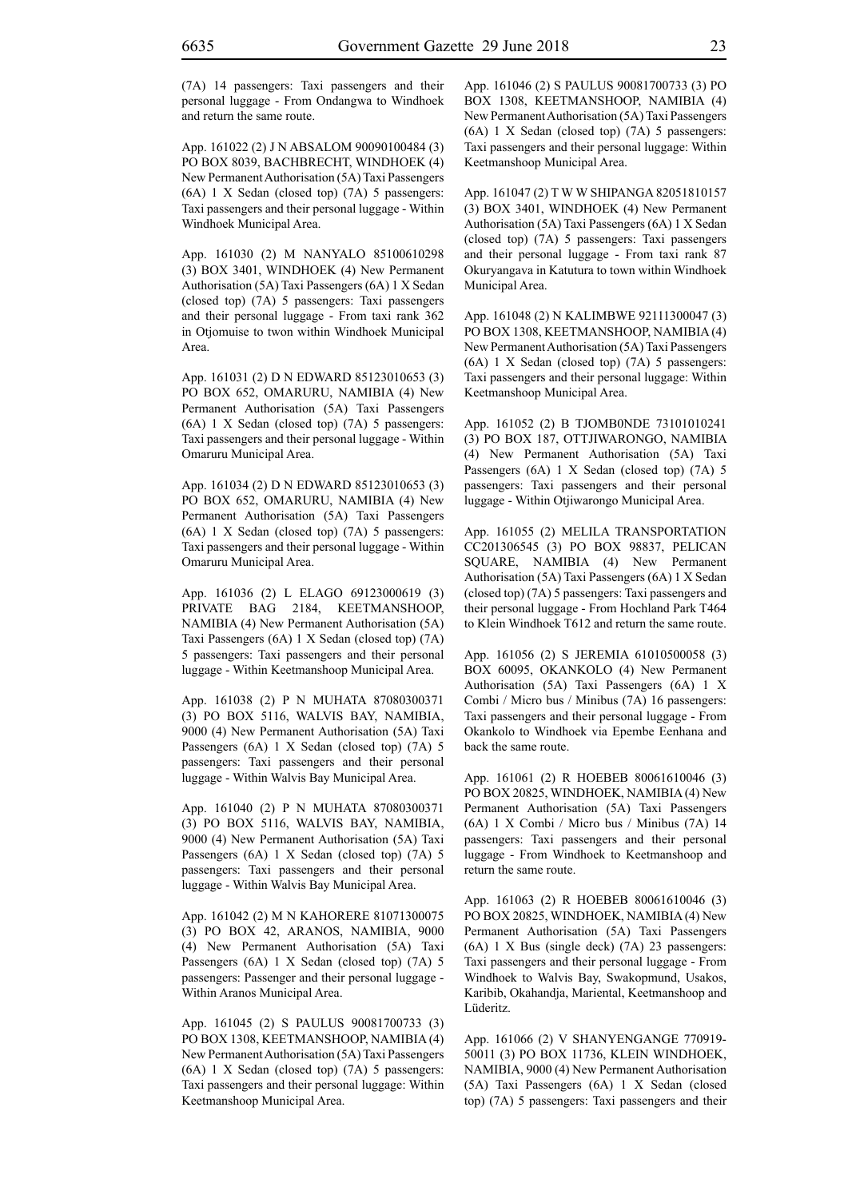(7A) 14 passengers: Taxi passengers and their personal luggage - From Ondangwa to Windhoek and return the same route.

App. 161022 (2) J N ABSALOM 90090100484 (3) PO BOX 8039, BACHBRECHT, WINDHOEK (4) New Permanent Authorisation (5A) Taxi Passengers (6A) 1 X Sedan (closed top) (7A) 5 passengers: Taxi passengers and their personal luggage - Within Windhoek Municipal Area.

App. 161030 (2) M NANYALO 85100610298 (3) BOX 3401, WINDHOEK (4) New Permanent Authorisation (5A) Taxi Passengers (6A) 1 X Sedan (closed top) (7A) 5 passengers: Taxi passengers and their personal luggage - From taxi rank 362 in Otjomuise to twon within Windhoek Municipal Area.

App. 161031 (2) D N EDWARD 85123010653 (3) PO BOX 652, OMARURU, NAMIBIA (4) New Permanent Authorisation (5A) Taxi Passengers (6A) 1 X Sedan (closed top) (7A) 5 passengers: Taxi passengers and their personal luggage - Within Omaruru Municipal Area.

App. 161034 (2) D N EDWARD 85123010653 (3) PO BOX 652, OMARURU, NAMIBIA (4) New Permanent Authorisation (5A) Taxi Passengers (6A) 1 X Sedan (closed top) (7A) 5 passengers: Taxi passengers and their personal luggage - Within Omaruru Municipal Area.

App. 161036 (2) L ELAGO 69123000619 (3) PRIVATE BAG 2184, KEETMANSHOOP, NAMIBIA (4) New Permanent Authorisation (5A) Taxi Passengers (6A) 1 X Sedan (closed top) (7A) 5 passengers: Taxi passengers and their personal luggage - Within Keetmanshoop Municipal Area.

App. 161038 (2) P N MUHATA 87080300371 (3) PO BOX 5116, WALVIS BAY, NAMIBIA, 9000 (4) New Permanent Authorisation (5A) Taxi Passengers (6A) 1 X Sedan (closed top) (7A) 5 passengers: Taxi passengers and their personal luggage - Within Walvis Bay Municipal Area.

App. 161040 (2) P N MUHATA 87080300371 (3) PO BOX 5116, WALVIS BAY, NAMIBIA, 9000 (4) New Permanent Authorisation (5A) Taxi Passengers (6A) 1 X Sedan (closed top) (7A) 5 passengers: Taxi passengers and their personal luggage - Within Walvis Bay Municipal Area.

App. 161042 (2) M N KAHORERE 81071300075 (3) PO BOX 42, ARANOS, NAMIBIA, 9000 (4) New Permanent Authorisation (5A) Taxi Passengers (6A) 1 X Sedan (closed top) (7A) 5 passengers: Passenger and their personal luggage - Within Aranos Municipal Area.

App. 161045 (2) S PAULUS 90081700733 (3) PO BOX 1308, KEETMANSHOOP, NAMIBIA (4) New Permanent Authorisation (5A) Taxi Passengers (6A) 1 X Sedan (closed top) (7A) 5 passengers: Taxi passengers and their personal luggage: Within Keetmanshoop Municipal Area.

App. 161046 (2) S PAULUS 90081700733 (3) PO BOX 1308, KEETMANSHOOP, NAMIBIA (4) New Permanent Authorisation (5A) Taxi Passengers (6A) 1 X Sedan (closed top) (7A) 5 passengers: Taxi passengers and their personal luggage: Within Keetmanshoop Municipal Area.

App. 161047 (2) T W W SHIPANGA 82051810157 (3) BOX 3401, WINDHOEK (4) New Permanent Authorisation (5A) Taxi Passengers (6A) 1 X Sedan (closed top) (7A) 5 passengers: Taxi passengers and their personal luggage - From taxi rank 87 Okuryangava in Katutura to town within Windhoek Municipal Area.

App. 161048 (2) N KALIMBWE 92111300047 (3) PO BOX 1308, KEETMANSHOOP, NAMIBIA (4) New Permanent Authorisation (5A) Taxi Passengers (6A) 1 X Sedan (closed top) (7A) 5 passengers: Taxi passengers and their personal luggage: Within Keetmanshoop Municipal Area.

App. 161052 (2) B TJOMB0NDE 73101010241 (3) PO BOX 187, OTTJIWARONGO, NAMIBIA (4) New Permanent Authorisation (5A) Taxi Passengers (6A) 1 X Sedan (closed top) (7A) 5 passengers: Taxi passengers and their personal luggage - Within Otjiwarongo Municipal Area.

App. 161055 (2) MELILA TRANSPORTATION CC201306545 (3) PO BOX 98837, PELICAN SQUARE, NAMIBIA (4) New Permanent Authorisation (5A) Taxi Passengers (6A) 1 X Sedan (closed top) (7A) 5 passengers: Taxi passengers and their personal luggage - From Hochland Park T464 to Klein Windhoek T612 and return the same route.

App. 161056 (2) S JEREMIA 61010500058 (3) BOX 60095, OKANKOLO (4) New Permanent Authorisation (5A) Taxi Passengers (6A) 1 X Combi / Micro bus / Minibus (7A) 16 passengers: Taxi passengers and their personal luggage - From Okankolo to Windhoek via Epembe Eenhana and back the same route.

App. 161061 (2) R HOEBEB 80061610046 (3) PO BOX 20825, WINDHOEK, NAMIBIA (4) New Permanent Authorisation (5A) Taxi Passengers (6A) 1 X Combi / Micro bus / Minibus (7A) 14 passengers: Taxi passengers and their personal luggage - From Windhoek to Keetmanshoop and return the same route.

App. 161063 (2) R HOEBEB 80061610046 (3) PO BOX 20825, WINDHOEK, NAMIBIA (4) New Permanent Authorisation (5A) Taxi Passengers (6A) 1 X Bus (single deck) (7A) 23 passengers: Taxi passengers and their personal luggage - From Windhoek to Walvis Bay, Swakopmund, Usakos, Karibib, Okahandja, Mariental, Keetmanshoop and Lüderitz.

App. 161066 (2) V SHANYENGANGE 770919-50011 (3) PO BOX 11736, KLEIN WINDHOEK, NAMIBIA, 9000 (4) New Permanent Authorisation (5A) Taxi Passengers (6A) 1 X Sedan (closed top) (7A) 5 passengers: Taxi passengers and their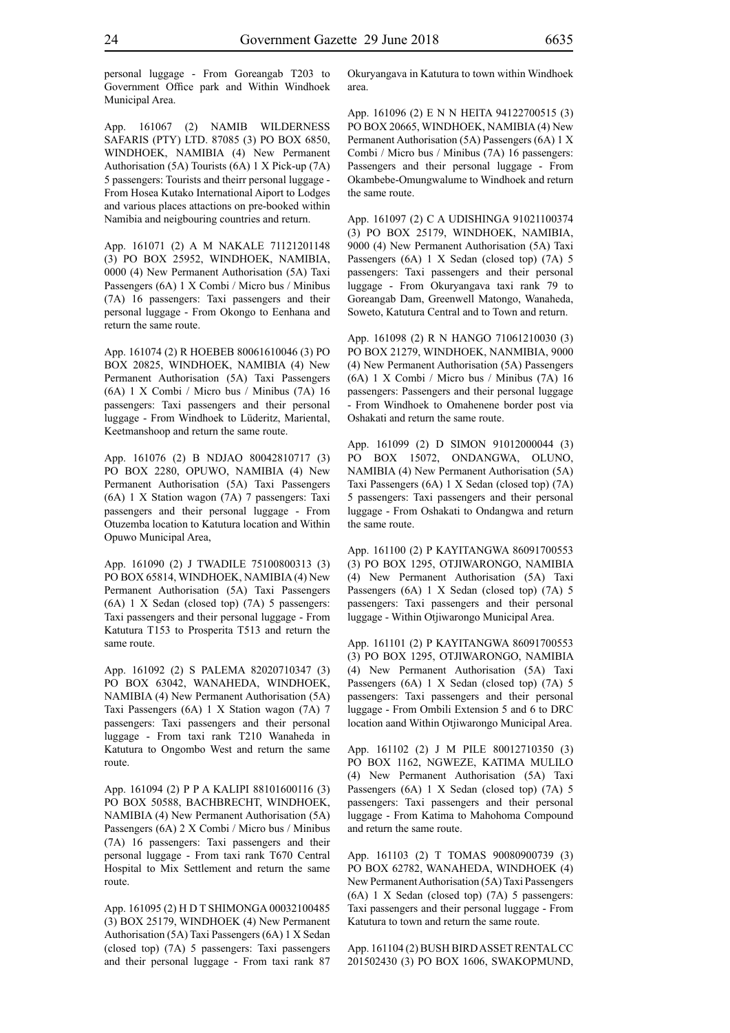personal luggage - From Goreangab T203 to Government Office park and Within Windhoek Municipal Area.

App. 161067 (2) NAMIB WILDERNESS SAFARIS (PTY) LTD. 87085 (3) PO BOX 6850, WINDHOEK, NAMIBIA (4) New Permanent Authorisation (5A) Tourists (6A) 1 X Pick-up (7A) 5 passengers: Tourists and theirr personal luggage - From Hosea Kutako International Aiport to Lodges and various places attactions on pre-booked within Namibia and neigbouring countries and return.

App. 161071 (2) A M NAKALE 71121201148 (3) PO BOX 25952, WINDHOEK, NAMIBIA, 0000 (4) New Permanent Authorisation (5A) Taxi Passengers (6A) 1 X Combi / Micro bus / Minibus (7A) 16 passengers: Taxi passengers and their personal luggage - From Okongo to Eenhana and return the same route.

App. 161074 (2) R HOEBEB 80061610046 (3) PO BOX 20825, WINDHOEK, NAMIBIA (4) New Permanent Authorisation (5A) Taxi Passengers (6A) 1 X Combi / Micro bus / Minibus (7A) 16 passengers: Taxi passengers and their personal luggage - From Windhoek to Lüderitz, Mariental, Keetmanshoop and return the same route.

App. 161076 (2) B NDJAO 80042810717 (3) PO BOX 2280, OPUWO, NAMIBIA (4) New Permanent Authorisation (5A) Taxi Passengers (6A) 1 X Station wagon (7A) 7 passengers: Taxi passengers and their personal luggage - From Otuzemba location to Katutura location and Within Opuwo Municipal Area,

App. 161090 (2) J TWADILE 75100800313 (3) PO BOX 65814, WINDHOEK, NAMIBIA (4) New Permanent Authorisation (5A) Taxi Passengers (6A) 1 X Sedan (closed top) (7A) 5 passengers: Taxi passengers and their personal luggage - From Katutura T153 to Prosperita T513 and return the same route.

App. 161092 (2) S PALEMA 82020710347 (3) PO BOX 63042, WANAHEDA, WINDHOEK, NAMIBIA (4) New Permanent Authorisation (5A) Taxi Passengers (6A) 1 X Station wagon (7A) 7 passengers: Taxi passengers and their personal luggage - From taxi rank T210 Wanaheda in Katutura to Ongombo West and return the same route.

App. 161094 (2) P P A KALIPI 88101600116 (3) PO BOX 50588, BACHBRECHT, WINDHOEK, NAMIBIA (4) New Permanent Authorisation (5A) Passengers (6A) 2 X Combi / Micro bus / Minibus (7A) 16 passengers: Taxi passengers and their personal luggage - From taxi rank T670 Central Hospital to Mix Settlement and return the same route.

App. 161095 (2) H D T SHIMONGA 00032100485 (3) BOX 25179, WINDHOEK (4) New Permanent Authorisation (5A) Taxi Passengers (6A) 1 X Sedan (closed top) (7A) 5 passengers: Taxi passengers and their personal luggage - From taxi rank 87 Okuryangava in Katutura to town within Windhoek area.

App. 161096 (2) E N N HEITA 94122700515 (3) PO BOX 20665, WINDHOEK, NAMIBIA (4) New Permanent Authorisation (5A) Passengers (6A) 1 X Combi / Micro bus / Minibus (7A) 16 passengers: Passengers and their personal luggage - From Okambebe-Omungwalume to Windhoek and return the same route.

App. 161097 (2) C A UDISHINGA 91021100374 (3) PO BOX 25179, WINDHOEK, NAMIBIA, 9000 (4) New Permanent Authorisation (5A) Taxi Passengers (6A) 1 X Sedan (closed top) (7A) 5 passengers: Taxi passengers and their personal luggage - From Okuryangava taxi rank 79 to Goreangab Dam, Greenwell Matongo, Wanaheda, Soweto, Katutura Central and to Town and return.

App. 161098 (2) R N HANGO 71061210030 (3) PO BOX 21279, WINDHOEK, NANMIBIA, 9000 (4) New Permanent Authorisation (5A) Passengers (6A) 1 X Combi / Micro bus / Minibus (7A) 16 passengers: Passengers and their personal luggage - From Windhoek to Omahenene border post via Oshakati and return the same route.

App. 161099 (2) D SIMON 91012000044 (3) PO BOX 15072, ONDANGWA, OLUNO, NAMIBIA (4) New Permanent Authorisation (5A) Taxi Passengers (6A) 1 X Sedan (closed top) (7A) 5 passengers: Taxi passengers and their personal luggage - From Oshakati to Ondangwa and return the same route.

App. 161100 (2) P KAYITANGWA 86091700553 (3) PO BOX 1295, OTJIWARONGO, NAMIBIA (4) New Permanent Authorisation (5A) Taxi Passengers (6A) 1 X Sedan (closed top) (7A) 5 passengers: Taxi passengers and their personal luggage - Within Otjiwarongo Municipal Area.

App. 161101 (2) P KAYITANGWA 86091700553 (3) PO BOX 1295, OTJIWARONGO, NAMIBIA (4) New Permanent Authorisation (5A) Taxi Passengers (6A) 1 X Sedan (closed top) (7A) 5 passengers: Taxi passengers and their personal luggage - From Ombili Extension 5 and 6 to DRC location aand Within Otjiwarongo Municipal Area.

App. 161102 (2) J M PILE 80012710350 (3) PO BOX 1162, NGWEZE, KATIMA MULILO (4) New Permanent Authorisation (5A) Taxi Passengers (6A) 1 X Sedan (closed top) (7A) 5 passengers: Taxi passengers and their personal luggage - From Katima to Mahohoma Compound and return the same route.

App. 161103 (2) T TOMAS 90080900739 (3) PO BOX 62782, WANAHEDA, WINDHOEK (4) New Permanent Authorisation (5A) Taxi Passengers (6A) 1 X Sedan (closed top) (7A) 5 passengers: Taxi passengers and their personal luggage - From Katutura to town and return the same route.

App. 161104 (2) BUSH BIRD ASSET RENTAL CC 201502430 (3) PO BOX 1606, SWAKOPMUND,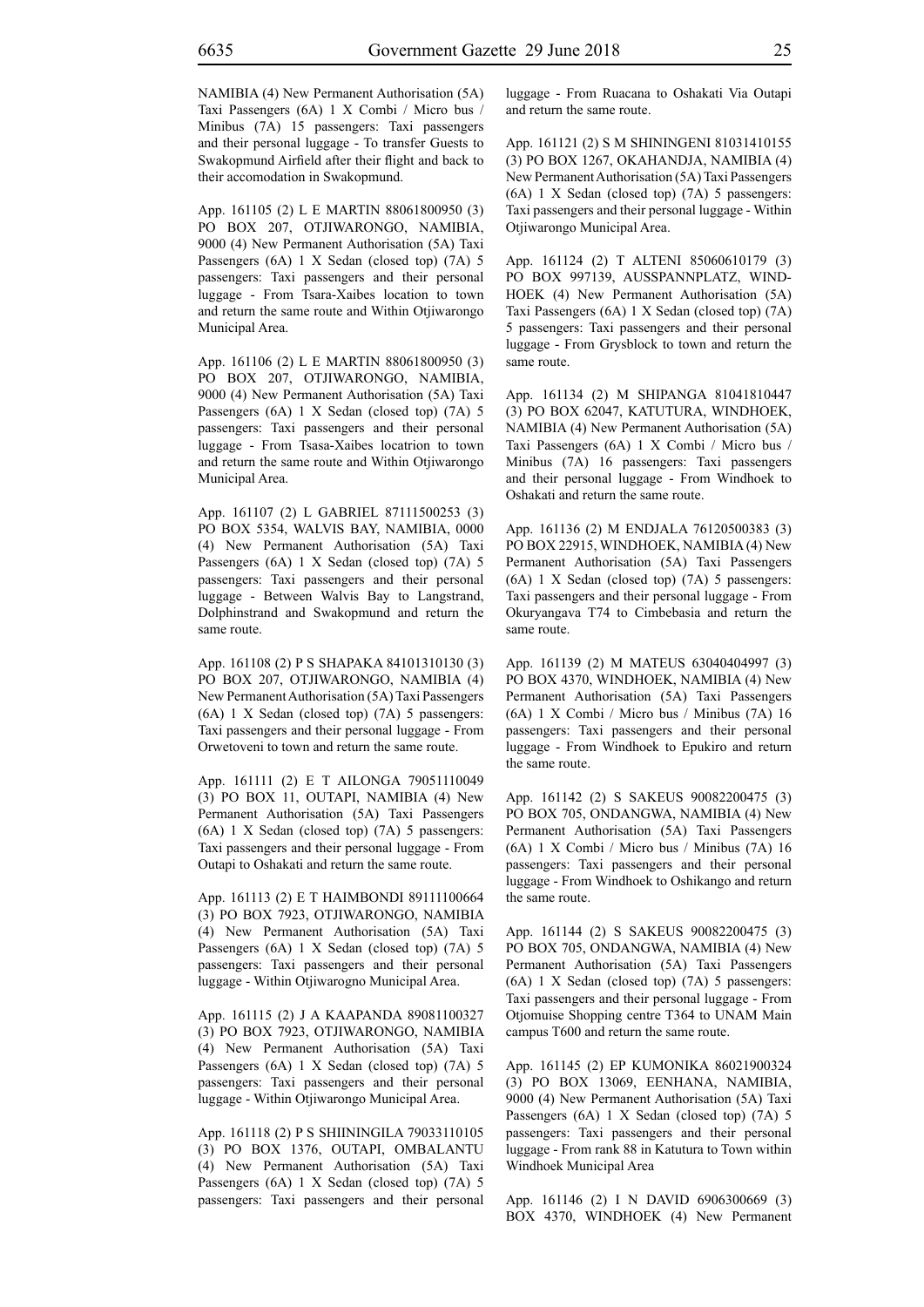NAMIBIA (4) New Permanent Authorisation (5A) Taxi Passengers (6A) 1 X Combi / Micro bus / Minibus (7A) 15 passengers: Taxi passengers and their personal luggage - To transfer Guests to Swakopmund Airfield after their flight and back to their accomodation in Swakopmund.

App. 161105 (2) L E MARTIN 88061800950 (3) PO BOX 207, OTJIWARONGO, NAMIBIA, 9000 (4) New Permanent Authorisation (5A) Taxi Passengers (6A) 1 X Sedan (closed top) (7A) 5 passengers: Taxi passengers and their personal luggage - From Tsara-Xaibes location to town and return the same route and Within Otjiwarongo Municipal Area.

App. 161106 (2) L E MARTIN 88061800950 (3) PO BOX 207, OTJIWARONGO, NAMIBIA, 9000 (4) New Permanent Authorisation (5A) Taxi Passengers (6A) 1 X Sedan (closed top) (7A) 5 passengers: Taxi passengers and their personal luggage - From Tsasa-Xaibes locatrion to town and return the same route and Within Otjiwarongo Municipal Area.

App. 161107 (2) L GABRIEL 87111500253 (3) PO BOX 5354, WALVIS BAY, NAMIBIA, 0000 (4) New Permanent Authorisation (5A) Taxi Passengers (6A) 1 X Sedan (closed top) (7A) 5 passengers: Taxi passengers and their personal luggage - Between Walvis Bay to Langstrand, Dolphinstrand and Swakopmund and return the same route.

App. 161108 (2) P S SHAPAKA 84101310130 (3) PO BOX 207, OTJIWARONGO, NAMIBIA (4) New Permanent Authorisation (5A) Taxi Passengers (6A) 1 X Sedan (closed top) (7A) 5 passengers: Taxi passengers and their personal luggage - From Orwetoveni to town and return the same route.

App. 161111 (2) E T AILONGA 79051110049 (3) PO BOX 11, OUTAPI, NAMIBIA (4) New Permanent Authorisation (5A) Taxi Passengers (6A) 1 X Sedan (closed top) (7A) 5 passengers: Taxi passengers and their personal luggage - From Outapi to Oshakati and return the same route.

App. 161113 (2) E T HAIMBONDI 89111100664 (3) PO BOX 7923, OTJIWARONGO, NAMIBIA (4) New Permanent Authorisation (5A) Taxi Passengers (6A) 1 X Sedan (closed top) (7A) 5 passengers: Taxi passengers and their personal luggage - Within Otjiwarogno Municipal Area.

App. 161115 (2) J A KAAPANDA 89081100327 (3) PO BOX 7923, OTJIWARONGO, NAMIBIA (4) New Permanent Authorisation (5A) Taxi Passengers (6A) 1 X Sedan (closed top) (7A) 5 passengers: Taxi passengers and their personal luggage - Within Otjiwarongo Municipal Area.

App. 161118 (2) P S SHIININGILA 79033110105 (3) PO BOX 1376, OUTAPI, OMBALANTU (4) New Permanent Authorisation (5A) Taxi Passengers (6A) 1 X Sedan (closed top) (7A) 5 passengers: Taxi passengers and their personal luggage - From Ruacana to Oshakati Via Outapi and return the same route.

App. 161121 (2) S M SHININGENI 81031410155 (3) PO BOX 1267, OKAHANDJA, NAMIBIA (4) New Permanent Authorisation (5A) Taxi Passengers (6A) 1 X Sedan (closed top) (7A) 5 passengers: Taxi passengers and their personal luggage - Within Otjiwarongo Municipal Area.

App. 161124 (2) T ALTENI 85060610179 (3) PO BOX 997139, AUSSPANNPLATZ, WINDHOEK (4) New Permanent Authorisation (5A) Taxi Passengers (6A) 1 X Sedan (closed top) (7A) 5 passengers: Taxi passengers and their personal luggage - From Grysblock to town and return the same route.

App. 161134 (2) M SHIPANGA 81041810447 (3) PO BOX 62047, KATUTURA, WINDHOEK, NAMIBIA (4) New Permanent Authorisation (5A) Taxi Passengers (6A) 1 X Combi / Micro bus / Minibus (7A) 16 passengers: Taxi passengers and their personal luggage - From Windhoek to Oshakati and return the same route.

App. 161136 (2) M ENDJALA 76120500383 (3) PO BOX 22915, WINDHOEK, NAMIBIA (4) New Permanent Authorisation (5A) Taxi Passengers (6A) 1 X Sedan (closed top) (7A) 5 passengers: Taxi passengers and their personal luggage - From Okuryangava T74 to Cimbebasia and return the same route.

App. 161139 (2) M MATEUS 63040404997 (3) PO BOX 4370, WINDHOEK, NAMIBIA (4) New Permanent Authorisation (5A) Taxi Passengers (6A) 1 X Combi / Micro bus / Minibus (7A) 16 passengers: Taxi passengers and their personal luggage - From Windhoek to Epukiro and return the same route.

App. 161142 (2) S SAKEUS 90082200475 (3) PO BOX 705, ONDANGWA, NAMIBIA (4) New Permanent Authorisation (5A) Taxi Passengers (6A) 1 X Combi / Micro bus / Minibus (7A) 16 passengers: Taxi passengers and their personal luggage - From Windhoek to Oshikango and return the same route.

App. 161144 (2) S SAKEUS 90082200475 (3) PO BOX 705, ONDANGWA, NAMIBIA (4) New Permanent Authorisation (5A) Taxi Passengers (6A) 1 X Sedan (closed top) (7A) 5 passengers: Taxi passengers and their personal luggage - From Otjomuise Shopping centre T364 to UNAM Main campus T600 and return the same route.

App. 161145 (2) EP KUMONIKA 86021900324 (3) PO BOX 13069, EENHANA, NAMIBIA, 9000 (4) New Permanent Authorisation (5A) Taxi Passengers (6A) 1 X Sedan (closed top) (7A) 5 passengers: Taxi passengers and their personal luggage - From rank 88 in Katutura to Town within Windhoek Municipal Area

App. 161146 (2) I N DAVID 6906300669 (3) BOX 4370, WINDHOEK (4) New Permanent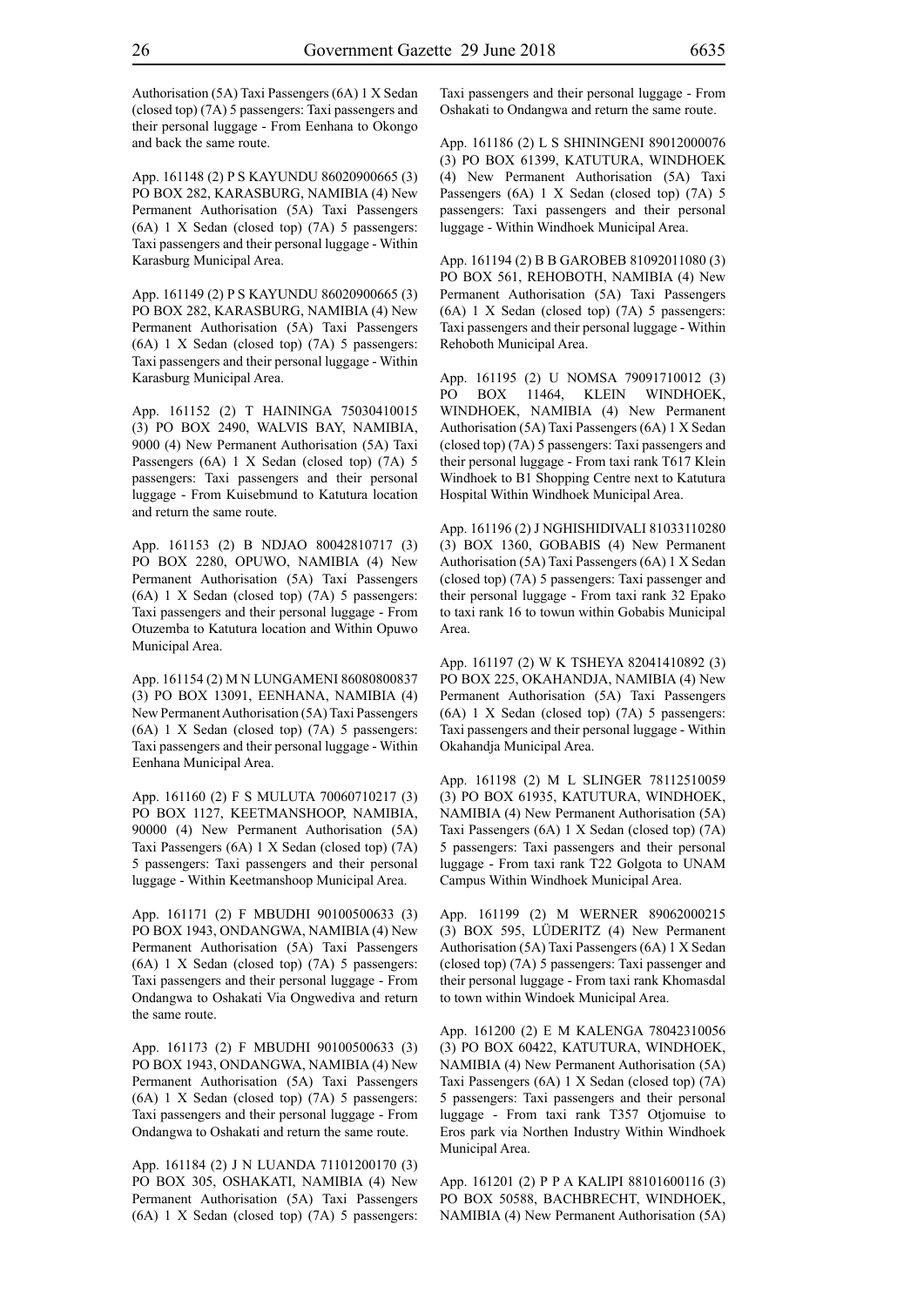Authorisation (5A) Taxi Passengers (6A) 1 X Sedan (closed top) (7A) 5 passengers: Taxi passengers and their personal luggage - From Eenhana to Okongo and back the same route.

App. 161148 (2) P S KAYUNDU 86020900665 (3) PO BOX 282, KARASBURG, NAMIBIA (4) New Permanent Authorisation (5A) Taxi Passengers (6A) 1 X Sedan (closed top) (7A) 5 passengers: Taxi passengers and their personal luggage - Within Karasburg Municipal Area.

App. 161149 (2) P S KAYUNDU 86020900665 (3) PO BOX 282, KARASBURG, NAMIBIA (4) New Permanent Authorisation (5A) Taxi Passengers (6A) 1 X Sedan (closed top) (7A) 5 passengers: Taxi passengers and their personal luggage - Within Karasburg Municipal Area.

App. 161152 (2) T HAININGA 75030410015 (3) PO BOX 2490, WALVIS BAY, NAMIBIA, 9000 (4) New Permanent Authorisation (5A) Taxi Passengers (6A) 1 X Sedan (closed top) (7A) 5 passengers: Taxi passengers and their personal luggage - From Kuisebmund to Katutura location and return the same route.

App. 161153 (2) B NDJAO 80042810717 (3) PO BOX 2280, OPUWO, NAMIBIA (4) New Permanent Authorisation (5A) Taxi Passengers (6A) 1 X Sedan (closed top) (7A) 5 passengers: Taxi passengers and their personal luggage - From Otuzemba to Katutura location and Within Opuwo Municipal Area.

App. 161154 (2) M N LUNGAMENI 86080800837 (3) PO BOX 13091, EENHANA, NAMIBIA (4) New Permanent Authorisation (5A) Taxi Passengers (6A) 1 X Sedan (closed top) (7A) 5 passengers: Taxi passengers and their personal luggage - Within Eenhana Municipal Area.

App. 161160 (2) F S MULUTA 70060710217 (3) PO BOX 1127, KEETMANSHOOP, NAMIBIA, 90000 (4) New Permanent Authorisation (5A) Taxi Passengers (6A) 1 X Sedan (closed top) (7A) 5 passengers: Taxi passengers and their personal luggage - Within Keetmanshoop Municipal Area.

App. 161171 (2) F MBUDHI 90100500633 (3) PO BOX 1943, ONDANGWA, NAMIBIA (4) New Permanent Authorisation (5A) Taxi Passengers (6A) 1 X Sedan (closed top) (7A) 5 passengers: Taxi passengers and their personal luggage - From Ondangwa to Oshakati Via Ongwediva and return the same route.

App. 161173 (2) F MBUDHI 90100500633 (3) PO BOX 1943, ONDANGWA, NAMIBIA (4) New Permanent Authorisation (5A) Taxi Passengers (6A) 1 X Sedan (closed top) (7A) 5 passengers: Taxi passengers and their personal luggage - From Ondangwa to Oshakati and return the same route.

App. 161184 (2) J N LUANDA 71101200170 (3) PO BOX 305, OSHAKATI, NAMIBIA (4) New Permanent Authorisation (5A) Taxi Passengers (6A) 1 X Sedan (closed top) (7A) 5 passengers: Taxi passengers and their personal luggage - From Oshakati to Ondangwa and return the same route.

App. 161186 (2) L S SHININGENI 89012000076 (3) PO BOX 61399, KATUTURA, WINDHOEK (4) New Permanent Authorisation (5A) Taxi Passengers (6A) 1 X Sedan (closed top) (7A) 5 passengers: Taxi passengers and their personal luggage - Within Windhoek Municipal Area.

App. 161194 (2) B B GAROBEB 81092011080 (3) PO BOX 561, REHOBOTH, NAMIBIA (4) New Permanent Authorisation (5A) Taxi Passengers (6A) 1 X Sedan (closed top) (7A) 5 passengers: Taxi passengers and their personal luggage - Within Rehoboth Municipal Area.

App. 161195 (2) U NOMSA 79091710012 (3) PO BOX 11464, KLEIN WINDHOEK, WINDHOEK, NAMIBIA (4) New Permanent Authorisation (5A) Taxi Passengers (6A) 1 X Sedan (closed top) (7A) 5 passengers: Taxi passengers and their personal luggage - From taxi rank T617 Klein Windhoek to B1 Shopping Centre next to Katutura Hospital Within Windhoek Municipal Area.

App. 161196 (2) J NGHISHIDIVALI 81033110280 (3) BOX 1360, GOBABIS (4) New Permanent Authorisation (5A) Taxi Passengers (6A) 1 X Sedan (closed top) (7A) 5 passengers: Taxi passenger and their personal luggage - From taxi rank 32 Epako to taxi rank 16 to towun within Gobabis Municipal Area.

App. 161197 (2) W K TSHEYA 82041410892 (3) PO BOX 225, OKAHANDJA, NAMIBIA (4) New Permanent Authorisation (5A) Taxi Passengers (6A) 1 X Sedan (closed top) (7A) 5 passengers: Taxi passengers and their personal luggage - Within Okahandja Municipal Area.

App. 161198 (2) M L SLINGER 78112510059 (3) PO BOX 61935, KATUTURA, WINDHOEK, NAMIBIA (4) New Permanent Authorisation (5A) Taxi Passengers (6A) 1 X Sedan (closed top) (7A) 5 passengers: Taxi passengers and their personal luggage - From taxi rank T22 Golgota to UNAM Campus Within Windhoek Municipal Area.

App. 161199 (2) M WERNER 89062000215 (3) BOX 595, LÜDERITZ (4) New Permanent Authorisation (5A) Taxi Passengers (6A) 1 X Sedan (closed top) (7A) 5 passengers: Taxi passenger and their personal luggage - From taxi rank Khomasdal to town within Windoek Municipal Area.

App. 161200 (2) E M KALENGA 78042310056 (3) PO BOX 60422, KATUTURA, WINDHOEK, NAMIBIA (4) New Permanent Authorisation (5A) Taxi Passengers (6A) 1 X Sedan (closed top) (7A) 5 passengers: Taxi passengers and their personal luggage - From taxi rank T357 Otjomuise to Eros park via Northen Industry Within Windhoek Municipal Area.

App. 161201 (2) P P A KALIPI 88101600116 (3) PO BOX 50588, BACHBRECHT, WINDHOEK, NAMIBIA (4) New Permanent Authorisation (5A)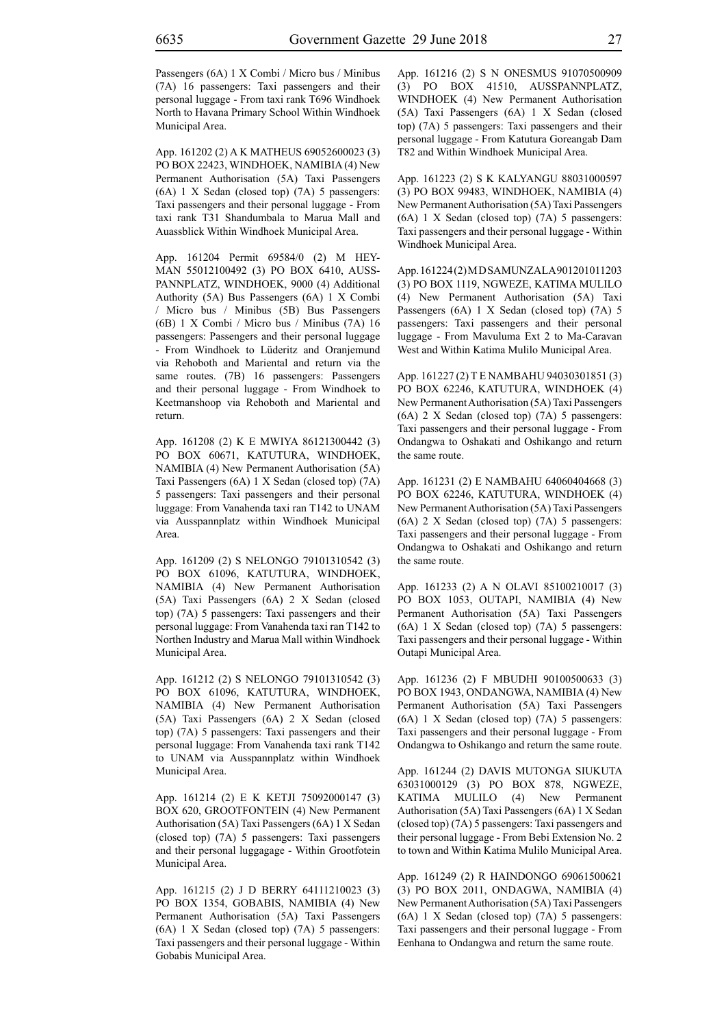Passengers (6A) 1 X Combi / Micro bus / Minibus (7A) 16 passengers: Taxi passengers and their personal luggage - From taxi rank T696 Windhoek North to Havana Primary School Within Windhoek Municipal Area.

App. 161202 (2) A K MATHEUS 69052600023 (3) PO BOX 22423, WINDHOEK, NAMIBIA (4) New Permanent Authorisation (5A) Taxi Passengers (6A) 1 X Sedan (closed top) (7A) 5 passengers: Taxi passengers and their personal luggage - From taxi rank T31 Shandumbala to Marua Mall and Auassblick Within Windhoek Municipal Area.

App. 161204 Permit 69584/0 (2) M HEYMAN 55012100492 (3) PO BOX 6410, AUSSPANNPLATZ, WINDHOEK, 9000 (4) Additional Authority (5A) Bus Passengers (6A) 1 X Combi / Micro bus / Minibus (5B) Bus Passengers (6B) 1 X Combi / Micro bus / Minibus (7A) 16 passengers: Passengers and their personal luggage - From Windhoek to Lüderitz and Oranjemund via Rehoboth and Mariental and return via the same routes. (7B) 16 passengers: Passengers and their personal luggage - From Windhoek to Keetmanshoop via Rehoboth and Mariental and return.

App. 161208 (2) K E MWIYA 86121300442 (3) PO BOX 60671, KATUTURA, WINDHOEK, NAMIBIA (4) New Permanent Authorisation (5A) Taxi Passengers (6A) 1 X Sedan (closed top) (7A) 5 passengers: Taxi passengers and their personal luggage: From Vanahenda taxi ran T142 to UNAM via Ausspannplatz within Windhoek Municipal Area.

App. 161209 (2) S NELONGO 79101310542 (3) PO BOX 61096, KATUTURA, WINDHOEK, NAMIBIA (4) New Permanent Authorisation (5A) Taxi Passengers (6A) 2 X Sedan (closed top) (7A) 5 passengers: Taxi passengers and their personal luggage: From Vanahenda taxi ran T142 to Northen Industry and Marua Mall within Windhoek Municipal Area.

App. 161212 (2) S NELONGO 79101310542 (3) PO BOX 61096, KATUTURA, WINDHOEK, NAMIBIA (4) New Permanent Authorisation (5A) Taxi Passengers (6A) 2 X Sedan (closed top) (7A) 5 passengers: Taxi passengers and their personal luggage: From Vanahenda taxi rank T142 to UNAM via Ausspannplatz within Windhoek Municipal Area.

App. 161214 (2) E K KETJI 75092000147 (3) BOX 620, GROOTFONTEIN (4) New Permanent Authorisation (5A) Taxi Passengers (6A) 1 X Sedan (closed top) (7A) 5 passengers: Taxi passengers and their personal luggagage - Within Grootfotein Municipal Area.

App. 161215 (2) J D BERRY 64111210023 (3) PO BOX 1354, GOBABIS, NAMIBIA (4) New Permanent Authorisation (5A) Taxi Passengers (6A) 1 X Sedan (closed top) (7A) 5 passengers: Taxi passengers and their personal luggage - Within Gobabis Municipal Area.

App. 161216 (2) S N ONESMUS 91070500909 (3) PO BOX 41510, AUSSPANNPLATZ, WINDHOEK (4) New Permanent Authorisation (5A) Taxi Passengers (6A) 1 X Sedan (closed top) (7A) 5 passengers: Taxi passengers and their personal luggage - From Katutura Goreangab Dam T82 and Within Windhoek Municipal Area.

App. 161223 (2) S K KALYANGU 88031000597 (3) PO BOX 99483, WINDHOEK, NAMIBIA (4) New Permanent Authorisation (5A) Taxi Passengers (6A) 1 X Sedan (closed top) (7A) 5 passengers: Taxi passengers and their personal luggage - Within Windhoek Municipal Area.

App. 161224 (2) M D SAMUNZALA 901201011203 (3) PO BOX 1119, NGWEZE, KATIMA MULILO (4) New Permanent Authorisation (5A) Taxi Passengers (6A) 1 X Sedan (closed top) (7A) 5 passengers: Taxi passengers and their personal luggage - From Mavuluma Ext 2 to Ma-Caravan West and Within Katima Mulilo Municipal Area.

App. 161227 (2) T E NAMBAHU 94030301851 (3) PO BOX 62246, KATUTURA, WINDHOEK (4) New Permanent Authorisation (5A) Taxi Passengers (6A) 2 X Sedan (closed top) (7A) 5 passengers: Taxi passengers and their personal luggage - From Ondangwa to Oshakati and Oshikango and return the same route.

App. 161231 (2) E NAMBAHU 64060404668 (3) PO BOX 62246, KATUTURA, WINDHOEK (4) New Permanent Authorisation (5A) Taxi Passengers (6A) 2 X Sedan (closed top) (7A) 5 passengers: Taxi passengers and their personal luggage - From Ondangwa to Oshakati and Oshikango and return the same route.

App. 161233 (2) A N OLAVI 85100210017 (3) PO BOX 1053, OUTAPI, NAMIBIA (4) New Permanent Authorisation (5A) Taxi Passengers (6A) 1 X Sedan (closed top) (7A) 5 passengers: Taxi passengers and their personal luggage - Within Outapi Municipal Area.

App. 161236 (2) F MBUDHI 90100500633 (3) PO BOX 1943, ONDANGWA, NAMIBIA (4) New Permanent Authorisation (5A) Taxi Passengers (6A) 1 X Sedan (closed top) (7A) 5 passengers: Taxi passengers and their personal luggage - From Ondangwa to Oshikango and return the same route.

App. 161244 (2) DAVIS MUTONGA SIUKUTA 63031000129 (3) PO BOX 878, NGWEZE, KATIMA MULILO (4) New Permanent Authorisation (5A) Taxi Passengers (6A) 1 X Sedan (closed top) (7A) 5 passengers: Taxi passengers and their personal luggage - From Bebi Extension No. 2 to town and Within Katima Mulilo Municipal Area.

App. 161249 (2) R HAINDONGO 69061500621 (3) PO BOX 2011, ONDAGWA, NAMIBIA (4) New Permanent Authorisation (5A) Taxi Passengers (6A) 1 X Sedan (closed top) (7A) 5 passengers: Taxi passengers and their personal luggage - From Eenhana to Ondangwa and return the same route.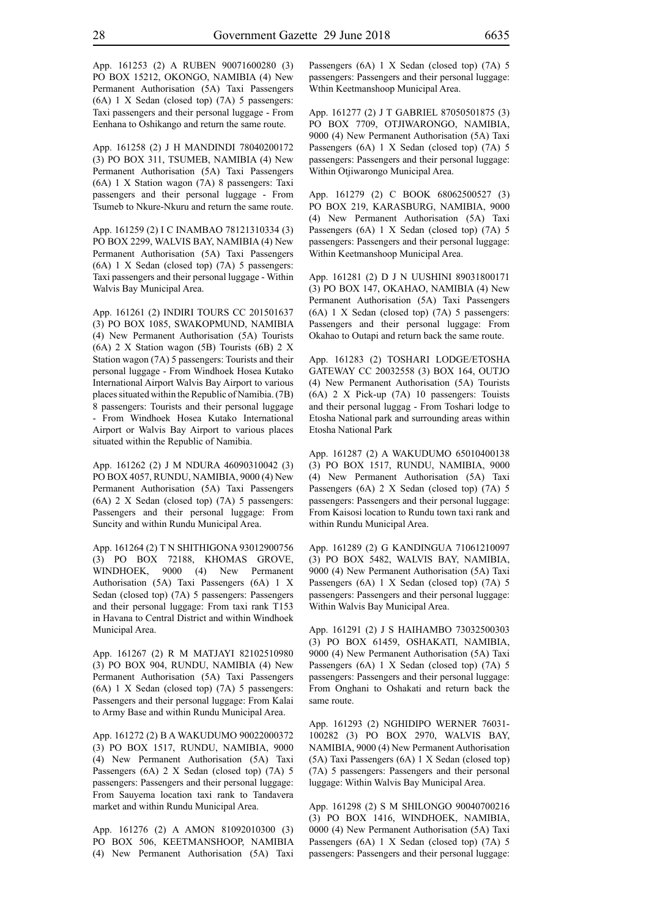App. 161253 (2) A RUBEN 90071600280 (3) PO BOX 15212, OKONGO, NAMIBIA (4) New Permanent Authorisation (5A) Taxi Passengers (6A) 1 X Sedan (closed top) (7A) 5 passengers: Taxi passengers and their personal luggage - From Eenhana to Oshikango and return the same route.

App. 161258 (2) J H MANDINDI 78040200172 (3) PO BOX 311, TSUMEB, NAMIBIA (4) New Permanent Authorisation (5A) Taxi Passengers (6A) 1 X Station wagon (7A) 8 passengers: Taxi passengers and their personal luggage - From Tsumeb to Nkure-Nkuru and return the same route.

App. 161259 (2) I C INAMBAO 78121310334 (3) PO BOX 2299, WALVIS BAY, NAMIBIA (4) New Permanent Authorisation (5A) Taxi Passengers (6A) 1 X Sedan (closed top) (7A) 5 passengers: Taxi passengers and their personal luggage - Within Walvis Bay Municipal Area.

App. 161261 (2) INDIRI TOURS CC 201501637 (3) PO BOX 1085, SWAKOPMUND, NAMIBIA (4) New Permanent Authorisation (5A) Tourists (6A) 2 X Station wagon (5B) Tourists (6B) 2 X Station wagon (7A) 5 passengers: Tourists and their personal luggage - From Windhoek Hosea Kutako International Airport Walvis Bay Airport to various places situated within the Republic of Namibia. (7B) 8 passengers: Tourists and their personal luggage - From Windhoek Hosea Kutako International Airport or Walvis Bay Airport to various places situated within the Republic of Namibia.

App. 161262 (2) J M NDURA 46090310042 (3) PO BOX 4057, RUNDU, NAMIBIA, 9000 (4) New Permanent Authorisation (5A) Taxi Passengers (6A) 2 X Sedan (closed top) (7A) 5 passengers: Passengers and their personal luggage: From Suncity and within Rundu Municipal Area.

App. 161264 (2) T N SHITHIGONA 93012900756 (3) PO BOX 72188, KHOMAS GROVE, WINDHOEK, 9000 (4) New Permanent Authorisation (5A) Taxi Passengers (6A) 1 X Sedan (closed top) (7A) 5 passengers: Passengers and their personal luggage: From taxi rank T153 in Havana to Central District and within Windhoek Municipal Area.

App. 161267 (2) R M MATJAYI 82102510980 (3) PO BOX 904, RUNDU, NAMIBIA (4) New Permanent Authorisation (5A) Taxi Passengers (6A) 1 X Sedan (closed top) (7A) 5 passengers: Passengers and their personal luggage: From Kalai to Army Base and within Rundu Municipal Area.

App. 161272 (2) B A WAKUDUMO 90022000372 (3) PO BOX 1517, RUNDU, NAMIBIA, 9000 (4) New Permanent Authorisation (5A) Taxi Passengers (6A) 2 X Sedan (closed top) (7A) 5 passengers: Passengers and their personal luggage: From Sauyema location taxi rank to Tandavera market and within Rundu Municipal Area.

App. 161276 (2) A AMON 81092010300 (3) PO BOX 506, KEETMANSHOOP, NAMIBIA (4) New Permanent Authorisation (5A) Taxi Passengers (6A) 1 X Sedan (closed top) (7A) 5 passengers: Passengers and their personal luggage: Wthin Keetmanshoop Municipal Area.

App. 161277 (2) J T GABRIEL 87050501875 (3) PO BOX 7709, OTJIWARONGO, NAMIBIA, 9000 (4) New Permanent Authorisation (5A) Taxi Passengers (6A) 1 X Sedan (closed top) (7A) 5 passengers: Passengers and their personal luggage: Within Otjiwarongo Municipal Area.

App. 161279 (2) C BOOK 68062500527 (3) PO BOX 219, KARASBURG, NAMIBIA, 9000 (4) New Permanent Authorisation (5A) Taxi Passengers (6A) 1 X Sedan (closed top) (7A) 5 passengers: Passengers and their personal luggage: Within Keetmanshoop Municipal Area.

App. 161281 (2) D J N UUSHINI 89031800171 (3) PO BOX 147, OKAHAO, NAMIBIA (4) New Permanent Authorisation (5A) Taxi Passengers (6A) 1 X Sedan (closed top) (7A) 5 passengers: Passengers and their personal luggage: From Okahao to Outapi and return back the same route.

App. 161283 (2) TOSHARI LODGE/ETOSHA GATEWAY CC 20032558 (3) BOX 164, OUTJO (4) New Permanent Authorisation (5A) Tourists (6A) 2 X Pick-up (7A) 10 passengers: Touists and their personal luggag - From Toshari lodge to Etosha National park and surrounding areas within Etosha National Park

App. 161287 (2) A WAKUDUMO 65010400138 (3) PO BOX 1517, RUNDU, NAMIBIA, 9000 (4) New Permanent Authorisation (5A) Taxi Passengers (6A) 2 X Sedan (closed top) (7A) 5 passengers: Passengers and their personal luggage: From Kaisosi location to Rundu town taxi rank and within Rundu Municipal Area.

App. 161289 (2) G KANDINGUA 71061210097 (3) PO BOX 5482, WALVIS BAY, NAMIBIA, 9000 (4) New Permanent Authorisation (5A) Taxi Passengers (6A) 1 X Sedan (closed top) (7A) 5 passengers: Passengers and their personal luggage: Within Walvis Bay Municipal Area.

App. 161291 (2) J S HAIHAMBO 73032500303 (3) PO BOX 61459, OSHAKATI, NAMIBIA, 9000 (4) New Permanent Authorisation (5A) Taxi Passengers (6A) 1 X Sedan (closed top) (7A) 5 passengers: Passengers and their personal luggage: From Onghani to Oshakati and return back the same route.

App. 161293 (2) NGHIDIPO WERNER 76031-100282 (3) PO BOX 2970, WALVIS BAY, NAMIBIA, 9000 (4) New Permanent Authorisation (5A) Taxi Passengers (6A) 1 X Sedan (closed top) (7A) 5 passengers: Passengers and their personal luggage: Within Walvis Bay Municipal Area.

App. 161298 (2) S M SHILONGO 90040700216 (3) PO BOX 1416, WINDHOEK, NAMIBIA, 0000 (4) New Permanent Authorisation (5A) Taxi Passengers (6A) 1 X Sedan (closed top) (7A) 5 passengers: Passengers and their personal luggage: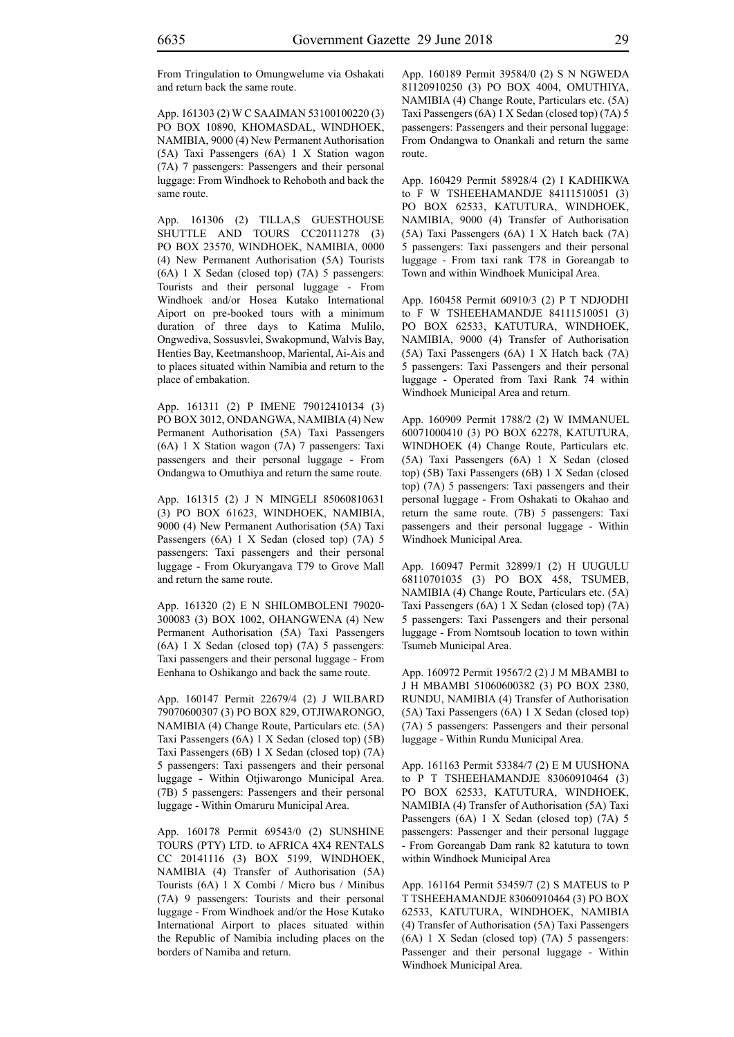From Tringulation to Omungwelume via Oshakati and return back the same route.

App. 161303 (2) W C SAAIMAN 53100100220 (3) PO BOX 10890, KHOMASDAL, WINDHOEK, NAMIBIA, 9000 (4) New Permanent Authorisation (5A) Taxi Passengers (6A) 1 X Station wagon (7A) 7 passengers: Passengers and their personal luggage: From Windhoek to Rehoboth and back the same route.

App. 161306 (2) TILLA,S GUESTHOUSE SHUTTLE AND TOURS CC20111278 (3) PO BOX 23570, WINDHOEK, NAMIBIA, 0000 (4) New Permanent Authorisation (5A) Tourists (6A) 1 X Sedan (closed top) (7A) 5 passengers: Tourists and their personal luggage - From Windhoek and/or Hosea Kutako International Aiport on pre-booked tours with a minimum duration of three days to Katima Mulilo, Ongwediva, Sossusvlei, Swakopmund, Walvis Bay, Henties Bay, Keetmanshoop, Mariental, Ai-Ais and to places situated within Namibia and return to the place of embakation.

App. 161311 (2) P IMENE 79012410134 (3) PO BOX 3012, ONDANGWA, NAMIBIA (4) New Permanent Authorisation (5A) Taxi Passengers (6A) 1 X Station wagon (7A) 7 passengers: Taxi passengers and their personal luggage - From Ondangwa to Omuthiya and return the same route.

App. 161315 (2) J N MINGELI 85060810631 (3) PO BOX 61623, WINDHOEK, NAMIBIA, 9000 (4) New Permanent Authorisation (5A) Taxi Passengers (6A) 1 X Sedan (closed top) (7A) 5 passengers: Taxi passengers and their personal luggage - From Okuryangava T79 to Grove Mall and return the same route.

App. 161320 (2) E N SHILOMBOLENI 79020-300083 (3) BOX 1002, OHANGWENA (4) New Permanent Authorisation (5A) Taxi Passengers (6A) 1 X Sedan (closed top) (7A) 5 passengers: Taxi passengers and their personal luggage - From Eenhana to Oshikango and back the same route.

App. 160147 Permit 22679/4 (2) J WILBARD 79070600307 (3) PO BOX 829, OTJIWARONGO, NAMIBIA (4) Change Route, Particulars etc. (5A) Taxi Passengers (6A) 1 X Sedan (closed top) (5B) Taxi Passengers (6B) 1 X Sedan (closed top) (7A) 5 passengers: Taxi passengers and their personal luggage - Within Otjiwarongo Municipal Area. (7B) 5 passengers: Passengers and their personal luggage - Within Omaruru Municipal Area.

App. 160178 Permit 69543/0 (2) SUNSHINE TOURS (PTY) LTD. to AFRICA 4X4 RENTALS CC 20141116 (3) BOX 5199, WINDHOEK, NAMIBIA (4) Transfer of Authorisation (5A) Tourists (6A) 1 X Combi / Micro bus / Minibus (7A) 9 passengers: Tourists and their personal luggage - From Windhoek and/or the Hose Kutako International Airport to places situated within the Republic of Namibia including places on the borders of Namiba and return.

App. 160189 Permit 39584/0 (2) S N NGWEDA 81120910250 (3) PO BOX 4004, OMUTHIYA, NAMIBIA (4) Change Route, Particulars etc. (5A) Taxi Passengers (6A) 1 X Sedan (closed top) (7A) 5 passengers: Passengers and their personal luggage: From Ondangwa to Onankali and return the same route.

App. 160429 Permit 58928/4 (2) I KADHIKWA to F W TSHEEHAMANDJE 84111510051 (3) PO BOX 62533, KATUTURA, WINDHOEK, NAMIBIA, 9000 (4) Transfer of Authorisation (5A) Taxi Passengers (6A) 1 X Hatch back (7A) 5 passengers: Taxi passengers and their personal luggage - From taxi rank T78 in Goreangab to Town and within Windhoek Municipal Area.

App. 160458 Permit 60910/3 (2) P T NDJODHI to F W TSHEEHAMANDJE 84111510051 (3) PO BOX 62533, KATUTURA, WINDHOEK, NAMIBIA, 9000 (4) Transfer of Authorisation (5A) Taxi Passengers (6A) 1 X Hatch back (7A) 5 passengers: Taxi Passengers and their personal luggage - Operated from Taxi Rank 74 within Windhoek Municipal Area and return.

App. 160909 Permit 1788/2 (2) W IMMANUEL 60071000410 (3) PO BOX 62278, KATUTURA, WINDHOEK (4) Change Route, Particulars etc. (5A) Taxi Passengers (6A) 1 X Sedan (closed top) (5B) Taxi Passengers (6B) 1 X Sedan (closed top) (7A) 5 passengers: Taxi passengers and their personal luggage - From Oshakati to Okahao and return the same route. (7B) 5 passengers: Taxi passengers and their personal luggage - Within Windhoek Municipal Area.

App. 160947 Permit 32899/1 (2) H UUGULU 68110701035 (3) PO BOX 458, TSUMEB, NAMIBIA (4) Change Route, Particulars etc. (5A) Taxi Passengers (6A) 1 X Sedan (closed top) (7A) 5 passengers: Taxi Passengers and their personal luggage - From Nomtsoub location to town within Tsumeb Municipal Area.

App. 160972 Permit 19567/2 (2) J M MBAMBI to J H MBAMBI 51060600382 (3) PO BOX 2380, RUNDU, NAMIBIA (4) Transfer of Authorisation (5A) Taxi Passengers (6A) 1 X Sedan (closed top) (7A) 5 passengers: Passengers and their personal luggage - Within Rundu Municipal Area.

App. 161163 Permit 53384/7 (2) E M UUSHONA to P T TSHEEHAMANDJE 83060910464 (3) PO BOX 62533, KATUTURA, WINDHOEK, NAMIBIA (4) Transfer of Authorisation (5A) Taxi Passengers (6A) 1 X Sedan (closed top) (7A) 5 passengers: Passenger and their personal luggage - From Goreangab Dam rank 82 katutura to town within Windhoek Municipal Area

App. 161164 Permit 53459/7 (2) S MATEUS to P T TSHEEHAMANDJE 83060910464 (3) PO BOX 62533, KATUTURA, WINDHOEK, NAMIBIA (4) Transfer of Authorisation (5A) Taxi Passengers (6A) 1 X Sedan (closed top) (7A) 5 passengers: Passenger and their personal luggage - Within Windhoek Municipal Area.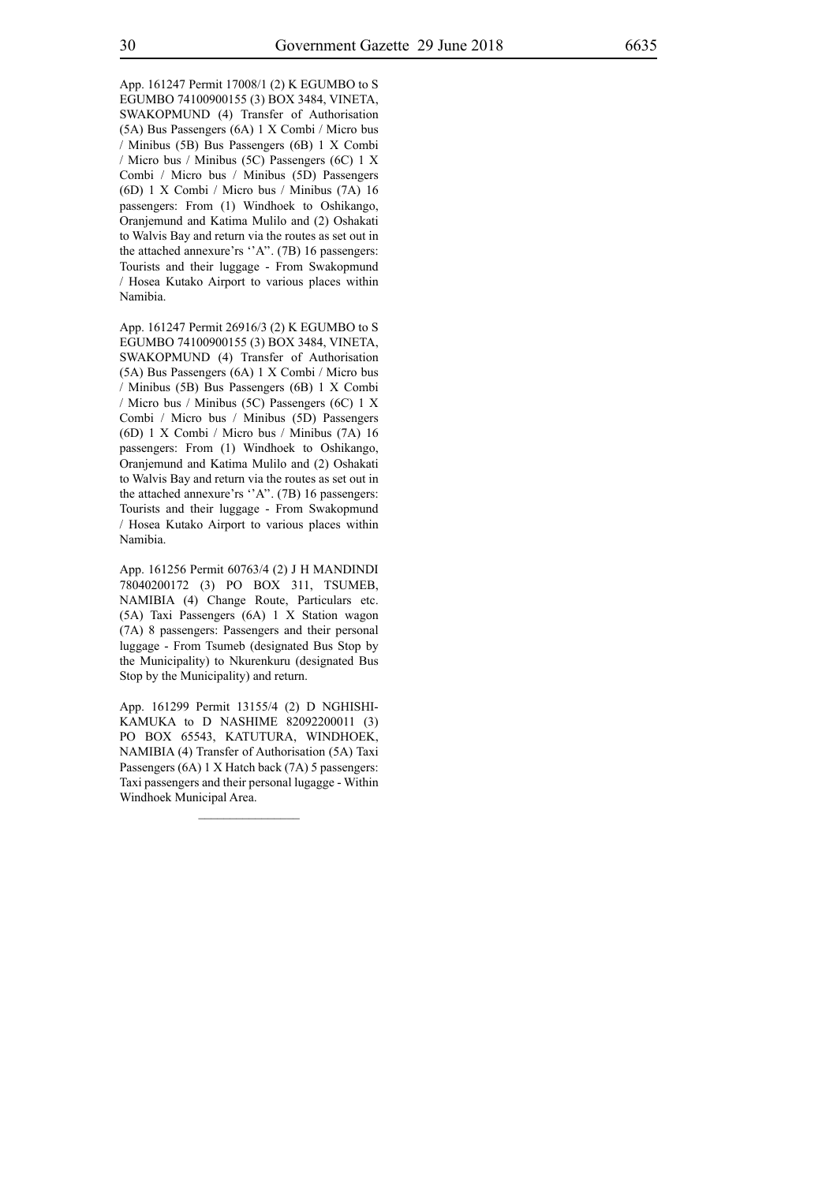App. 161247 Permit 17008/1 (2) K EGUMBO to S EGUMBO 74100900155 (3) BOX 3484, VINETA, SWAKOPMUND (4) Transfer of Authorisation (5A) Bus Passengers (6A) 1 X Combi / Micro bus / Minibus (5B) Bus Passengers (6B) 1 X Combi / Micro bus / Minibus (5C) Passengers (6C) 1 X Combi / Micro bus / Minibus (5D) Passengers (6D) 1 X Combi / Micro bus / Minibus (7A) 16 passengers: From (1) Windhoek to Oshikango, Oranjemund and Katima Mulilo and (2) Oshakati to Walvis Bay and return via the routes as set out in the attached annexure'rs ''A''. (7B) 16 passengers: Tourists and their luggage - From Swakopmund / Hosea Kutako Airport to various places within Namibia.

App. 161247 Permit 26916/3 (2) K EGUMBO to S EGUMBO 74100900155 (3) BOX 3484, VINETA, SWAKOPMUND (4) Transfer of Authorisation (5A) Bus Passengers (6A) 1 X Combi / Micro bus / Minibus (5B) Bus Passengers (6B) 1 X Combi / Micro bus / Minibus (5C) Passengers (6C) 1 X Combi / Micro bus / Minibus (5D) Passengers (6D) 1 X Combi / Micro bus / Minibus (7A) 16 passengers: From (1) Windhoek to Oshikango, Oranjemund and Katima Mulilo and (2) Oshakati to Walvis Bay and return via the routes as set out in the attached annexure'rs ''A''. (7B) 16 passengers: Tourists and their luggage - From Swakopmund / Hosea Kutako Airport to various places within Namibia.

App. 161256 Permit 60763/4 (2) J H MANDINDI 78040200172 (3) PO BOX 311, TSUMEB, NAMIBIA (4) Change Route, Particulars etc. (5A) Taxi Passengers (6A) 1 X Station wagon (7A) 8 passengers: Passengers and their personal luggage - From Tsumeb (designated Bus Stop by the Municipality) to Nkurenkuru (designated Bus Stop by the Municipality) and return.

App. 161299 Permit 13155/4 (2) D NGHISHIKAMUKA to D NASHIME 82092200011 (3) PO BOX 65543, KATUTURA, WINDHOEK, NAMIBIA (4) Transfer of Authorisation (5A) Taxi Passengers (6A) 1 X Hatch back (7A) 5 passengers: Taxi passengers and their personal lugagge - Within Windhoek Municipal Area.

________________